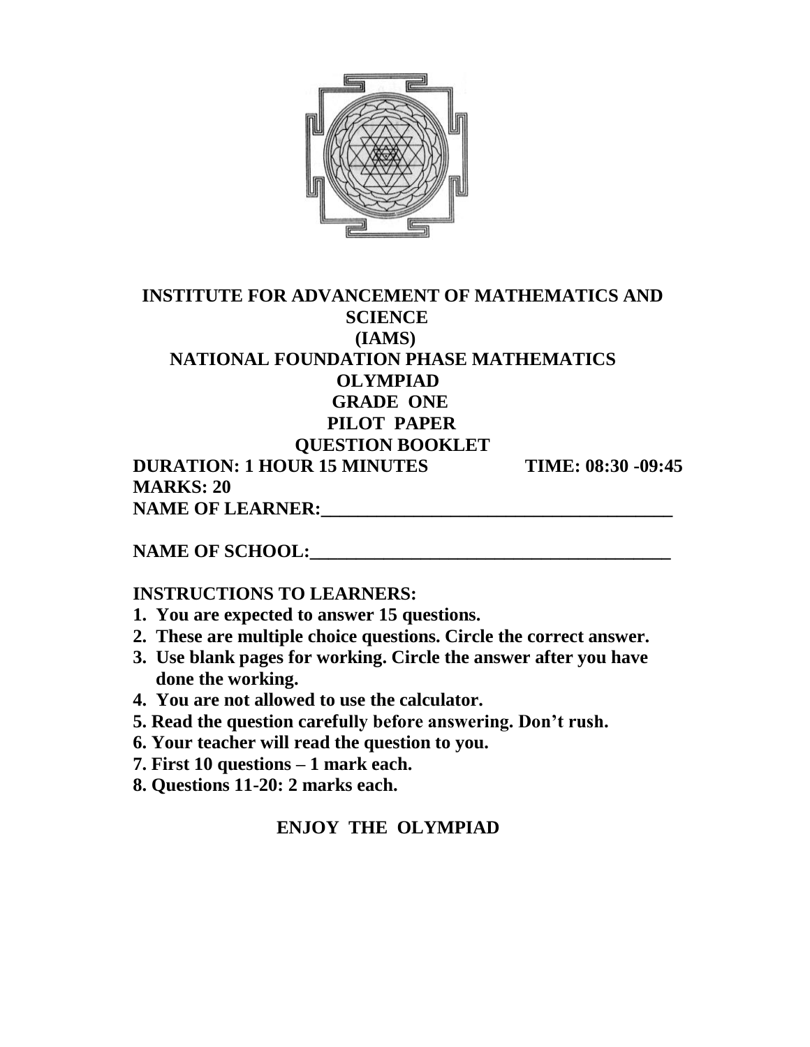# INSTITUTE FOR ADVANCEMENT OF MATHEMATICS AND SCIENCE
## (IAMS)
## NATIONAL FOUNDATION PHASE MATHEMATICS OLYMPIAD
## GRADE ONE
## PILOT PAPER
## QUESTION BOOKLET

**DURATION: 1 HOUR 15 MINUTES** **TIME: 08:30 -09:45**

**MARKS: 20**

**NAME OF LEARNER:______________________________________**

**NAME OF SCHOOL:_______________________________________**

**INSTRUCTIONS TO LEARNERS:**

1. **You are expected to answer 15 questions.**
2. **These are multiple choice questions. Circle the correct answer.**
3. **Use blank pages for working. Circle the answer after you have done the working.**
4. **You are not allowed to use the calculator.**
5. **Read the question carefully before answering. Don't rush.**
6. **Your teacher will read the question to you.**
7. **First 10 questions – 1 mark each.**
8. **Questions 11-20: 2 marks each.**

**ENJOY THE OLYMPIAD**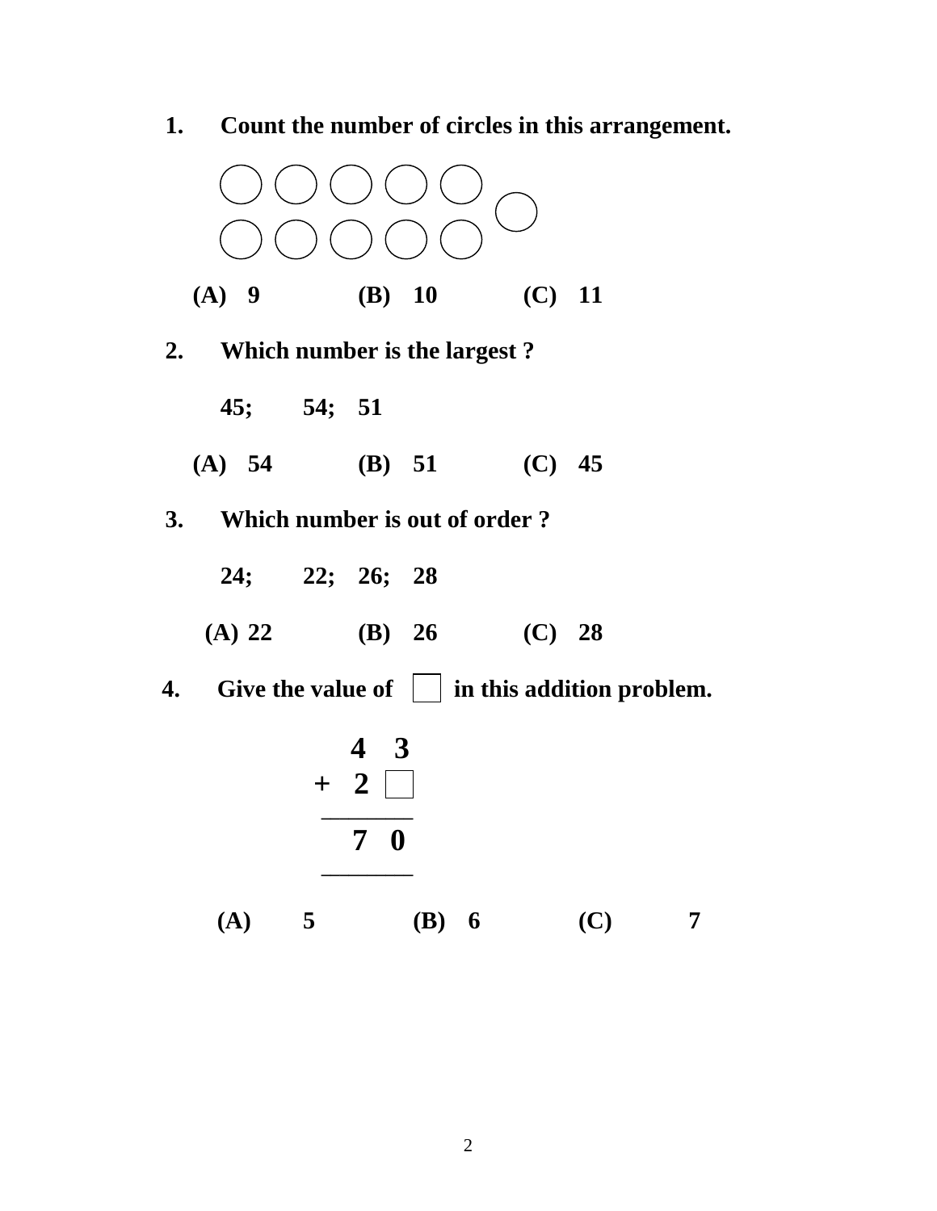1. **Count the number of circles in this arrangement.**

(A) 9 (B) 10 (C) 11

2. **Which number is the largest ?**

45; 54; 51

(A) 54 (B) 51 (C) 45

3. **Which number is out of order ?**

24; 22; 26; 28

(A) 22 (B) 26 (C) 28

4. **Give the value of ☐ in this addition problem.**

$$\begin{array}{r} 4\ 3 \\ +\ 2\ \square \\ \hline 7\ 0 \\ \hline \end{array}$$

(A) 5 (B) 6 (C) 7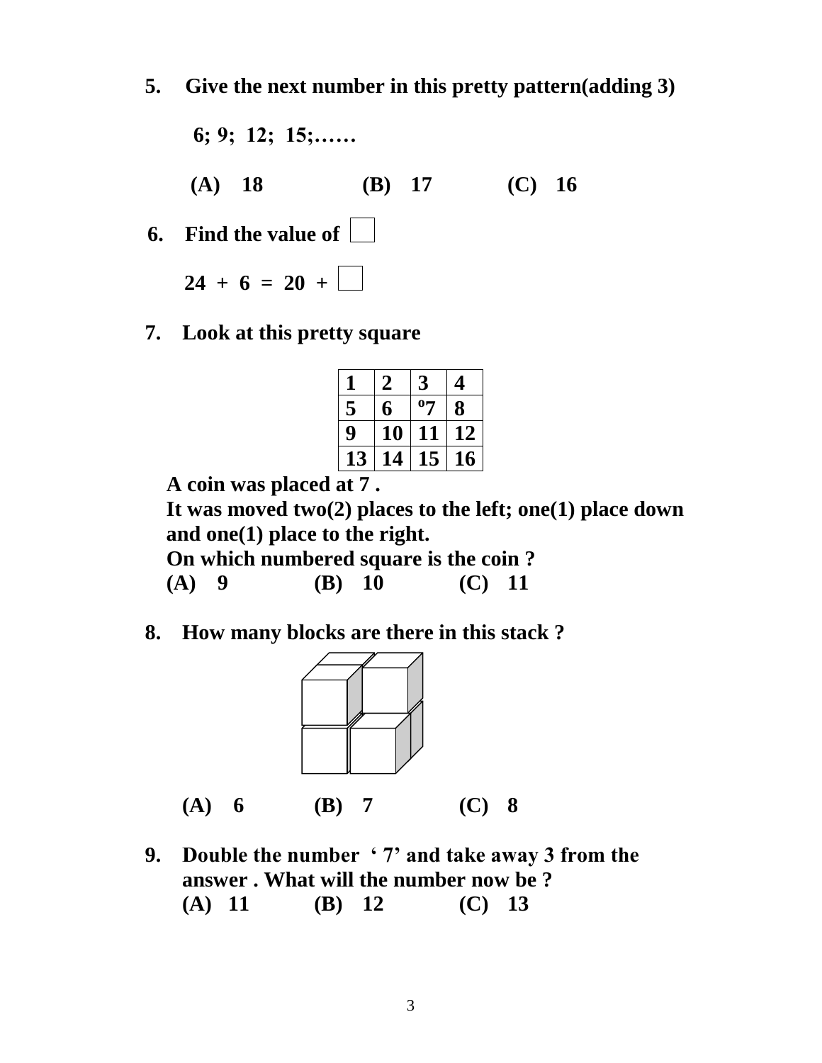5. **Give the next number in this pretty pattern(adding 3)**

   **6; 9; 12; 15;……**

   **(A) 18 (B) 17 (C) 16**

6. **Find the value of ☐**

   **24 + 6 = 20 + ☐**

7. **Look at this pretty square**

| 1 | 2 | 3 | 4 |
|---|---|---|---|
| 5 | 6 | º7 | 8 |
| 9 | 10 | 11 | 12 |
| 13 | 14 | 15 | 16 |

   **A coin was placed at 7 .**
   **It was moved two(2) places to the left; one(1) place down and one(1) place to the right.**
   **On which numbered square is the coin ?**
   **(A) 9 (B) 10 (C) 11**

8. **How many blocks are there in this stack ?**

   **(A) 6 (B) 7 (C) 8**

9. **Double the number ' 7' and take away 3 from the answer . What will the number now be ?**
   **(A) 11 (B) 12 (C) 13**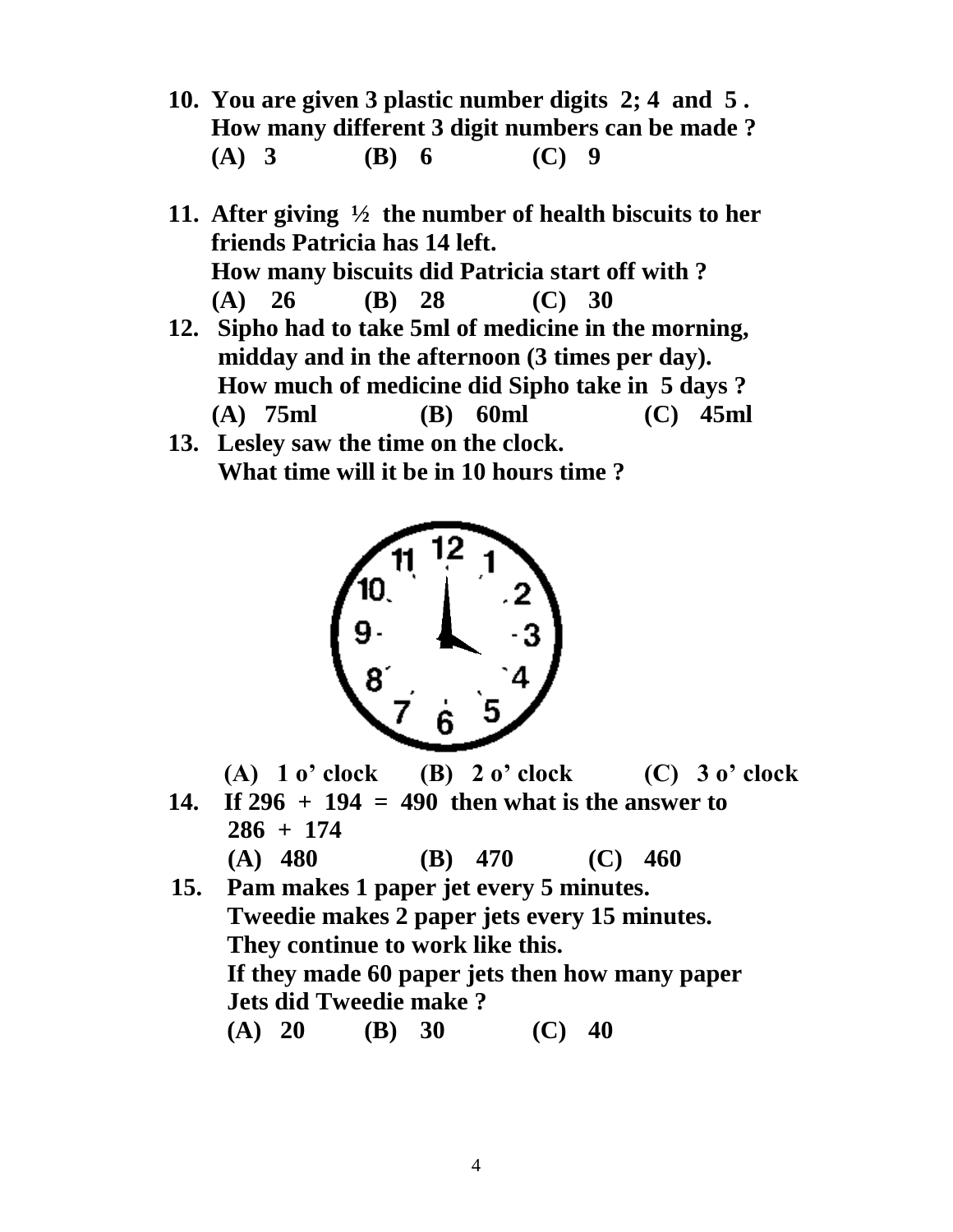10. **You are given 3 plastic number digits 2; 4 and 5 .**
    **How many different 3 digit numbers can be made ?**
    **(A) 3 (B) 6 (C) 9**

11. **After giving ½ the number of health biscuits to her friends Patricia has 14 left.**
    **How many biscuits did Patricia start off with ?**
    **(A) 26 (B) 28 (C) 30**

12. **Sipho had to take 5ml of medicine in the morning, midday and in the afternoon (3 times per day).**
    **How much of medicine did Sipho take in 5 days ?**
    **(A) 75ml (B) 60ml (C) 45ml**

13. **Lesley saw the time on the clock.**
    **What time will it be in 10 hours time ?**

    **(A) 1 o' clock (B) 2 o' clock (C) 3 o' clock**

14. **If 296 + 194 = 490 then what is the answer to 286 + 174**
    **(A) 480 (B) 470 (C) 460**

15. **Pam makes 1 paper jet every 5 minutes.**
    **Tweedie makes 2 paper jets every 15 minutes.**
    **They continue to work like this.**
    **If they made 60 paper jets then how many paper Jets did Tweedie make ?**
    **(A) 20 (B) 30 (C) 40**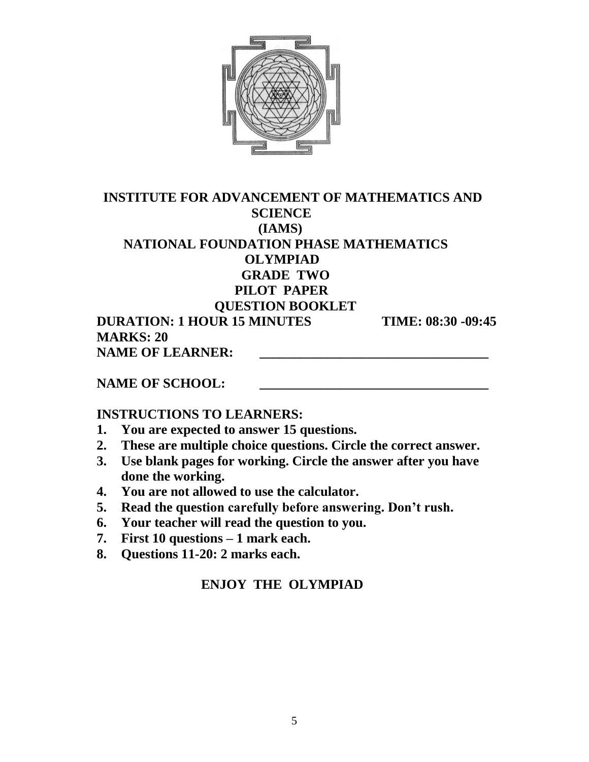# INSTITUTE FOR ADVANCEMENT OF MATHEMATICS AND SCIENCE

## (IAMS)

## NATIONAL FOUNDATION PHASE MATHEMATICS OLYMPIAD

## GRADE TWO

## PILOT PAPER

## QUESTION BOOKLET

**DURATION: 1 HOUR 15 MINUTES** **TIME: 08:30 -09:45**

**MARKS: 20**

**NAME OF LEARNER:** ___________________________________

**NAME OF SCHOOL:** ___________________________________

**INSTRUCTIONS TO LEARNERS:**

1. **You are expected to answer 15 questions.**
2. **These are multiple choice questions. Circle the correct answer.**
3. **Use blank pages for working. Circle the answer after you have done the working.**
4. **You are not allowed to use the calculator.**
5. **Read the question carefully before answering. Don't rush.**
6. **Your teacher will read the question to you.**
7. **First 10 questions – 1 mark each.**
8. **Questions 11-20: 2 marks each.**

**ENJOY THE OLYMPIAD**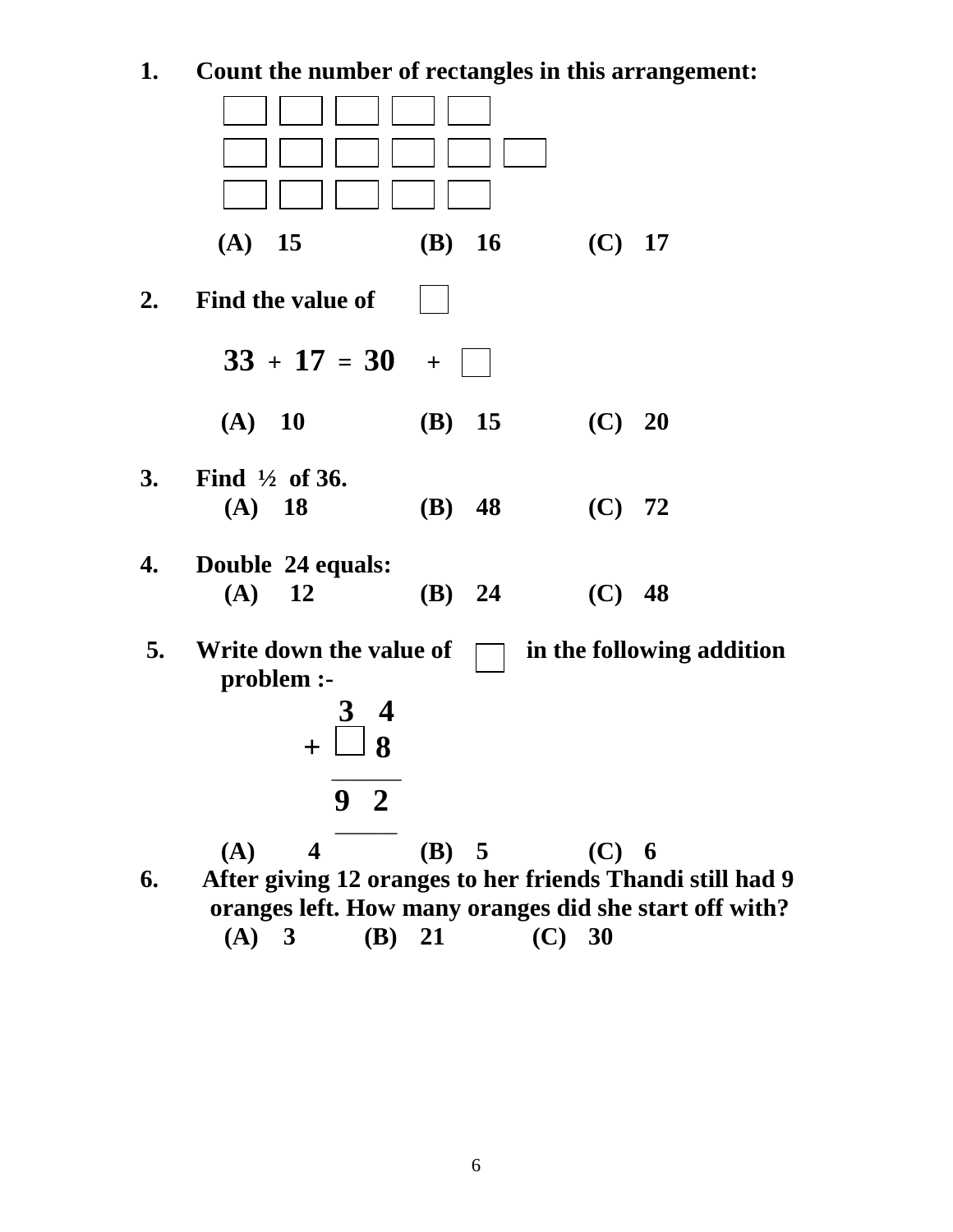1. **Count the number of rectangles in this arrangement:**

$$\square\ \square\ \square\ \square\ \square$$
$$\square\ \square\ \square\ \square\ \square\ \square$$
$$\square\ \square\ \square\ \square\ \square$$

**(A) 15 (B) 16 (C) 17**

2. **Find the value of** $\square$

$$33 + 17 = 30 + \square$$

**(A) 10 (B) 15 (C) 20**

3. **Find ½ of 36.**

**(A) 18 (B) 48 (C) 72**

4. **Double 24 equals:**

**(A) 12 (B) 24 (C) 48**

5. **Write down the value of** $\square$ **in the following addition problem :-**

$$\begin{array}{r} 3\ 4 \\ +\ \square\ 8 \\ \hline 9\ 2 \\ \hline \end{array}$$

**(A) 4 (B) 5 (C) 6**

6. **After giving 12 oranges to her friends Thandi still had 9 oranges left. How many oranges did she start off with?**

**(A) 3 (B) 21 (C) 30**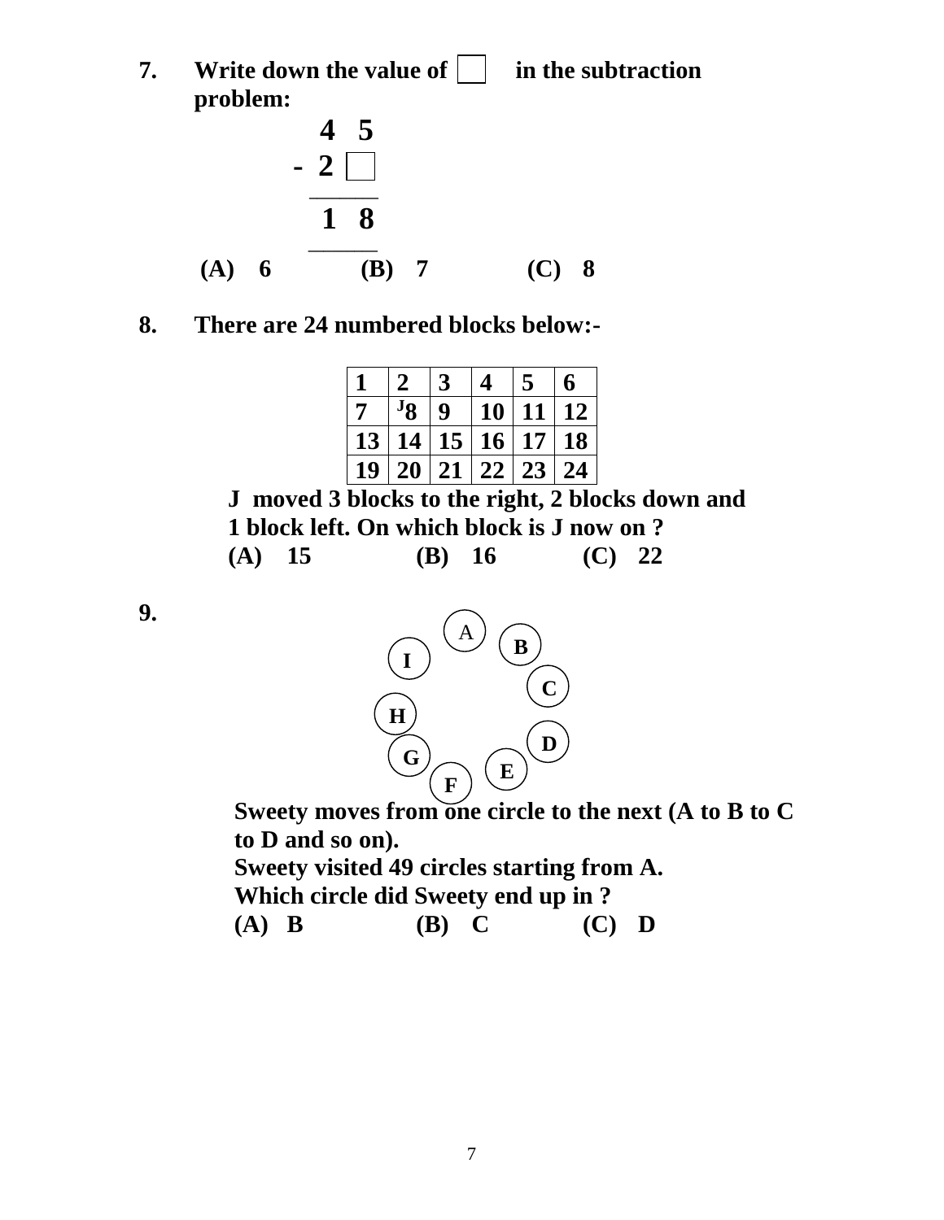**7.** **Write down the value of ☐ in the subtraction problem:**

```
    4  5
 -  2  ☐
 --------
    1  8
 --------
```

**(A) 6 (B) 7 (C) 8**

**8.** **There are 24 numbered blocks below:-**

| 1 | 2 | 3 | 4 | 5 | 6 |
|---|---|---|---|---|---|
| 7 | J8 | 9 | 10 | 11 | 12 |
| 13 | 14 | 15 | 16 | 17 | 18 |
| 19 | 20 | 21 | 22 | 23 | 24 |

**J moved 3 blocks to the right, 2 blocks down and 1 block left. On which block is J now on ?**

**(A) 15 (B) 16 (C) 22**

**9.**

A, B, C, D, E, F, G, H, I (circles arranged in a ring)

**Sweety moves from one circle to the next (A to B to C to D and so on).**

**Sweety visited 49 circles starting from A.**

**Which circle did Sweety end up in ?**

**(A) B (B) C (C) D**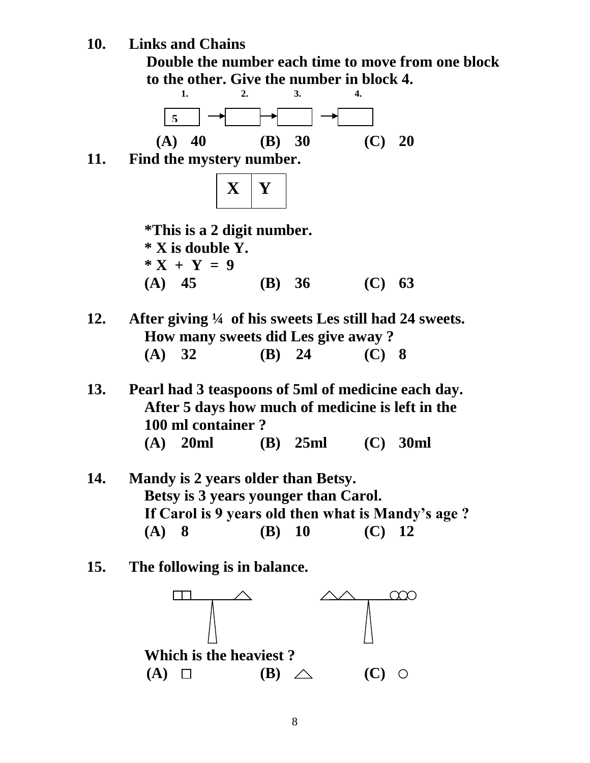**10. Links and Chains**

**Double the number each time to move from one block to the other. Give the number in block 4.**

| 1. | | 2. | | 3. | | 4. |
|---|---|---|---|---|---|---|
| 5 | → | | → | | → | |

**(A) 40 (B) 30 (C) 20**

**11. Find the mystery number.**

| X | Y |
|---|---|

**\*This is a 2 digit number.**

**\* X is double Y.**

**\* X + Y = 9**

**(A) 45 (B) 36 (C) 63**

**12. After giving ¼ of his sweets Les still had 24 sweets.**
**How many sweets did Les give away ?**

**(A) 32 (B) 24 (C) 8**

**13. Pearl had 3 teaspoons of 5ml of medicine each day.**
**After 5 days how much of medicine is left in the 100 ml container ?**

**(A) 20ml (B) 25ml (C) 30ml**

**14. Mandy is 2 years older than Betsy.**
**Betsy is 3 years younger than Carol.**
**If Carol is 9 years old then what is Mandy's age ?**

**(A) 8 (B) 10 (C) 12**

**15. The following is in balance.**

□□ ——— △        △△ ——— ○○○

**Which is the heaviest ?**

**(A) □ (B) △ (C) ○**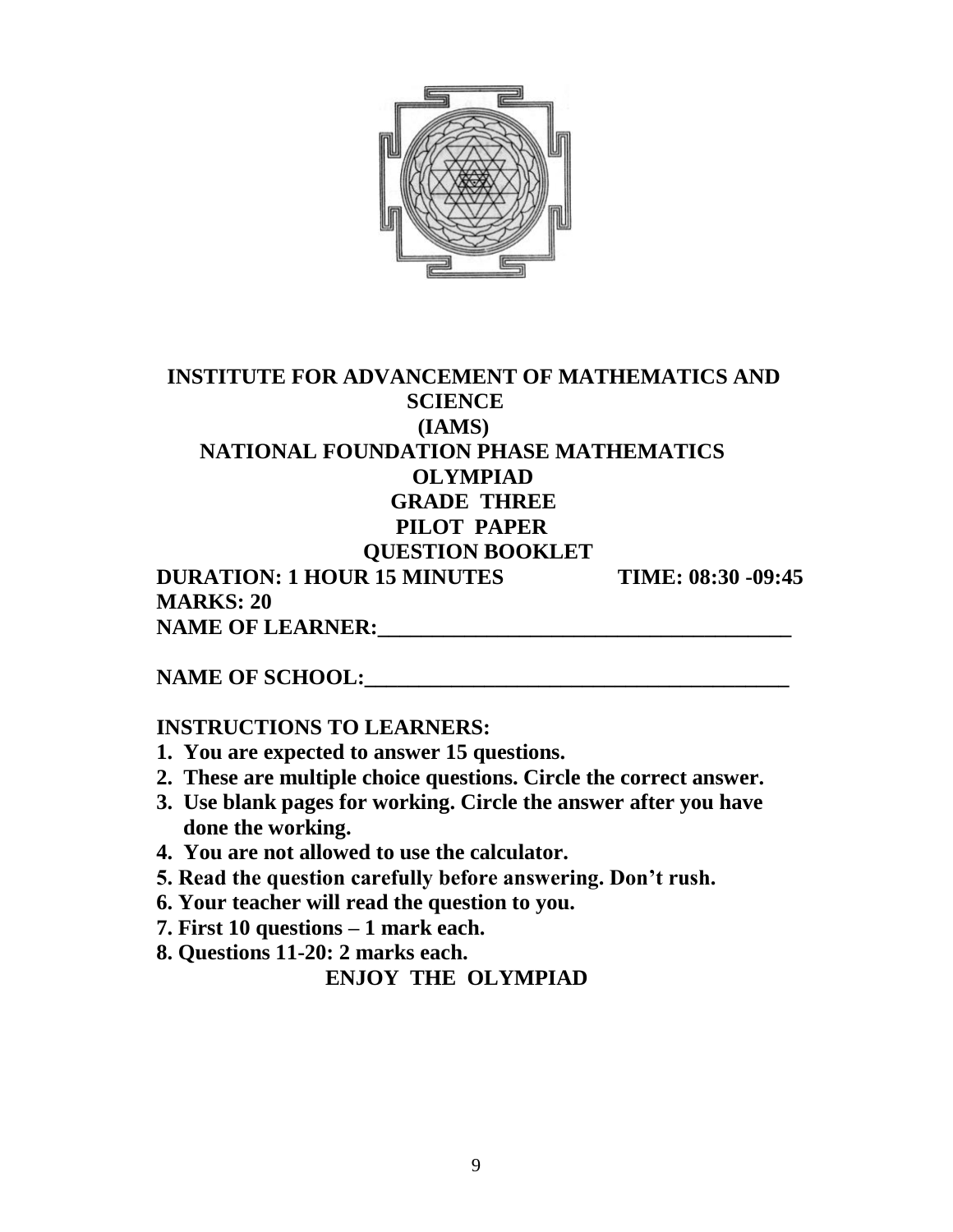**INSTITUTE FOR ADVANCEMENT OF MATHEMATICS AND SCIENCE**
**(IAMS)**
**NATIONAL FOUNDATION PHASE MATHEMATICS OLYMPIAD**
**GRADE THREE**
**PILOT PAPER**
**QUESTION BOOKLET**

**DURATION: 1 HOUR 15 MINUTES TIME: 08:30 -09:45**

**MARKS: 20**

**NAME OF LEARNER:\_\_\_\_\_\_\_\_\_\_\_\_\_\_\_\_\_\_\_\_\_\_\_\_\_\_\_\_\_\_\_\_\_\_\_\_\_\_\_\_**

**NAME OF SCHOOL:\_\_\_\_\_\_\_\_\_\_\_\_\_\_\_\_\_\_\_\_\_\_\_\_\_\_\_\_\_\_\_\_\_\_\_\_\_\_\_\_**

**INSTRUCTIONS TO LEARNERS:**

1. **You are expected to answer 15 questions.**
2. **These are multiple choice questions. Circle the correct answer.**
3. **Use blank pages for working. Circle the answer after you have done the working.**
4. **You are not allowed to use the calculator.**
5. **Read the question carefully before answering. Don't rush.**
6. **Your teacher will read the question to you.**
7. **First 10 questions – 1 mark each.**
8. **Questions 11-20: 2 marks each.**

**ENJOY THE OLYMPIAD**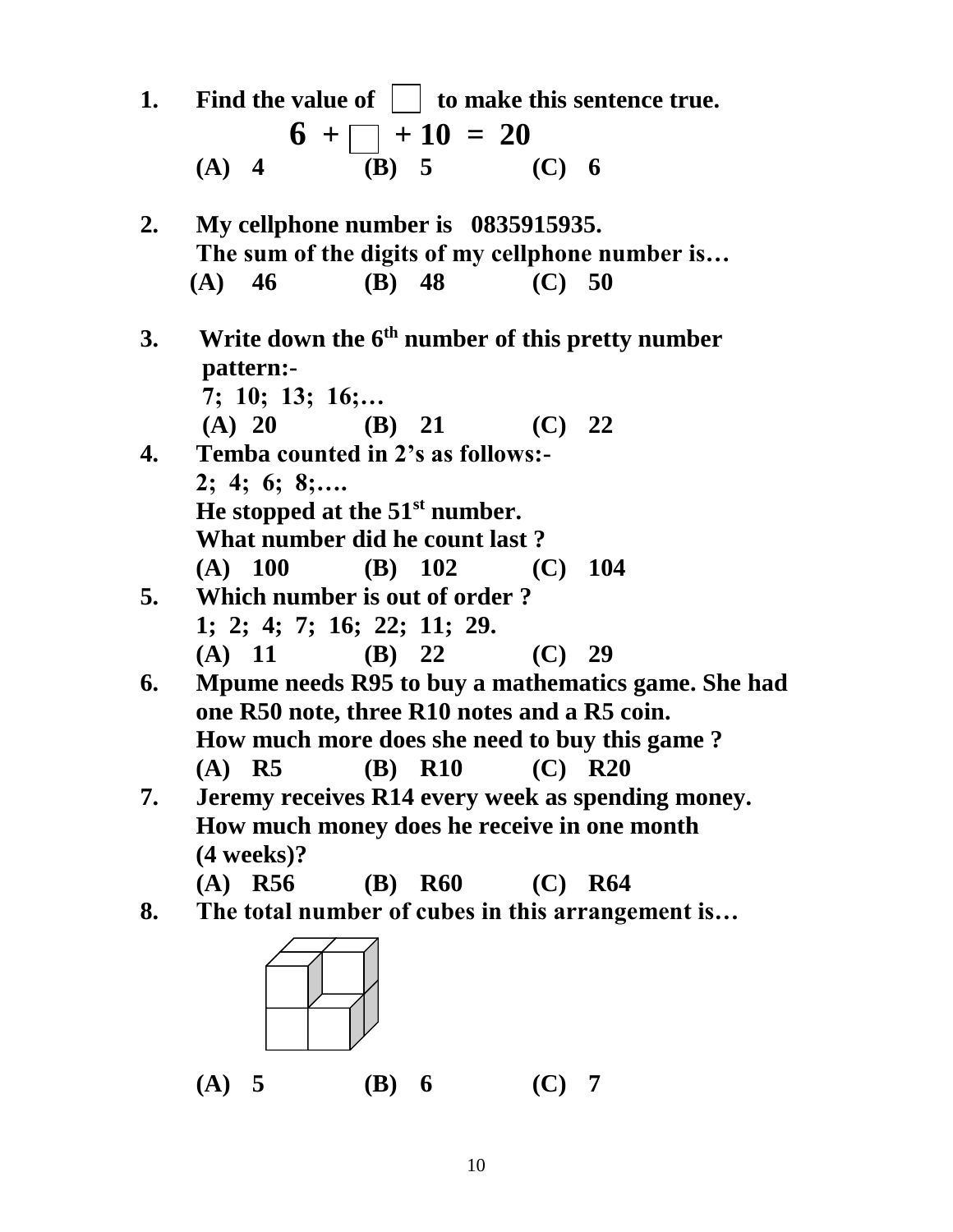1. **Find the value of ☐ to make this sentence true.**

   **6 + ☐ + 10 = 20**

   **(A) 4 (B) 5 (C) 6**

2. **My cellphone number is 0835915935.**
   **The sum of the digits of my cellphone number is…**

   **(A) 46 (B) 48 (C) 50**

3. **Write down the 6th number of this pretty number pattern:-**

   **7; 10; 13; 16;…**

   **(A) 20 (B) 21 (C) 22**

4. **Temba counted in 2's as follows:-**

   **2; 4; 6; 8;….**

   **He stopped at the 51st number.**
   **What number did he count last ?**

   **(A) 100 (B) 102 (C) 104**

5. **Which number is out of order ?**

   **1; 2; 4; 7; 16; 22; 11; 29.**

   **(A) 11 (B) 22 (C) 29**

6. **Mpume needs R95 to buy a mathematics game. She had one R50 note, three R10 notes and a R5 coin.**
   **How much more does she need to buy this game ?**

   **(A) R5 (B) R10 (C) R20**

7. **Jeremy receives R14 every week as spending money. How much money does he receive in one month (4 weeks)?**

   **(A) R56 (B) R60 (C) R64**

8. **The total number of cubes in this arrangement is…**

   **(A) 5 (B) 6 (C) 7**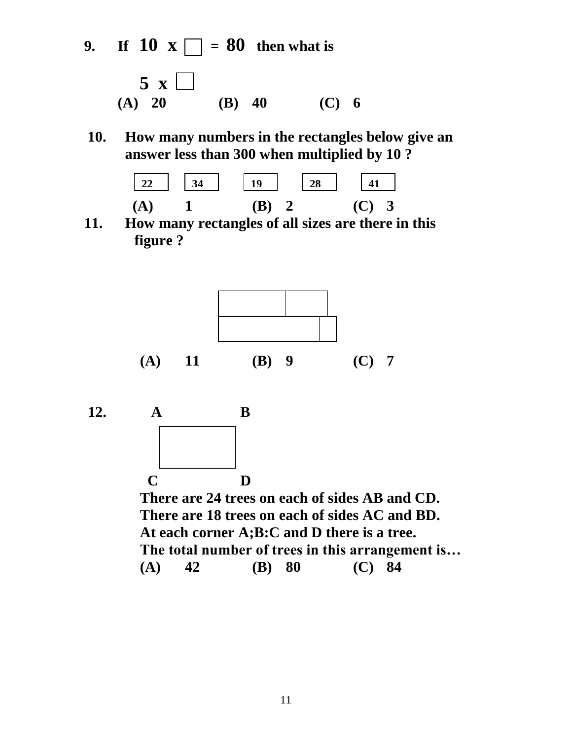**9.** **If $10 \times \square = 80$ then what is**

**$5 \times \square$**

**(A) 20 (B) 40 (C) 6**

**10.** **How many numbers in the rectangles below give an answer less than 300 when multiplied by 10 ?**

| 22 | 34 | 19 | 28 | 41 |
|---|---|---|---|---|

**(A) 1 (B) 2 (C) 3**

**11.** **How many rectangles of all sizes are there in this figure ?**

**(A) 11 (B) 9 (C) 7**

**12.**

**A B**

**C D**

**There are 24 trees on each of sides AB and CD.**
**There are 18 trees on each of sides AC and BD.**
**At each corner A;B:C and D there is a tree.**
**The total number of trees in this arrangement is…**

**(A) 42 (B) 80 (C) 84**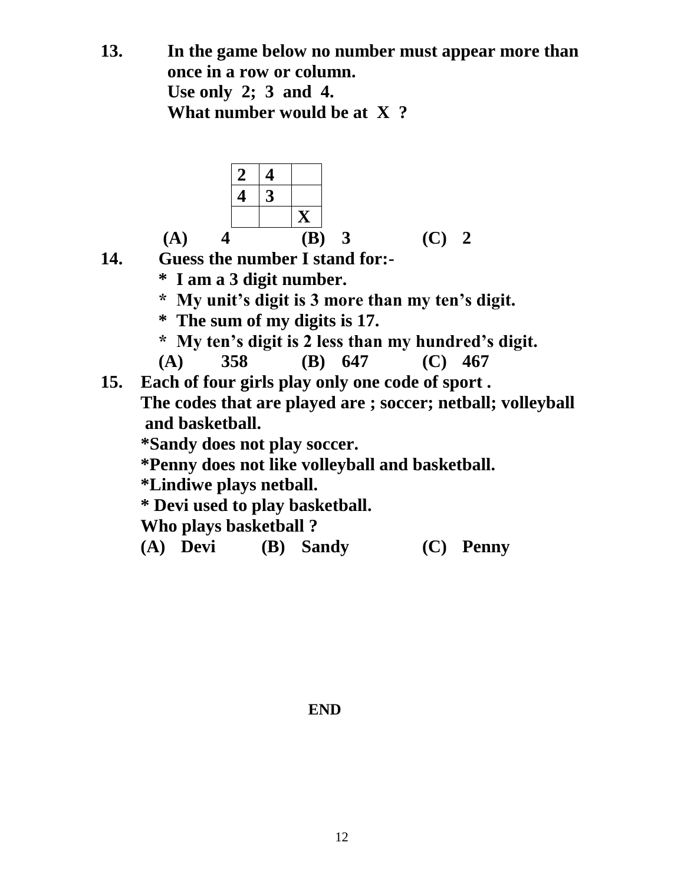**13.** **In the game below no number must appear more than once in a row or column.**
**Use only 2; 3 and 4.**
**What number would be at X ?**

| 2 | 4 |   |
|---|---|---|
| 4 | 3 |   |
|   |   | X |

**(A) 4 (B) 3 (C) 2**

**14.** **Guess the number I stand for:-**

**\* I am a 3 digit number.**
**\* My unit's digit is 3 more than my ten's digit.**
**\* The sum of my digits is 17.**
**\* My ten's digit is 2 less than my hundred's digit.**

**(A) 358 (B) 647 (C) 467**

**15.** **Each of four girls play only one code of sport .**
**The codes that are played are ; soccer; netball; volleyball and basketball.**

**\*Sandy does not play soccer.**
**\*Penny does not like volleyball and basketball.**
**\*Lindiwe plays netball.**
**\* Devi used to play basketball.**

**Who plays basketball ?**

**(A) Devi (B) Sandy (C) Penny**

**END**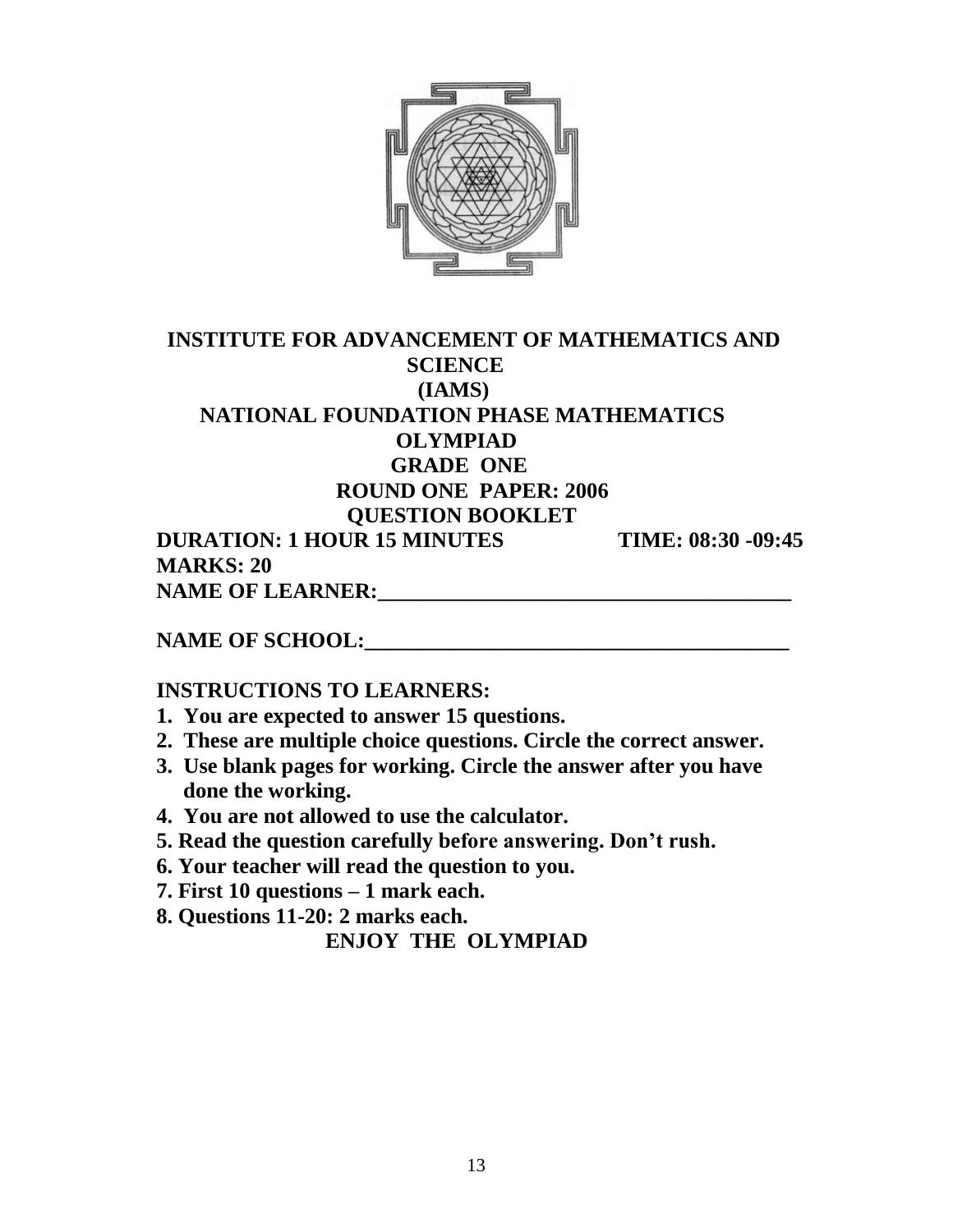**INSTITUTE FOR ADVANCEMENT OF MATHEMATICS AND SCIENCE**
**(IAMS)**
**NATIONAL FOUNDATION PHASE MATHEMATICS OLYMPIAD**
**GRADE ONE**
**ROUND ONE PAPER: 2006**
**QUESTION BOOKLET**

**DURATION: 1 HOUR 15 MINUTES** **TIME: 08:30 -09:45**

**MARKS: 20**

**NAME OF LEARNER:_______________________________________**

**NAME OF SCHOOL:_______________________________________**

**INSTRUCTIONS TO LEARNERS:**

1. **You are expected to answer 15 questions.**
2. **These are multiple choice questions. Circle the correct answer.**
3. **Use blank pages for working. Circle the answer after you have done the working.**
4. **You are not allowed to use the calculator.**
5. **Read the question carefully before answering. Don't rush.**
6. **Your teacher will read the question to you.**
7. **First 10 questions – 1 mark each.**
8. **Questions 11-20: 2 marks each.**

**ENJOY THE OLYMPIAD**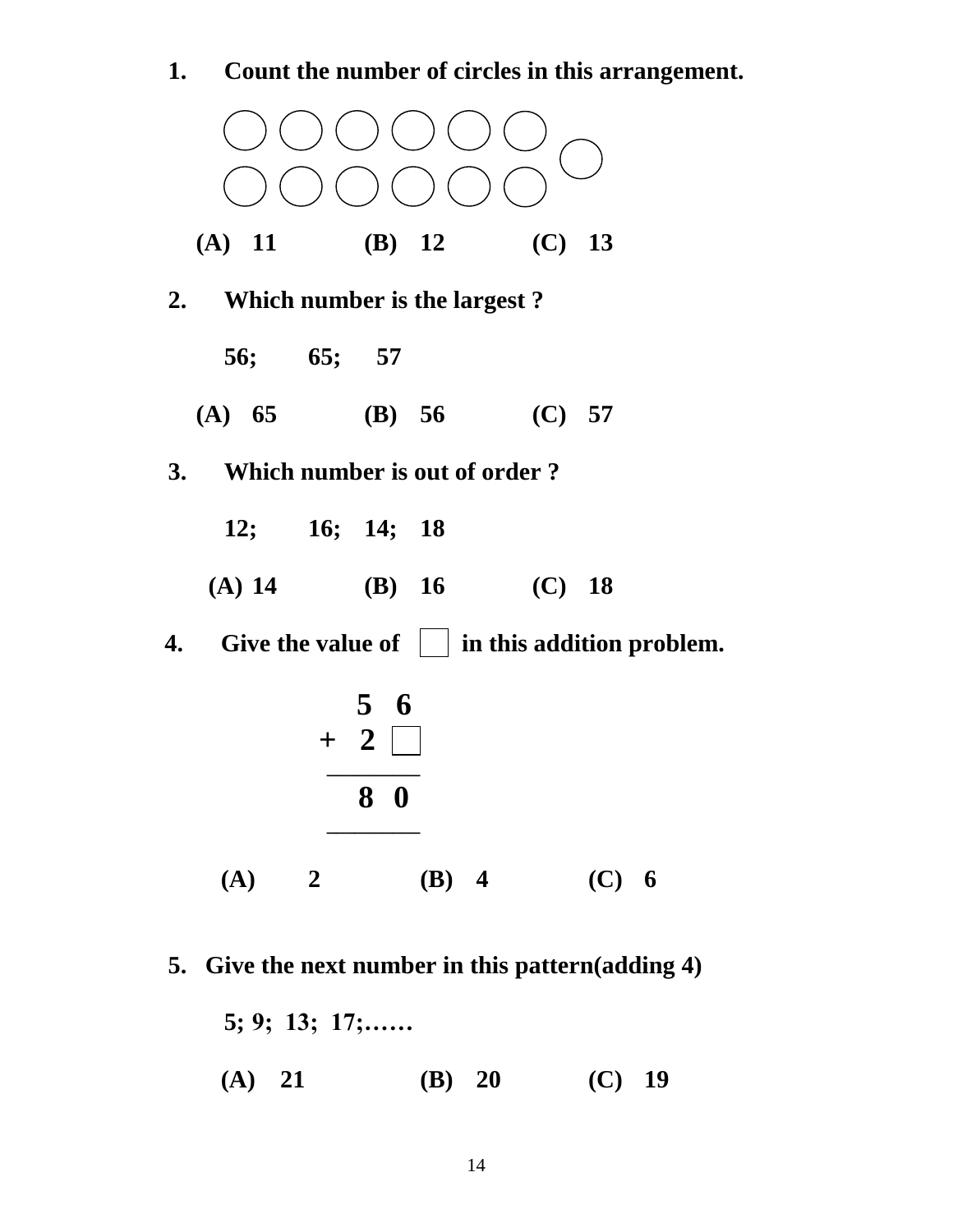**1. Count the number of circles in this arrangement.**

○ ○ ○ ○ ○ ○ ○
○ ○ ○ ○ ○ ○

**(A) 11 (B) 12 (C) 13**

**2. Which number is the largest ?**

**56; 65; 57**

**(A) 65 (B) 56 (C) 57**

**3. Which number is out of order ?**

**12; 16; 14; 18**

**(A) 14 (B) 16 (C) 18**

**4. Give the value of ☐ in this addition problem.**

$$\begin{array}{r} 5\ 6 \\ +\ 2\ \square \\ \hline 8\ 0 \\ \hline \end{array}$$

**(A) 2 (B) 4 (C) 6**

**5. Give the next number in this pattern(adding 4)**

**5; 9; 13; 17;……**

**(A) 21 (B) 20 (C) 19**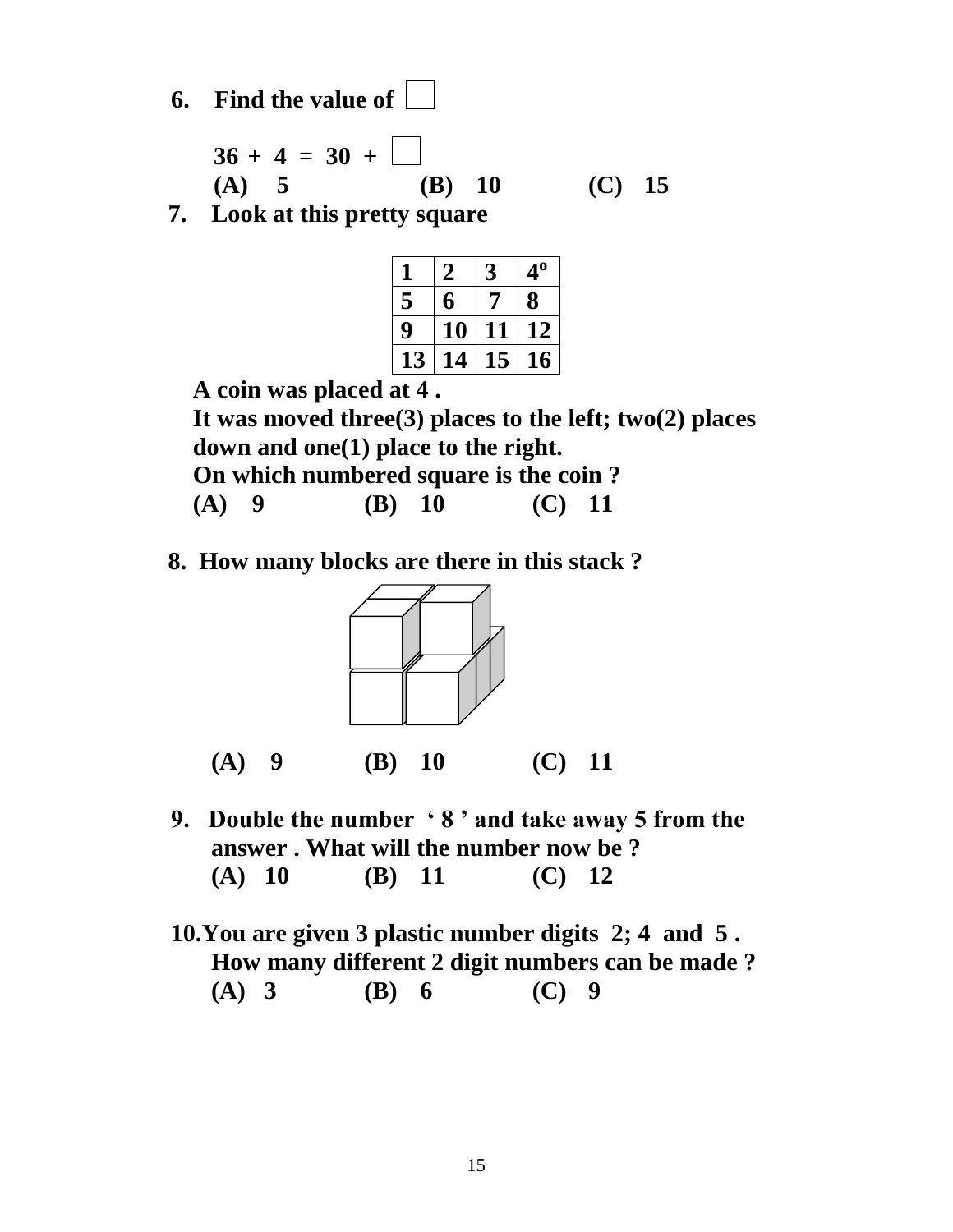6. **Find the value of** ☐

**36 + 4 = 30 + ☐**

**(A) 5 (B) 10 (C) 15**

7. **Look at this pretty square**

| 1 | 2 | 3 | 4º |
|---|---|---|---|
| 5 | 6 | 7 | 8 |
| 9 | 10 | 11 | 12 |
| 13 | 14 | 15 | 16 |

**A coin was placed at 4 .**
**It was moved three(3) places to the left; two(2) places down and one(1) place to the right.**
**On which numbered square is the coin ?**

**(A) 9 (B) 10 (C) 11**

8. **How many blocks are there in this stack ?**

**(A) 9 (B) 10 (C) 11**

9. **Double the number ' 8 ' and take away 5 from the answer . What will the number now be ?**

**(A) 10 (B) 11 (C) 12**

10. **You are given 3 plastic number digits 2; 4 and 5 . How many different 2 digit numbers can be made ?**

**(A) 3 (B) 6 (C) 9**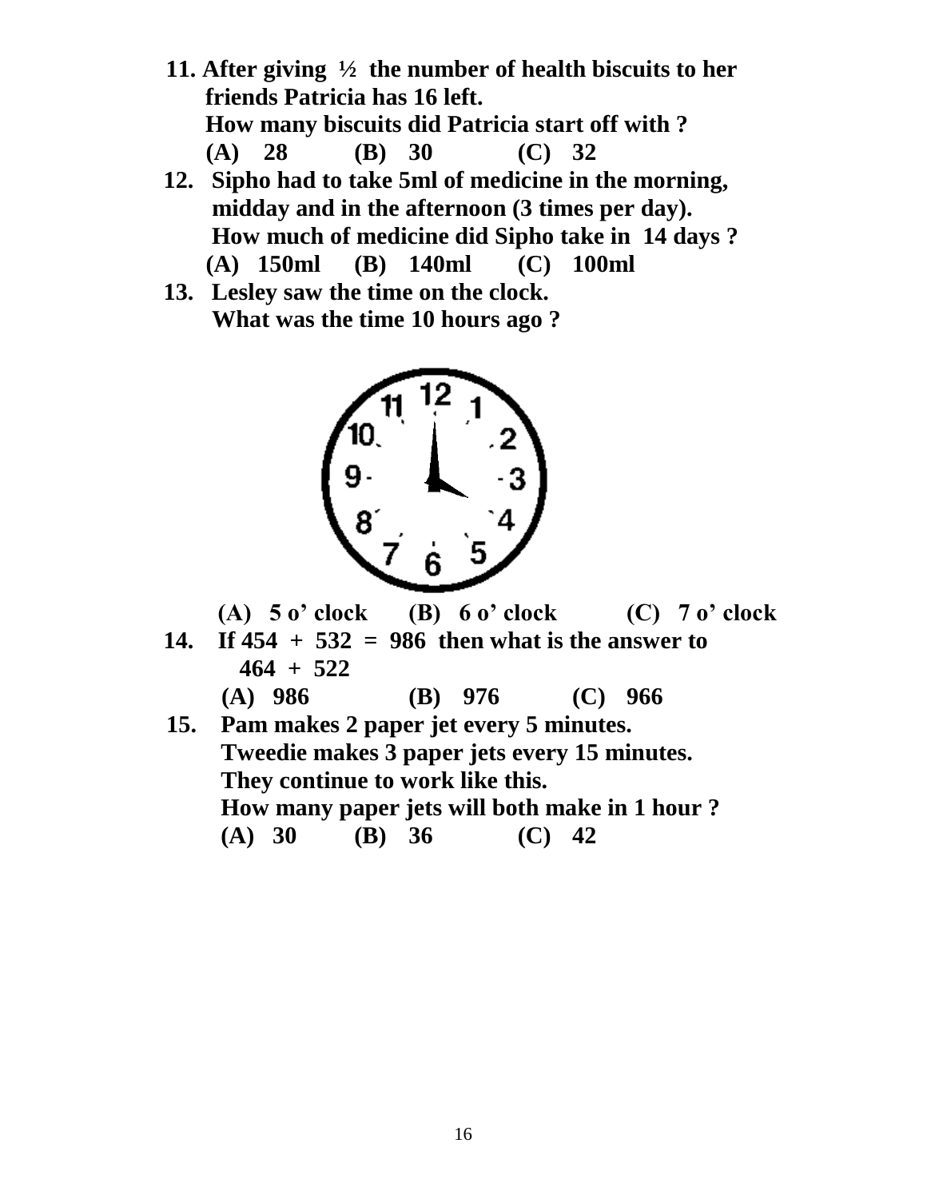**11. After giving ½ the number of health biscuits to her friends Patricia has 16 left.**
**How many biscuits did Patricia start off with ?**
**(A) 28 (B) 30 (C) 32**

**12. Sipho had to take 5ml of medicine in the morning, midday and in the afternoon (3 times per day).**
**How much of medicine did Sipho take in 14 days ?**
**(A) 150ml (B) 140ml (C) 100ml**

**13. Lesley saw the time on the clock.**
**What was the time 10 hours ago ?**

**(A) 5 o' clock (B) 6 o' clock (C) 7 o' clock**

**14. If 454 + 532 = 986 then what is the answer to 464 + 522**
**(A) 986 (B) 976 (C) 966**

**15. Pam makes 2 paper jet every 5 minutes.**
**Tweedie makes 3 paper jets every 15 minutes.**
**They continue to work like this.**
**How many paper jets will both make in 1 hour ?**
**(A) 30 (B) 36 (C) 42**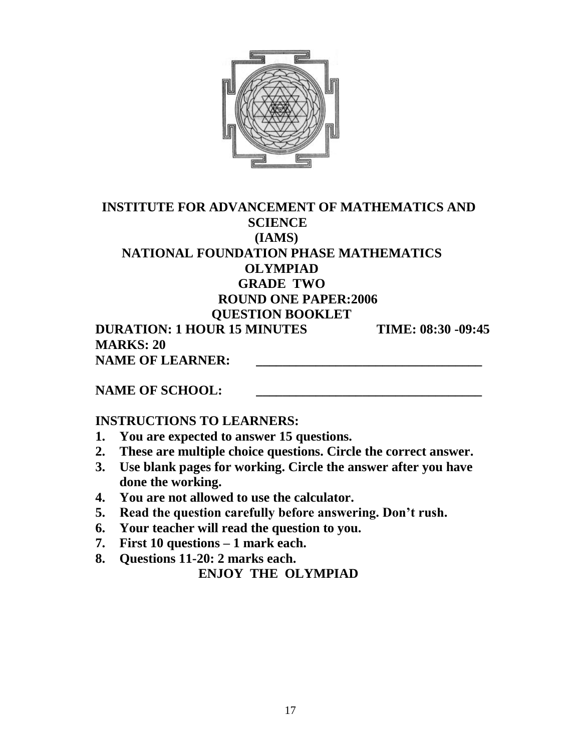# INSTITUTE FOR ADVANCEMENT OF MATHEMATICS AND SCIENCE

## (IAMS)

## NATIONAL FOUNDATION PHASE MATHEMATICS OLYMPIAD

## GRADE TWO

### ROUND ONE PAPER:2006

### QUESTION BOOKLET

**DURATION: 1 HOUR 15 MINUTES** **TIME: 08:30 -09:45**

**MARKS: 20**

**NAME OF LEARNER:** ___________________________________

**NAME OF SCHOOL:** ___________________________________

**INSTRUCTIONS TO LEARNERS:**

1. **You are expected to answer 15 questions.**
2. **These are multiple choice questions. Circle the correct answer.**
3. **Use blank pages for working. Circle the answer after you have done the working.**
4. **You are not allowed to use the calculator.**
5. **Read the question carefully before answering. Don't rush.**
6. **Your teacher will read the question to you.**
7. **First 10 questions – 1 mark each.**
8. **Questions 11-20: 2 marks each.**

**ENJOY THE OLYMPIAD**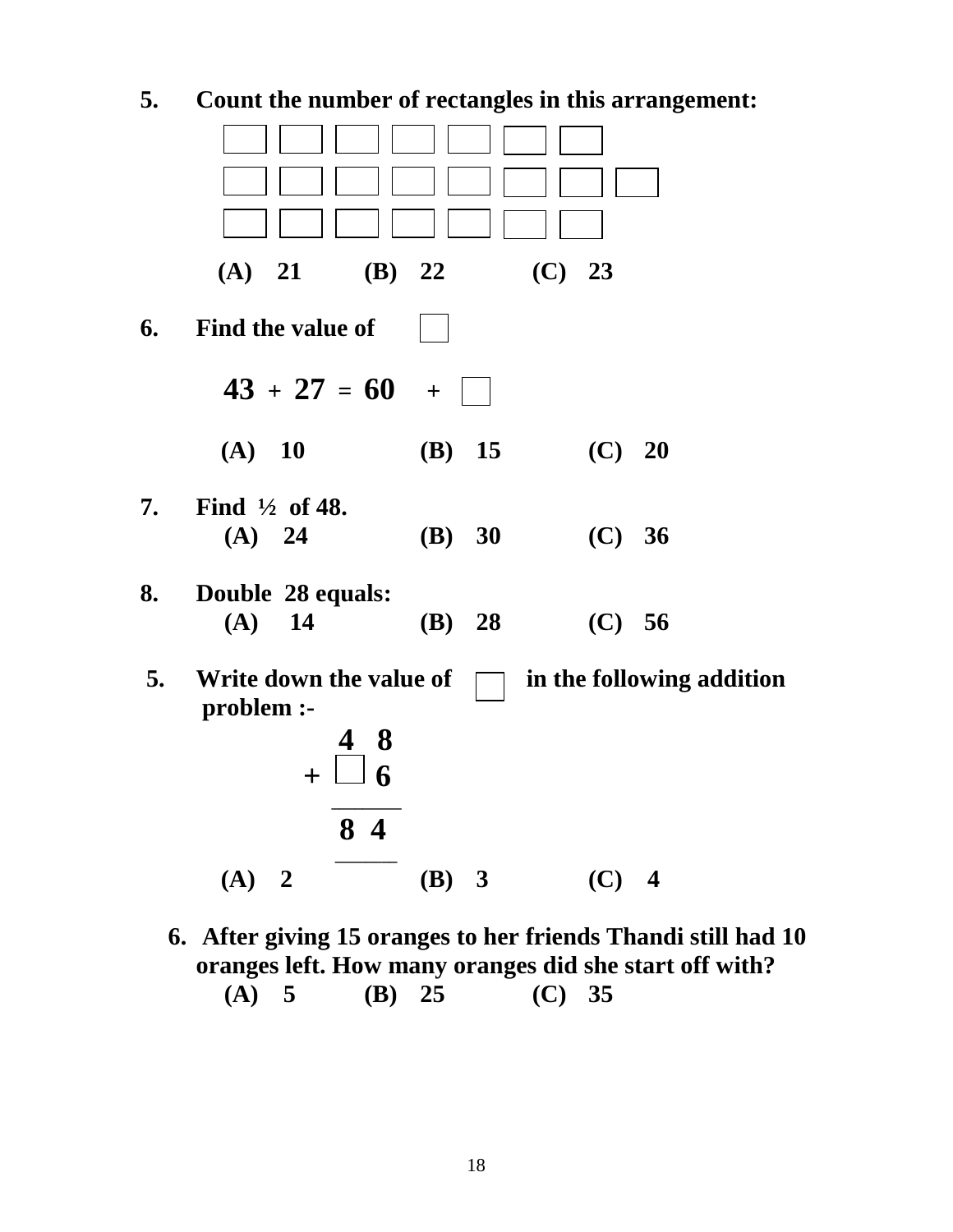**5. Count the number of rectangles in this arrangement:**

| ☐ | ☐ | ☐ | ☐ | ☐ | ☐ | ☐ | |
|---|---|---|---|---|---|---|---|
| ☐ | ☐ | ☐ | ☐ | ☐ | ☐ | ☐ | ☐ |
| ☐ | ☐ | ☐ | ☐ | ☐ | ☐ | ☐ | |

**(A) 21 (B) 22 (C) 23**

**6. Find the value of ☐**

**43 + 27 = 60 + ☐**

**(A) 10 (B) 15 (C) 20**

**7. Find ½ of 48.**

**(A) 24 (B) 30 (C) 36**

**8. Double 28 equals:**

**(A) 14 (B) 28 (C) 56**

**5. Write down the value of ☐ in the following addition problem :-**

```
     4  8
  +  ☐  6
  -------
     8  4
  -------
```

**(A) 2 (B) 3 (C) 4**

**6. After giving 15 oranges to her friends Thandi still had 10 oranges left. How many oranges did she start off with?**

**(A) 5 (B) 25 (C) 35**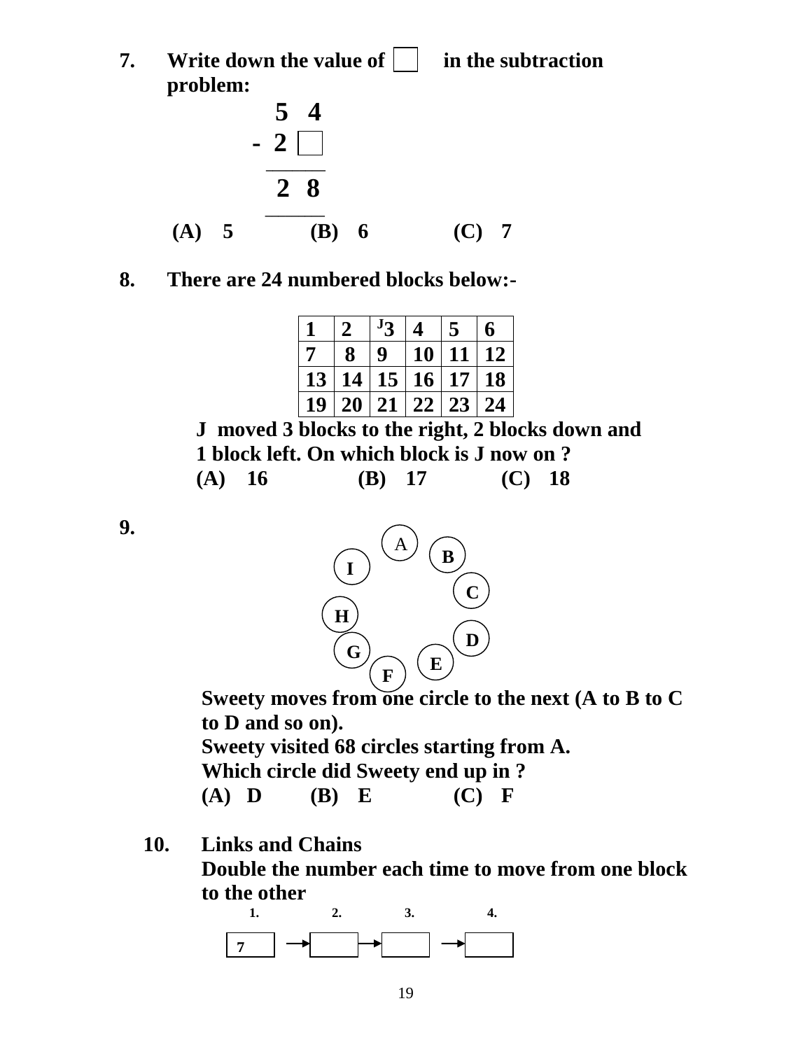7. **Write down the value of ☐ in the subtraction problem:**

```
   5 4
 - 2 ☐
 ------
   2 8
 ------
```

**(A) 5 (B) 6 (C) 7**

8. **There are 24 numbered blocks below:-**

| 1 | 2 | J3 | 4 | 5 | 6 |
|---|---|---|---|---|---|
| 7 | 8 | 9 | 10 | 11 | 12 |
| 13 | 14 | 15 | 16 | 17 | 18 |
| 19 | 20 | 21 | 22 | 23 | 24 |

**J moved 3 blocks to the right, 2 blocks down and 1 block left. On which block is J now on ?**

**(A) 16 (B) 17 (C) 18**

9. A B C D E F G H I

**Sweety moves from one circle to the next (A to B to C to D and so on).**
**Sweety visited 68 circles starting from A.**
**Which circle did Sweety end up in ?**

**(A) D (B) E (C) F**

10. **Links and Chains**
**Double the number each time to move from one block to the other**

| 1. | | 2. | | 3. | | 4. |
|---|---|---|---|---|---|---|
| 7 | → | | → | | → | |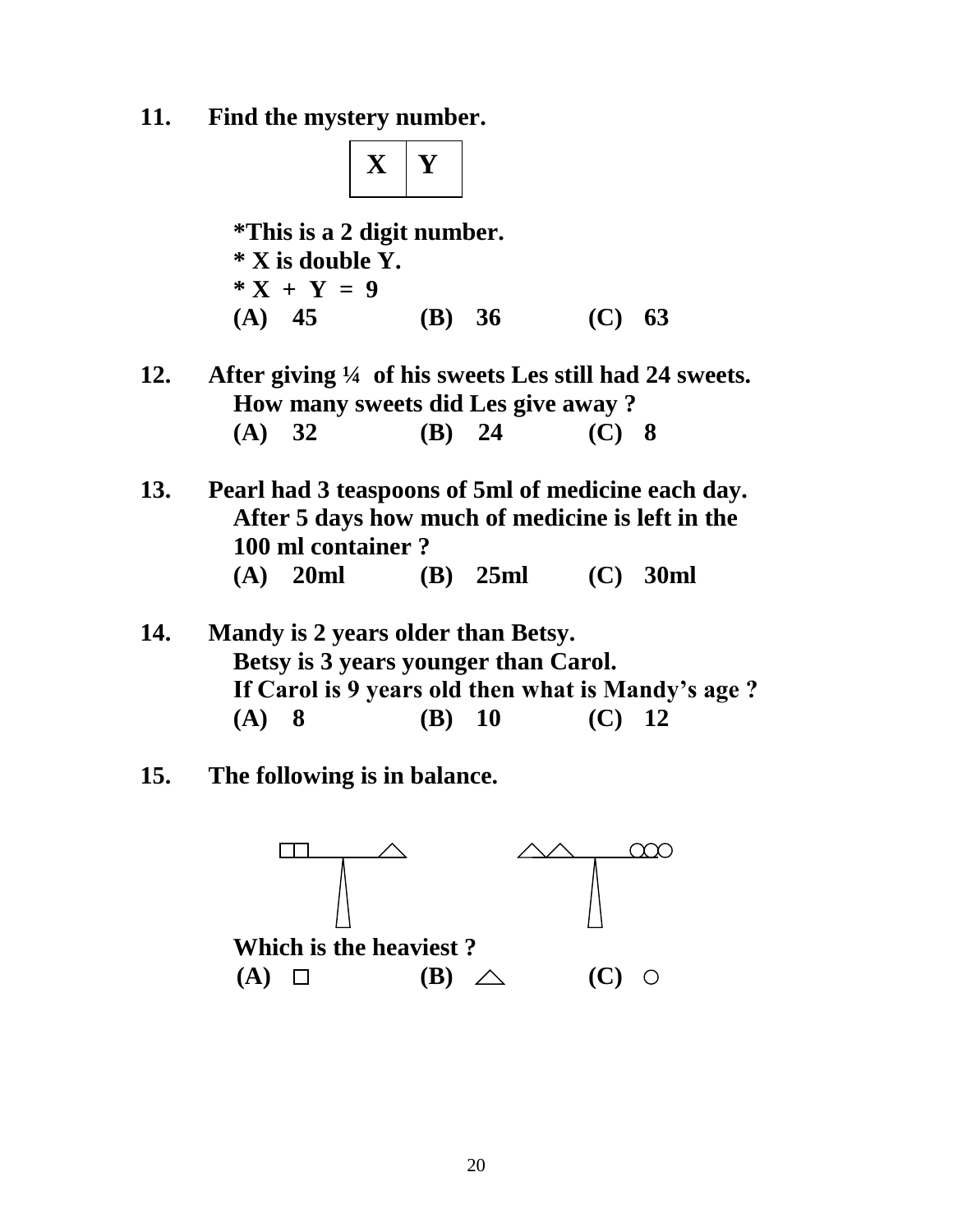**11. Find the mystery number.**

| X | Y |
|---|---|

**\*This is a 2 digit number.**
**\* X is double Y.**
**\* X + Y = 9**

**(A) 45 (B) 36 (C) 63**

**12. After giving ¼ of his sweets Les still had 24 sweets. How many sweets did Les give away ?**

**(A) 32 (B) 24 (C) 8**

**13. Pearl had 3 teaspoons of 5ml of medicine each day. After 5 days how much of medicine is left in the 100 ml container ?**

**(A) 20ml (B) 25ml (C) 30ml**

**14. Mandy is 2 years older than Betsy. Betsy is 3 years younger than Carol. If Carol is 9 years old then what is Mandy's age ?**

**(A) 8 (B) 10 (C) 12**

**15. The following is in balance.**

□□ | △ &nbsp;&nbsp;&nbsp;&nbsp;&nbsp;&nbsp; △△ | ○○○

**Which is the heaviest ?**

**(A) □ (B) △ (C) ○**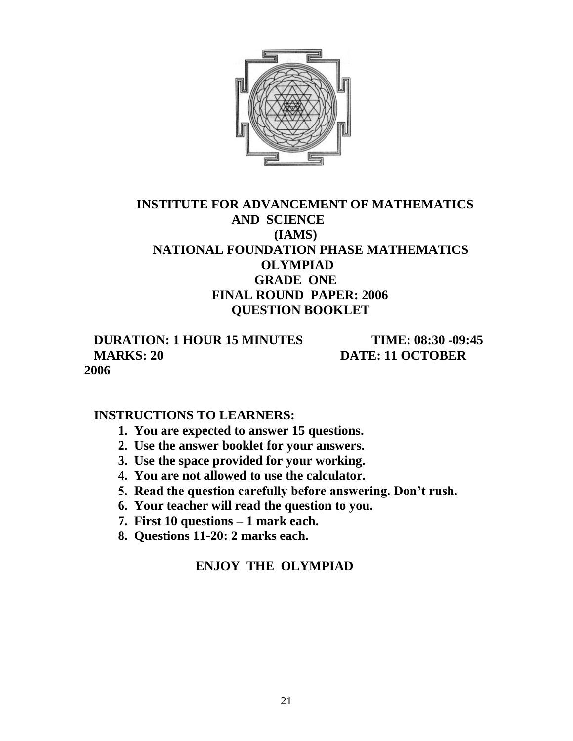# INSTITUTE FOR ADVANCEMENT OF MATHEMATICS AND SCIENCE (IAMS)

## NATIONAL FOUNDATION PHASE MATHEMATICS OLYMPIAD

## GRADE ONE

## FINAL ROUND PAPER: 2006

## QUESTION BOOKLET

**DURATION: 1 HOUR 15 MINUTES** **TIME: 08:30 -09:45**

**MARKS: 20** **DATE: 11 OCTOBER 2006**

**INSTRUCTIONS TO LEARNERS:**

1. **You are expected to answer 15 questions.**
2. **Use the answer booklet for your answers.**
3. **Use the space provided for your working.**
4. **You are not allowed to use the calculator.**
5. **Read the question carefully before answering. Don't rush.**
6. **Your teacher will read the question to you.**
7. **First 10 questions – 1 mark each.**
8. **Questions 11-20: 2 marks each.**

**ENJOY THE OLYMPIAD**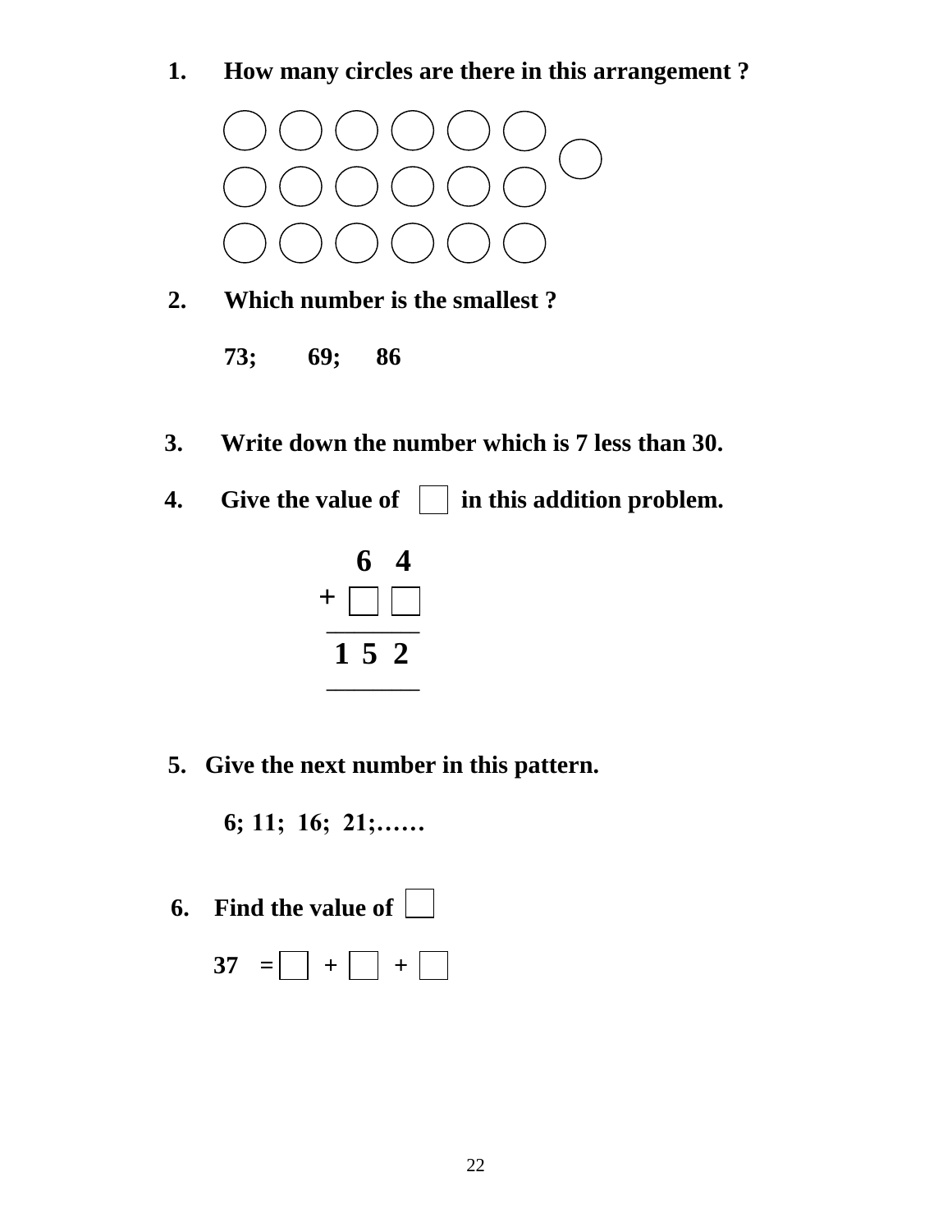1. **How many circles are there in this arrangement ?**

○ ○ ○ ○ ○ ○
○ ○ ○ ○ ○ ○ ○
○ ○ ○ ○ ○ ○

2. **Which number is the smallest ?**

   **73;   69;   86**

3. **Write down the number which is 7 less than 30.**

4. **Give the value of □ in this addition problem.**

```
   6 4
+ □ □
------
 1 5 2
------
```

5. **Give the next number in this pattern.**

   **6; 11; 16; 21;……**

6. **Find the value of □**

   **37 = □ + □ + □**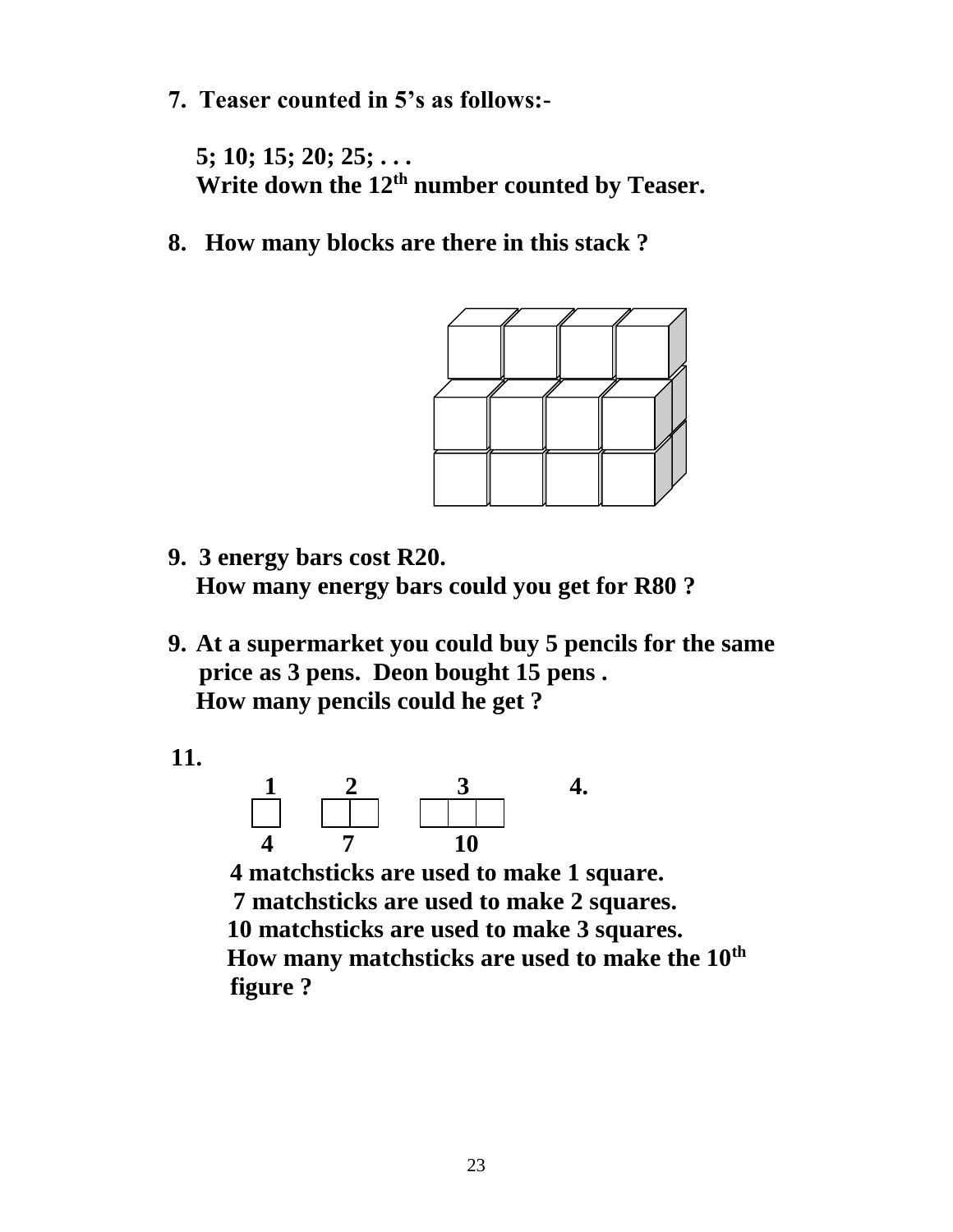7. **Teaser counted in 5's as follows:-**

   **5; 10; 15; 20; 25; . . .**
   **Write down the 12th number counted by Teaser.**

8. **How many blocks are there in this stack ?**

9. **3 energy bars cost R20.**
   **How many energy bars could you get for R80 ?**

9. **At a supermarket you could buy 5 pencils for the same price as 3 pens. Deon bought 15 pens .**
   **How many pencils could he get ?**

11.

| 1 | 2 | 3 | 4. |
|---|---|---|---|
| 4 | 7 | 10 | |

**4 matchsticks are used to make 1 square.**
**7 matchsticks are used to make 2 squares.**
**10 matchsticks are used to make 3 squares.**
**How many matchsticks are used to make the 10th figure ?**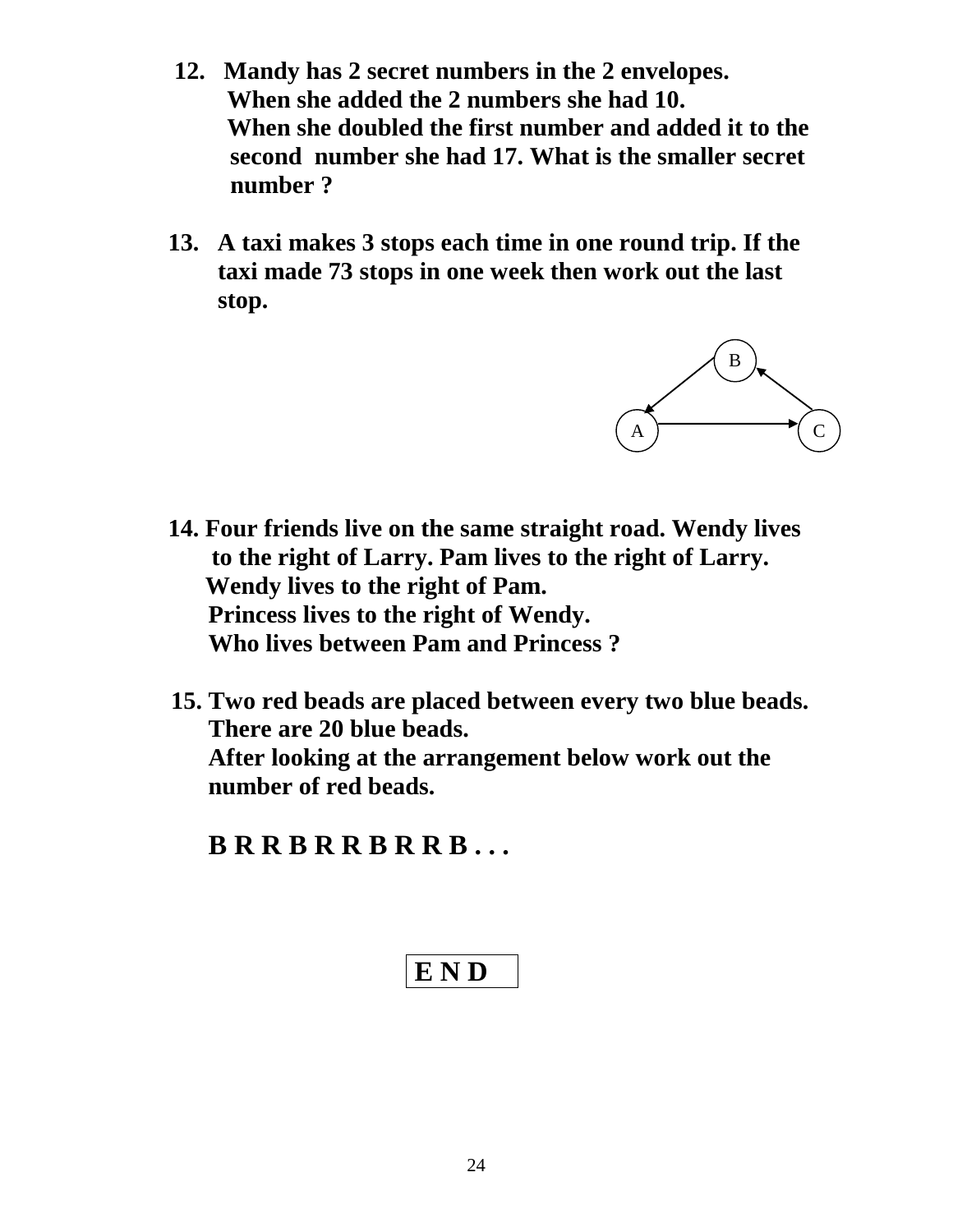12. Mandy has 2 secret numbers in the 2 envelopes. When she added the 2 numbers she had 10. When she doubled the first number and added it to the second number she had 17. What is the smaller secret number ?

13. A taxi makes 3 stops each time in one round trip. If the taxi made 73 stops in one week then work out the last stop.

B

A C

14. Four friends live on the same straight road. Wendy lives to the right of Larry. Pam lives to the right of Larry. Wendy lives to the right of Pam. Princess lives to the right of Wendy. Who lives between Pam and Princess ?

15. Two red beads are placed between every two blue beads. There are 20 blue beads. After looking at the arrangement below work out the number of red beads.

**B R R B R R B R R B . . .**

**E N D**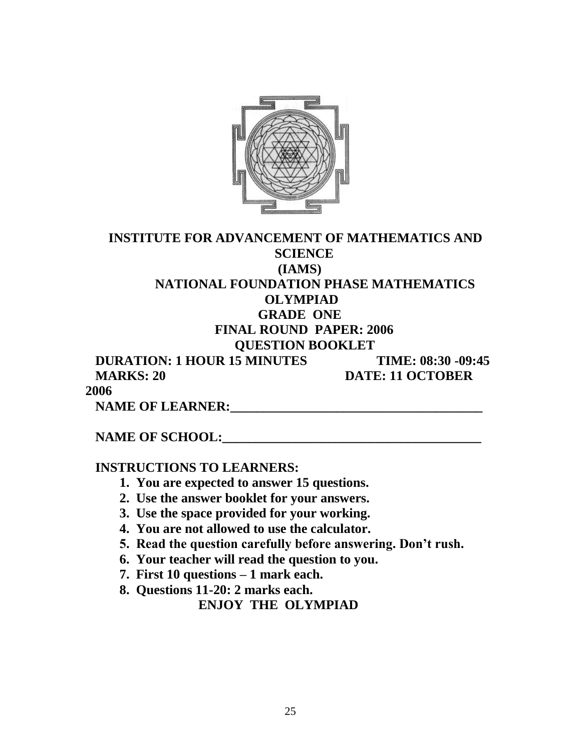# INSTITUTE FOR ADVANCEMENT OF MATHEMATICS AND SCIENCE

## (IAMS)

## NATIONAL FOUNDATION PHASE MATHEMATICS OLYMPIAD

## GRADE ONE

## FINAL ROUND PAPER: 2006

## QUESTION BOOKLET

**DURATION: 1 HOUR 15 MINUTES** **TIME: 08:30 -09:45**

**MARKS: 20** **DATE: 11 OCTOBER 2006**

**NAME OF LEARNER:**_______________________________________

**NAME OF SCHOOL:**_______________________________________

**INSTRUCTIONS TO LEARNERS:**

1. **You are expected to answer 15 questions.**
2. **Use the answer booklet for your answers.**
3. **Use the space provided for your working.**
4. **You are not allowed to use the calculator.**
5. **Read the question carefully before answering. Don't rush.**
6. **Your teacher will read the question to you.**
7. **First 10 questions – 1 mark each.**
8. **Questions 11-20: 2 marks each.**

**ENJOY THE OLYMPIAD**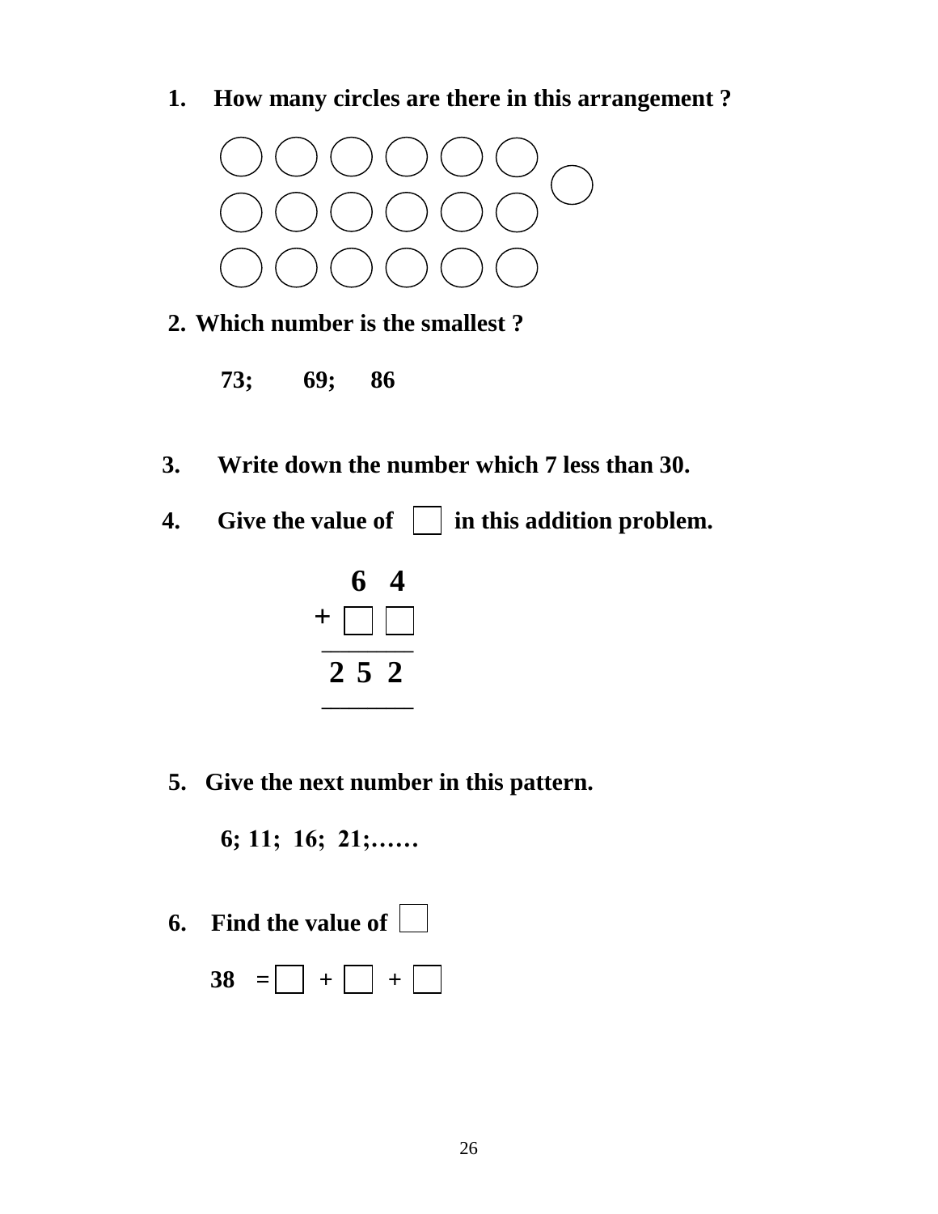1. How many circles are there in this arrangement ?

○ ○ ○ ○ ○ ○
○ ○ ○ ○ ○ ○ ○
○ ○ ○ ○ ○ ○

2. Which number is the smallest ?

73; 69; 86

3. Write down the number which 7 less than 30.

4. Give the value of ☐ in this addition problem.

```
   6 4
+  ☐ ☐
-------
 2 5 2
-------
```

5. Give the next number in this pattern.

6; 11; 16; 21;……

6. Find the value of ☐

38 = ☐ + ☐ + ☐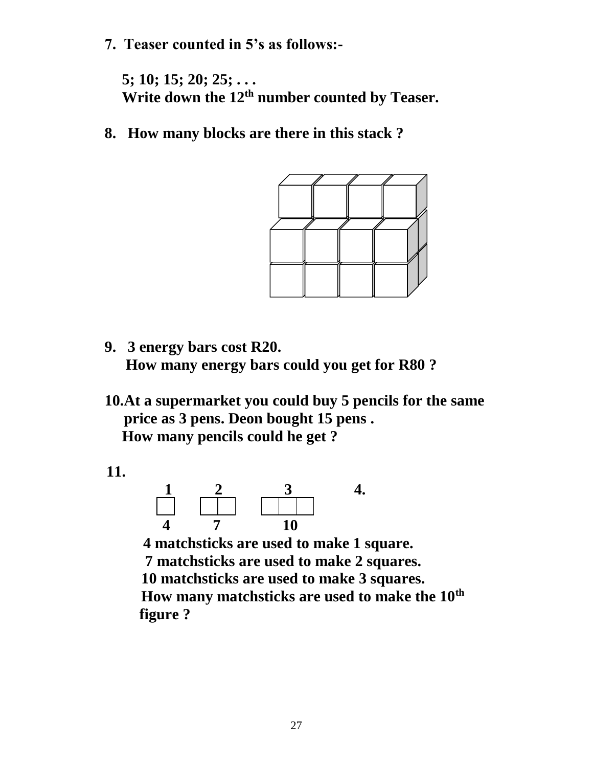**7. Teaser counted in 5's as follows:-**

**5; 10; 15; 20; 25; . . .**
**Write down the 12$^{th}$ number counted by Teaser.**

**8. How many blocks are there in this stack ?**

**9. 3 energy bars cost R20.**
**How many energy bars could you get for R80 ?**

**10. At a supermarket you could buy 5 pencils for the same price as 3 pens. Deon bought 15 pens .**
**How many pencils could he get ?**

**11.**

| 1 | 2 | 3 | 4. |
|---|---|---|---|
| 4 | 7 | 10 | |

**4 matchsticks are used to make 1 square.**
**7 matchsticks are used to make 2 squares.**
**10 matchsticks are used to make 3 squares.**
**How many matchsticks are used to make the 10$^{th}$ figure ?**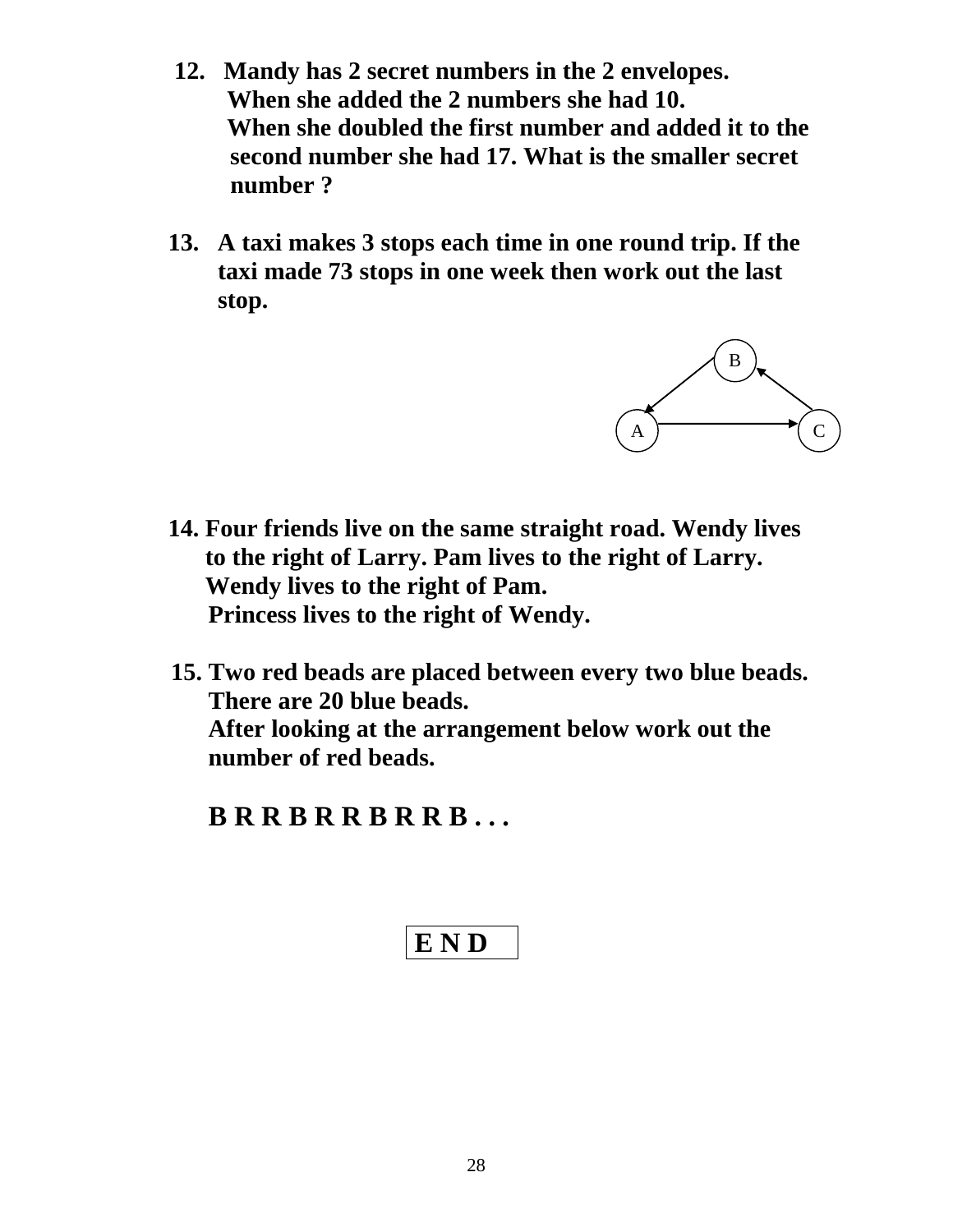12. Mandy has 2 secret numbers in the 2 envelopes. When she added the 2 numbers she had 10. When she doubled the first number and added it to the second number she had 17. What is the smaller secret number ?

13. A taxi makes 3 stops each time in one round trip. If the taxi made 73 stops in one week then work out the last stop.

B

A C

14. Four friends live on the same straight road. Wendy lives to the right of Larry. Pam lives to the right of Larry. Wendy lives to the right of Pam.
Princess lives to the right of Wendy.

15. Two red beads are placed between every two blue beads.
There are 20 blue beads.
After looking at the arrangement below work out the number of red beads.

**B R R B R R B R R B . . .**

**E N D**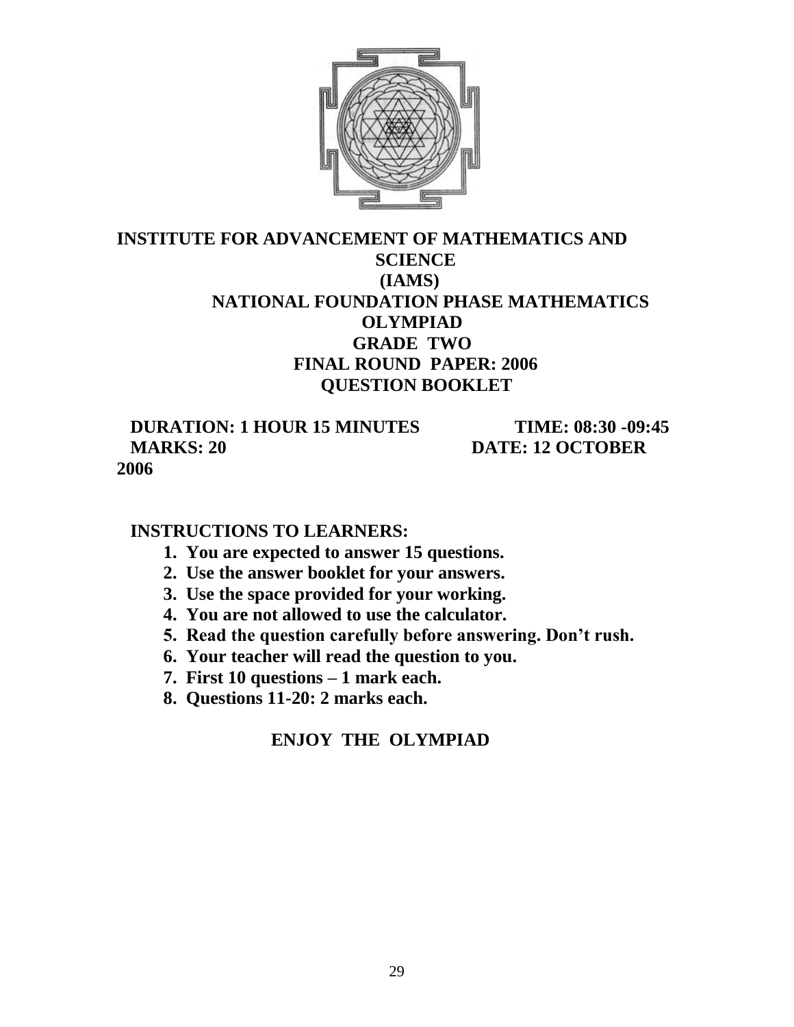# INSTITUTE FOR ADVANCEMENT OF MATHEMATICS AND SCIENCE (IAMS)

## NATIONAL FOUNDATION PHASE MATHEMATICS OLYMPIAD

## GRADE TWO

## FINAL ROUND PAPER: 2006

## QUESTION BOOKLET

**DURATION: 1 HOUR 15 MINUTES** **TIME: 08:30 -09:45**

**MARKS: 20** **DATE: 12 OCTOBER 2006**

**INSTRUCTIONS TO LEARNERS:**

1. **You are expected to answer 15 questions.**
2. **Use the answer booklet for your answers.**
3. **Use the space provided for your working.**
4. **You are not allowed to use the calculator.**
5. **Read the question carefully before answering. Don't rush.**
6. **Your teacher will read the question to you.**
7. **First 10 questions – 1 mark each.**
8. **Questions 11-20: 2 marks each.**

**ENJOY THE OLYMPIAD**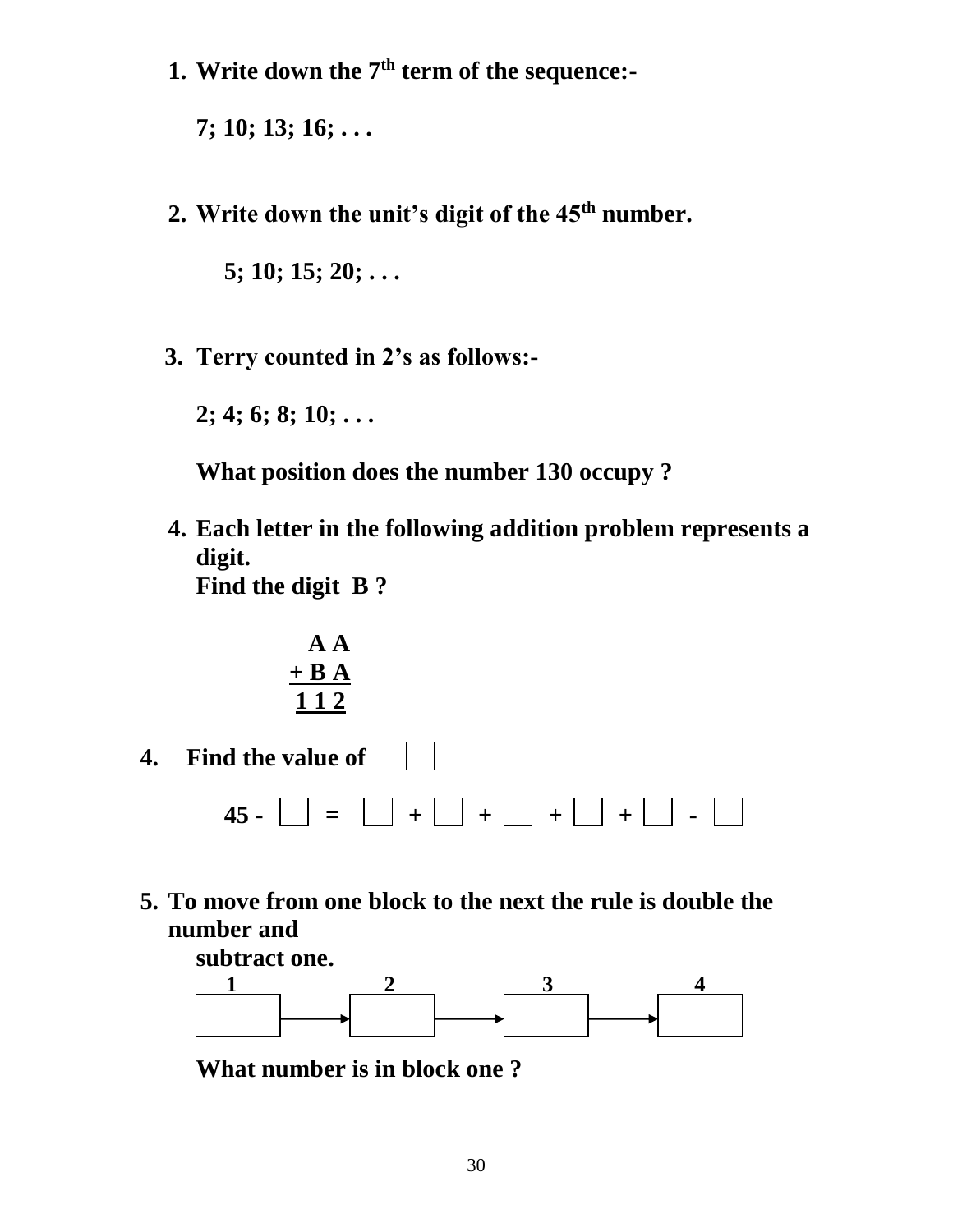1. **Write down the $7^{th}$ term of the sequence:-**

   **7; 10; 13; 16; . . .**

2. **Write down the unit's digit of the $45^{th}$ number.**

   **5; 10; 15; 20; . . .**

3. **Terry counted in 2's as follows:-**

   **2; 4; 6; 8; 10; . . .**

   **What position does the number 130 occupy ?**

4. **Each letter in the following addition problem represents a digit.**
   **Find the digit B ?**

$$\begin{array}{r} A\,A \\ +\,B\,A \\ \hline 1\,1\,2 \end{array}$$

4. **Find the value of** $\square$

$$45 - \square = \square + \square + \square + \square + \square - \square$$

5. **To move from one block to the next the rule is double the number and subtract one.**

| 1 | | 2 | | 3 | | 4 |
|---|---|---|---|---|---|---|
| | → | | → | | → | |

   **What number is in block one ?**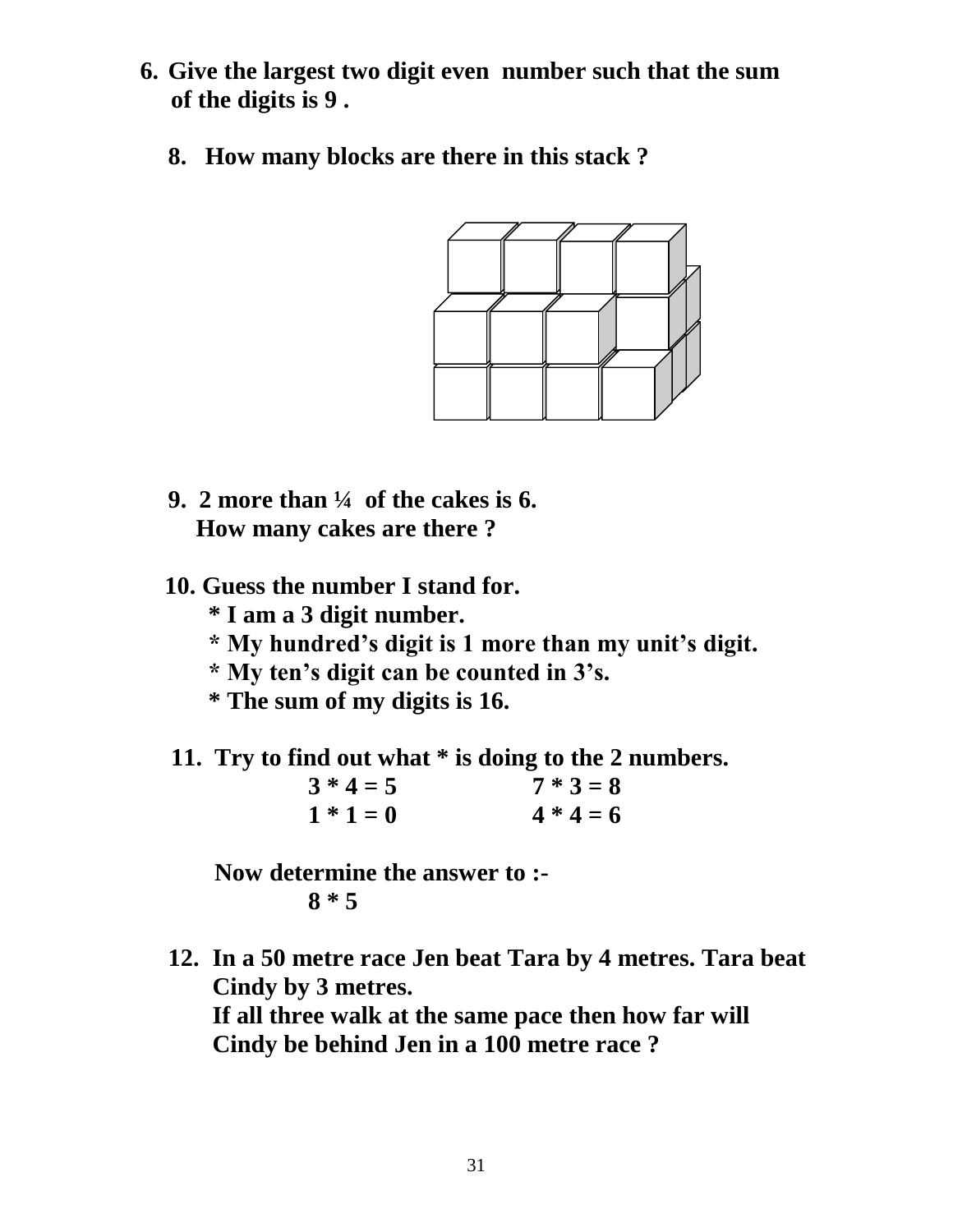6. **Give the largest two digit even number such that the sum of the digits is 9 .**

8. **How many blocks are there in this stack ?**

9. **2 more than ¼ of the cakes is 6.**
   **How many cakes are there ?**

10. **Guess the number I stand for.**
    **\* I am a 3 digit number.**
    **\* My hundred's digit is 1 more than my unit's digit.**
    **\* My ten's digit can be counted in 3's.**
    **\* The sum of my digits is 16.**

11. **Try to find out what \* is doing to the 2 numbers.**

    **3 \* 4 = 5 &nbsp;&nbsp;&nbsp;&nbsp;&nbsp;&nbsp;&nbsp;&nbsp; 7 \* 3 = 8**
    **1 \* 1 = 0 &nbsp;&nbsp;&nbsp;&nbsp;&nbsp;&nbsp;&nbsp;&nbsp; 4 \* 4 = 6**

    **Now determine the answer to :-**
    **8 \* 5**

12. **In a 50 metre race Jen beat Tara by 4 metres. Tara beat Cindy by 3 metres.**
    **If all three walk at the same pace then how far will Cindy be behind Jen in a 100 metre race ?**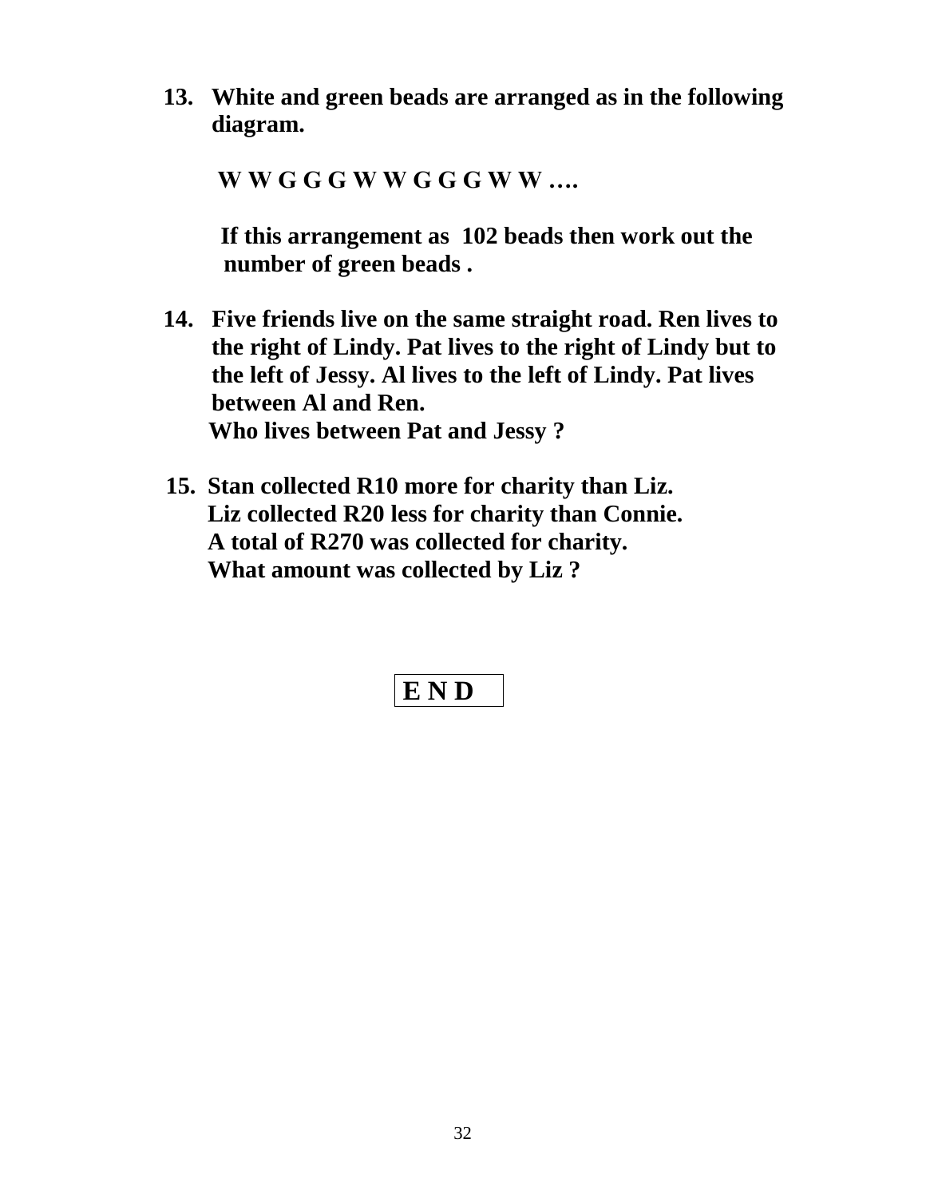**13. White and green beads are arranged as in the following diagram.**

**W W G G G W W G G G W W ….**

**If this arrangement as 102 beads then work out the number of green beads .**

**14. Five friends live on the same straight road. Ren lives to the right of Lindy. Pat lives to the right of Lindy but to the left of Jessy. Al lives to the left of Lindy. Pat lives between Al and Ren.**
**Who lives between Pat and Jessy ?**

**15. Stan collected R10 more for charity than Liz.**
**Liz collected R20 less for charity than Connie.**
**A total of R270 was collected for charity.**
**What amount was collected by Liz ?**

**E N D**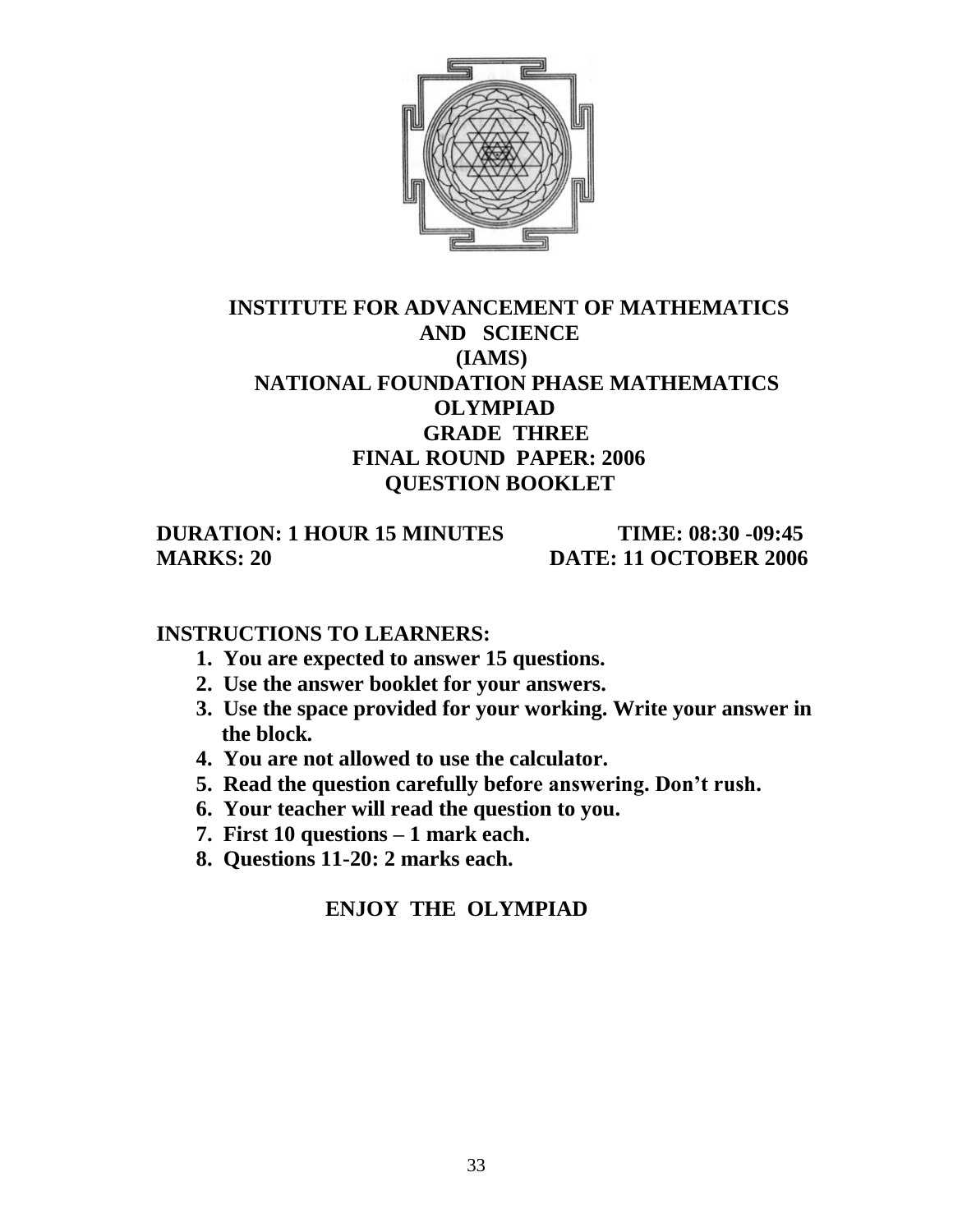# INSTITUTE FOR ADVANCEMENT OF MATHEMATICS AND SCIENCE (IAMS)

# NATIONAL FOUNDATION PHASE MATHEMATICS OLYMPIAD

## GRADE THREE

## FINAL ROUND PAPER: 2006

## QUESTION BOOKLET

**DURATION: 1 HOUR 15 MINUTES** **TIME: 08:30 -09:45**

**MARKS: 20** **DATE: 11 OCTOBER 2006**

**INSTRUCTIONS TO LEARNERS:**

1. **You are expected to answer 15 questions.**
2. **Use the answer booklet for your answers.**
3. **Use the space provided for your working. Write your answer in the block.**
4. **You are not allowed to use the calculator.**
5. **Read the question carefully before answering. Don't rush.**
6. **Your teacher will read the question to you.**
7. **First 10 questions – 1 mark each.**
8. **Questions 11-20: 2 marks each.**

**ENJOY THE OLYMPIAD**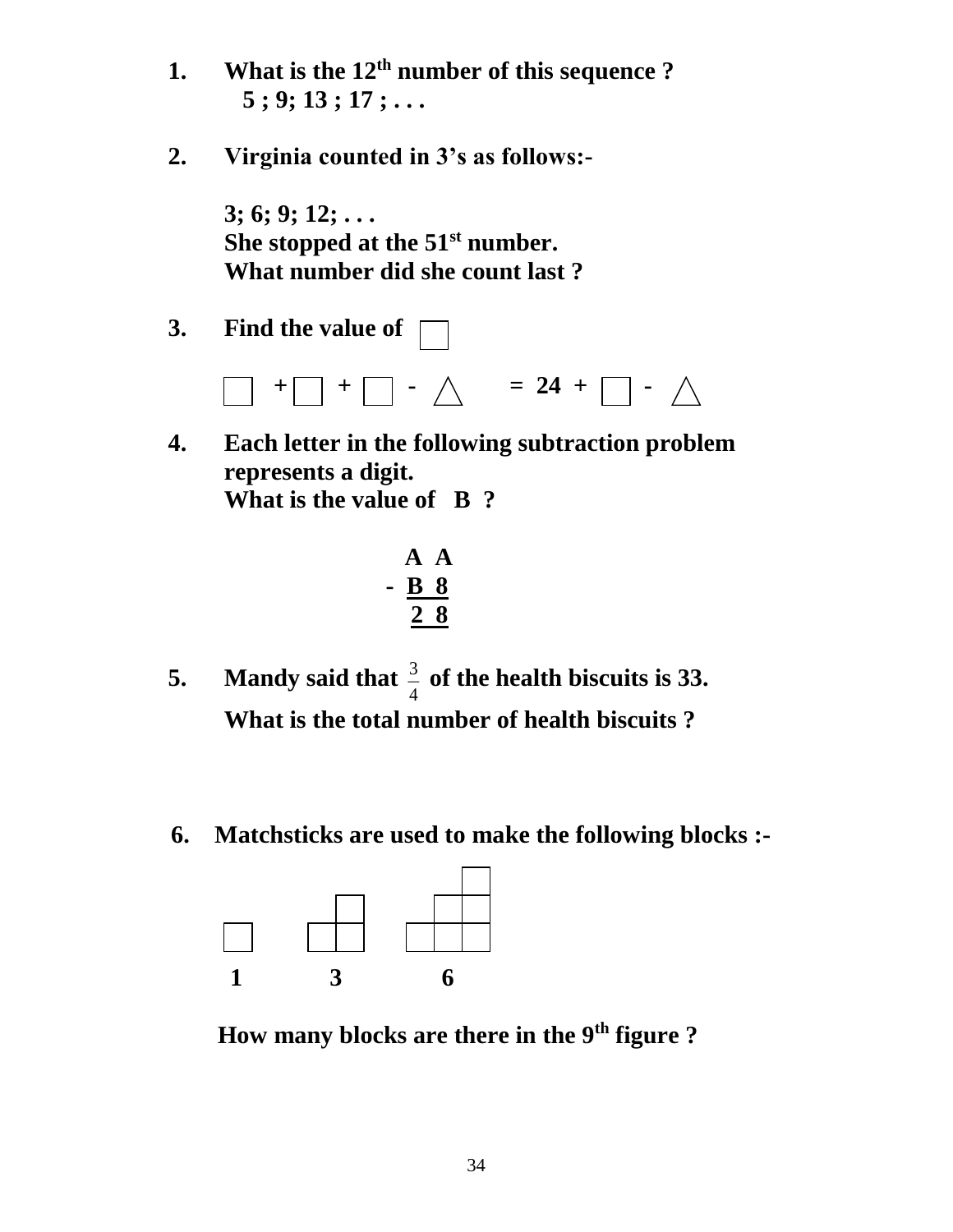1. **What is the 12th number of this sequence ?**
   **5 ; 9; 13 ; 17 ; . . .**

2. **Virginia counted in 3's as follows:-**

   **3; 6; 9; 12; . . .**
   **She stopped at the 51st number.**
   **What number did she count last ?**

3. **Find the value of** □

   □ + □ + □ - △ = 24 + □ - △

4. **Each letter in the following subtraction problem represents a digit.**
   **What is the value of B ?**

```
   A A
 - B 8
   2 8
```

5. **Mandy said that $\frac{3}{4}$ of the health biscuits is 33.**
   **What is the total number of health biscuits ?**

6. **Matchsticks are used to make the following blocks :-**

   1 3 6

   **How many blocks are there in the 9th figure ?**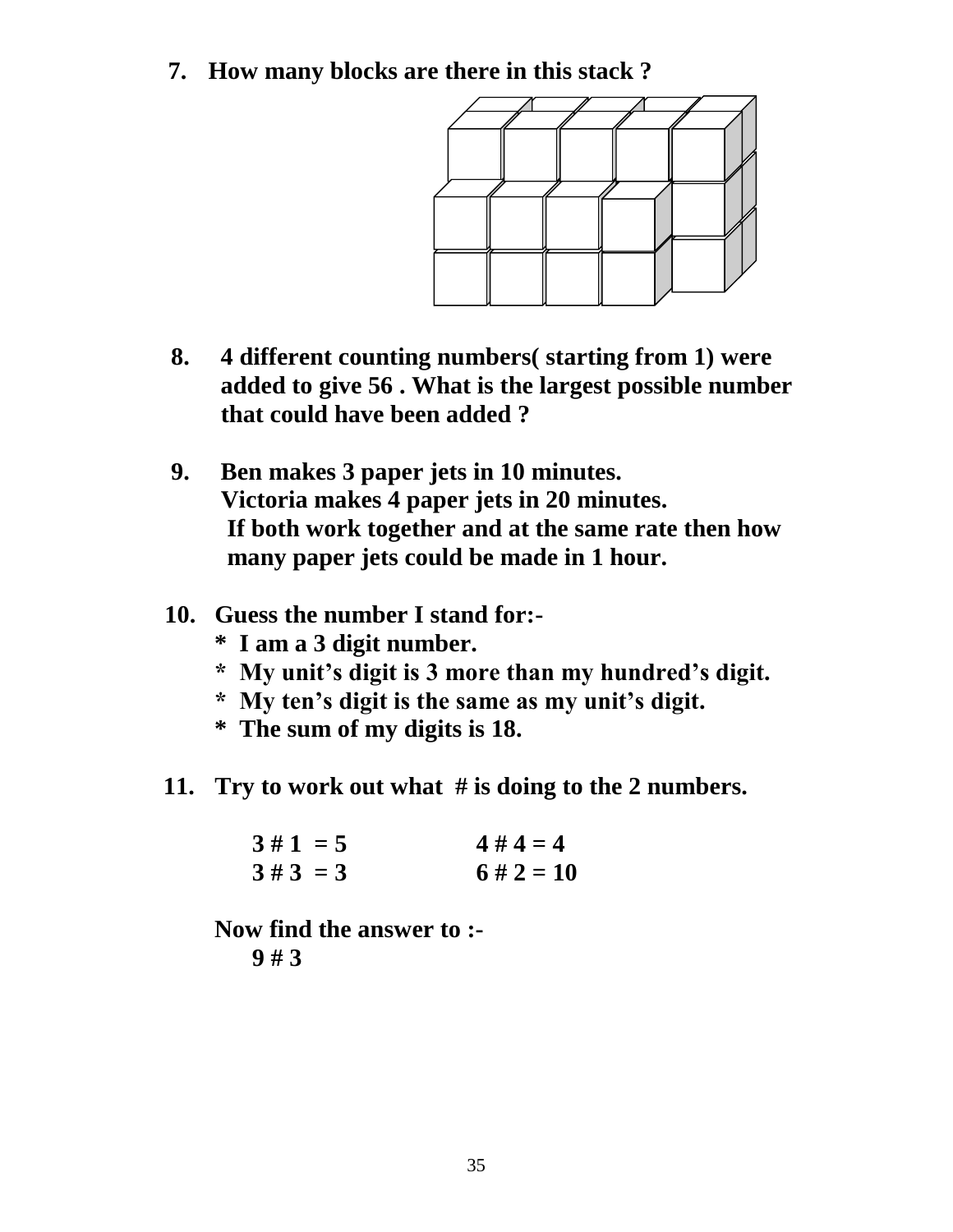7. How many blocks are there in this stack ?

8. 4 different counting numbers( starting from 1) were added to give 56 . What is the largest possible number that could have been added ?

9. Ben makes 3 paper jets in 10 minutes.
   Victoria makes 4 paper jets in 20 minutes.
   If both work together and at the same rate then how many paper jets could be made in 1 hour.

10. Guess the number I stand for:-
    * I am a 3 digit number.
    * My unit's digit is 3 more than my hundred's digit.
    * My ten's digit is the same as my unit's digit.
    * The sum of my digits is 18.

11. Try to work out what # is doing to the 2 numbers.

    3 # 1 = 5          4 # 4 = 4
    3 # 3 = 3          6 # 2 = 10

    Now find the answer to :-
    9 # 3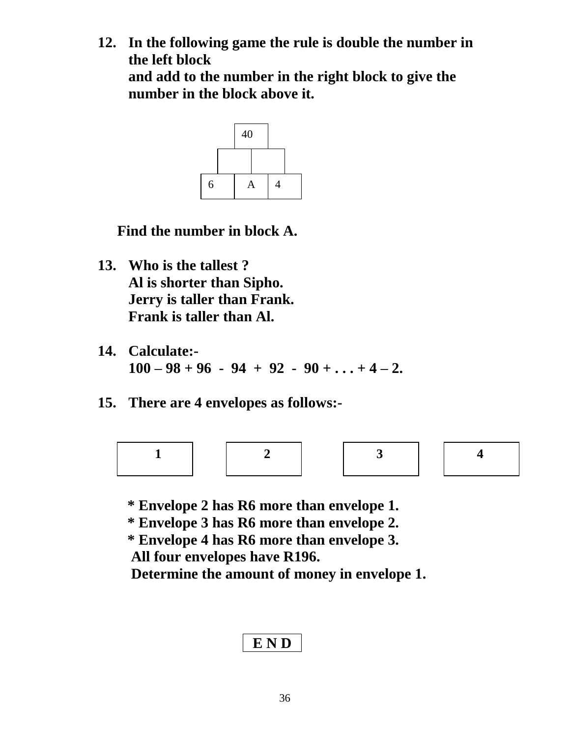**12. In the following game the rule is double the number in the left block and add to the number in the right block to give the number in the block above it.**

| | 40 | |
|---|---|---|
| | | |
| 6 | A | 4 |

**Find the number in block A.**

**13. Who is the tallest ?**
**Al is shorter than Sipho.**
**Jerry is taller than Frank.**
**Frank is taller than Al.**

**14. Calculate:-**
**100 – 98 + 96 - 94 + 92 - 90 + . . . + 4 – 2.**

**15. There are 4 envelopes as follows:-**

| 1 | 2 | 3 | 4 |
|---|---|---|---|
| | | | |

**\* Envelope 2 has R6 more than envelope 1.**
**\* Envelope 3 has R6 more than envelope 2.**
**\* Envelope 4 has R6 more than envelope 3.**
**All four envelopes have R196.**
**Determine the amount of money in envelope 1.**

**E N D**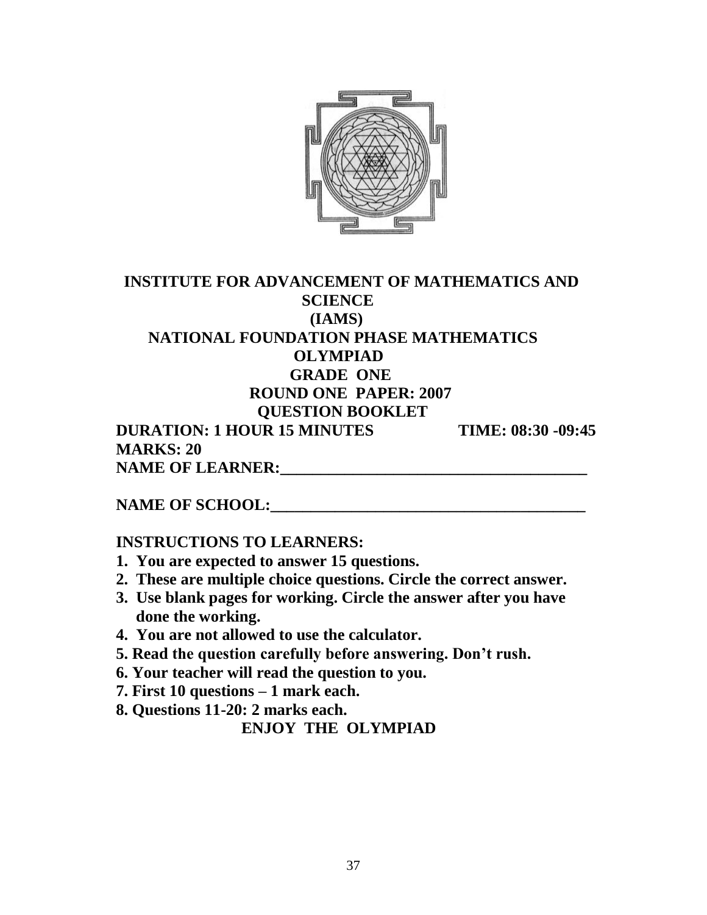**INSTITUTE FOR ADVANCEMENT OF MATHEMATICS AND SCIENCE**
**(IAMS)**
**NATIONAL FOUNDATION PHASE MATHEMATICS OLYMPIAD**
**GRADE ONE**
**ROUND ONE PAPER: 2007**
**QUESTION BOOKLET**

**DURATION: 1 HOUR 15 MINUTES** **TIME: 08:30 -09:45**

**MARKS: 20**

**NAME OF LEARNER:_______________________________________**

**NAME OF SCHOOL:_______________________________________**

**INSTRUCTIONS TO LEARNERS:**

1. **You are expected to answer 15 questions.**
2. **These are multiple choice questions. Circle the correct answer.**
3. **Use blank pages for working. Circle the answer after you have done the working.**
4. **You are not allowed to use the calculator.**
5. **Read the question carefully before answering. Don't rush.**
6. **Your teacher will read the question to you.**
7. **First 10 questions – 1 mark each.**
8. **Questions 11-20: 2 marks each.**

**ENJOY THE OLYMPIAD**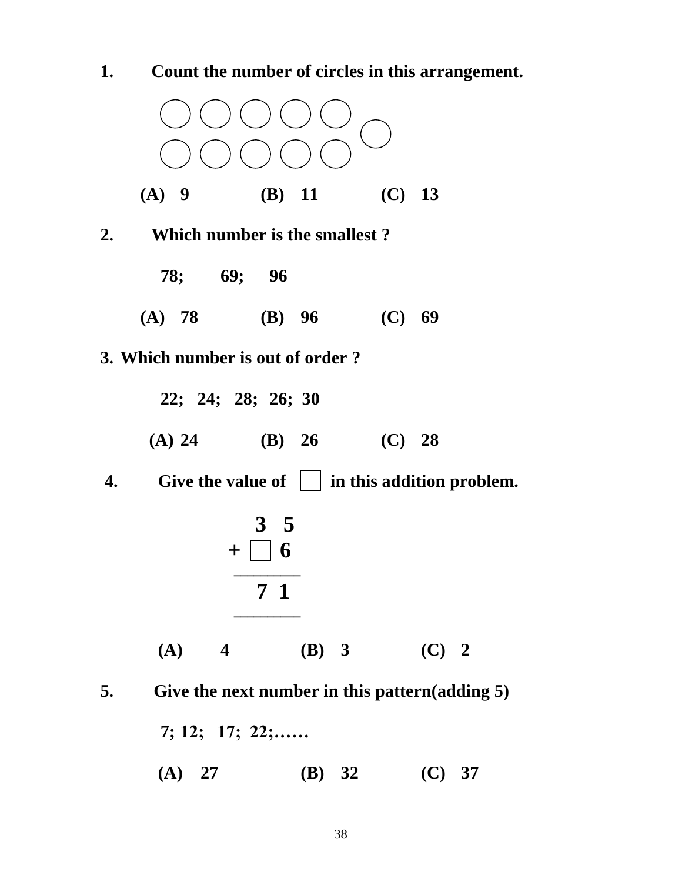**1. Count the number of circles in this arrangement.**

○ ○ ○ ○ ○
　　　　　　○
○ ○ ○ ○ ○

**(A) 9 (B) 11 (C) 13**

**2. Which number is the smallest ?**

**78; 69; 96**

**(A) 78 (B) 96 (C) 69**

**3. Which number is out of order ?**

**22; 24; 28; 26; 30**

**(A) 24 (B) 26 (C) 28**

**4. Give the value of ☐ in this addition problem.**

```
   3 5
+ ☐ 6
 ------
   7 1
 ------
```

**(A) 4 (B) 3 (C) 2**

**5. Give the next number in this pattern(adding 5)**

**7; 12; 17; 22;……**

**(A) 27 (B) 32 (C) 37**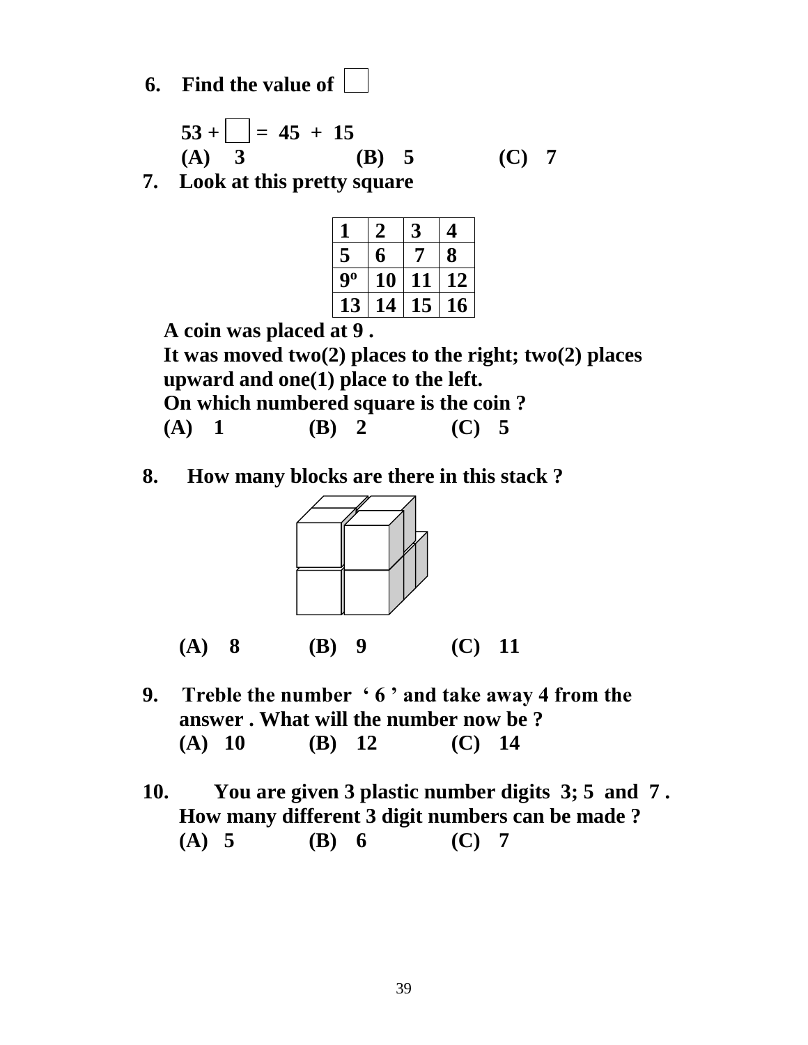6. **Find the value of** ☐

   **53 + ☐ = 45 + 15**

   **(A) 3 (B) 5 (C) 7**

7. **Look at this pretty square**

| 1 | 2 | 3 | 4 |
|---|---|---|---|
| 5 | 6 | 7 | 8 |
| 9º | 10 | 11 | 12 |
| 13 | 14 | 15 | 16 |

   **A coin was placed at 9 .**
   **It was moved two(2) places to the right; two(2) places upward and one(1) place to the left.**
   **On which numbered square is the coin ?**

   **(A) 1 (B) 2 (C) 5**

8. **How many blocks are there in this stack ?**

   **(A) 8 (B) 9 (C) 11**

9. **Treble the number ' 6 ' and take away 4 from the answer . What will the number now be ?**

   **(A) 10 (B) 12 (C) 14**

10. **You are given 3 plastic number digits 3; 5 and 7 . How many different 3 digit numbers can be made ?**

    **(A) 5 (B) 6 (C) 7**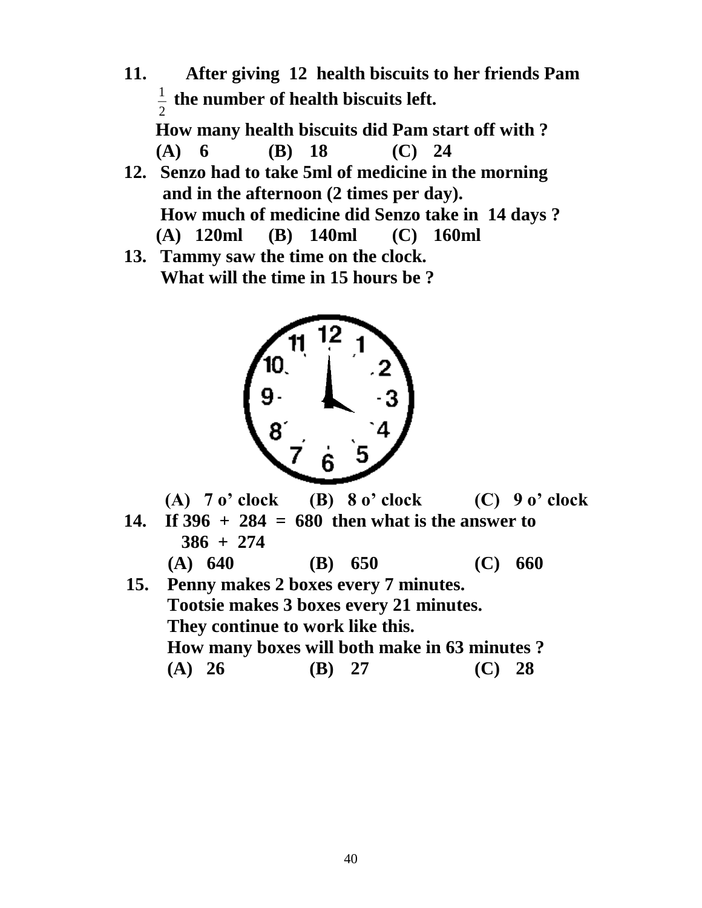**11.** **After giving 12 health biscuits to her friends Pam $\frac{1}{2}$ the number of health biscuits left.**

**How many health biscuits did Pam start off with ?**

**(A) 6 (B) 18 (C) 24**

**12.** **Senzo had to take 5ml of medicine in the morning and in the afternoon (2 times per day).**

**How much of medicine did Senzo take in 14 days ?**

**(A) 120ml (B) 140ml (C) 160ml**

**13.** **Tammy saw the time on the clock.**

**What will the time in 15 hours be ?**

**(A) 7 o' clock (B) 8 o' clock (C) 9 o' clock**

**14.** **If 396 + 284 = 680 then what is the answer to 386 + 274**

**(A) 640 (B) 650 (C) 660**

**15.** **Penny makes 2 boxes every 7 minutes.**

**Tootsie makes 3 boxes every 21 minutes.**

**They continue to work like this.**

**How many boxes will both make in 63 minutes ?**

**(A) 26 (B) 27 (C) 28**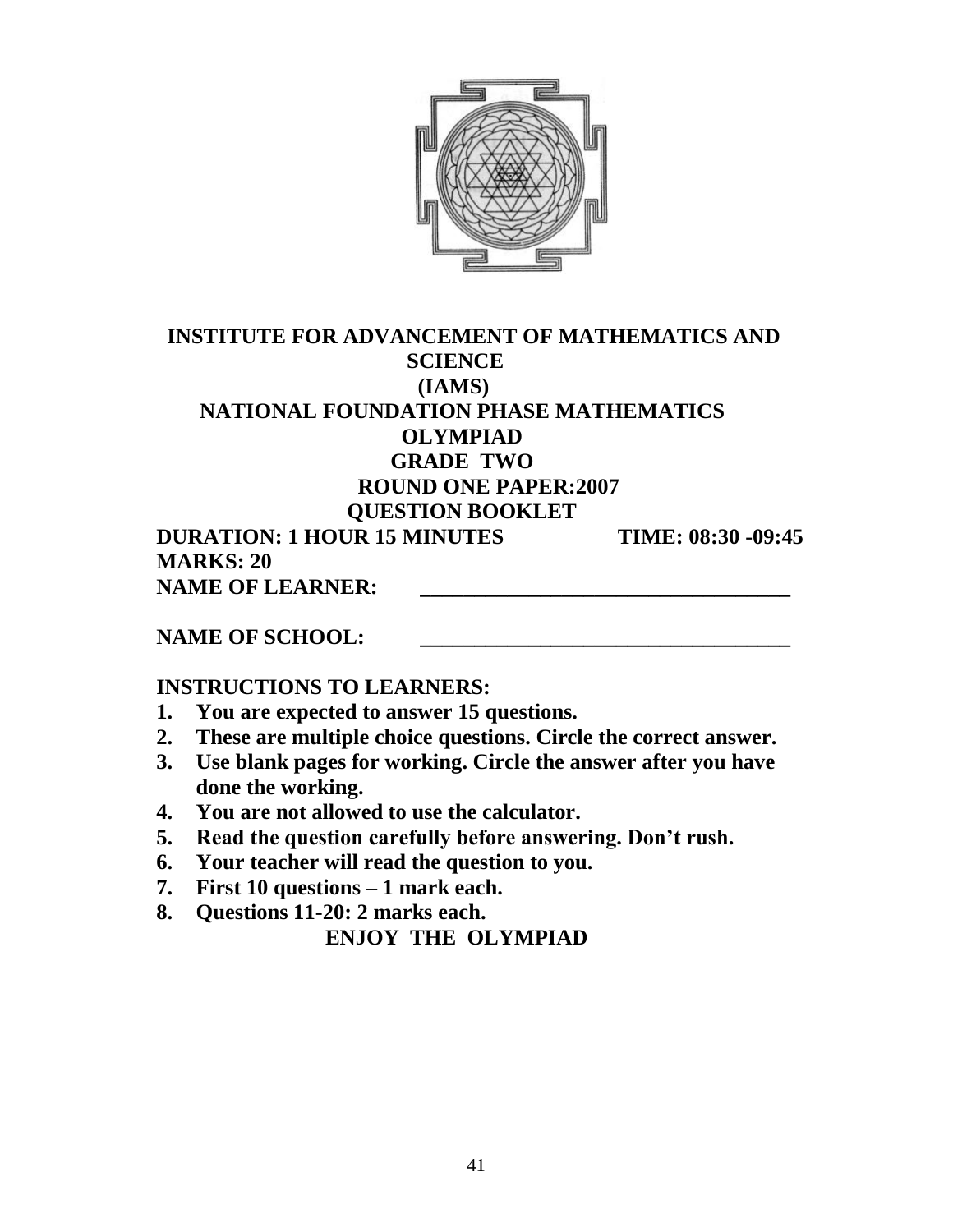# INSTITUTE FOR ADVANCEMENT OF MATHEMATICS AND SCIENCE

## (IAMS)

## NATIONAL FOUNDATION PHASE MATHEMATICS OLYMPIAD

## GRADE TWO

## ROUND ONE PAPER:2007

## QUESTION BOOKLET

**DURATION: 1 HOUR 15 MINUTES** **TIME: 08:30 -09:45**

**MARKS: 20**

**NAME OF LEARNER:** ___________________________________

**NAME OF SCHOOL:** ___________________________________

**INSTRUCTIONS TO LEARNERS:**

1. **You are expected to answer 15 questions.**
2. **These are multiple choice questions. Circle the correct answer.**
3. **Use blank pages for working. Circle the answer after you have done the working.**
4. **You are not allowed to use the calculator.**
5. **Read the question carefully before answering. Don't rush.**
6. **Your teacher will read the question to you.**
7. **First 10 questions – 1 mark each.**
8. **Questions 11-20: 2 marks each.**

**ENJOY THE OLYMPIAD**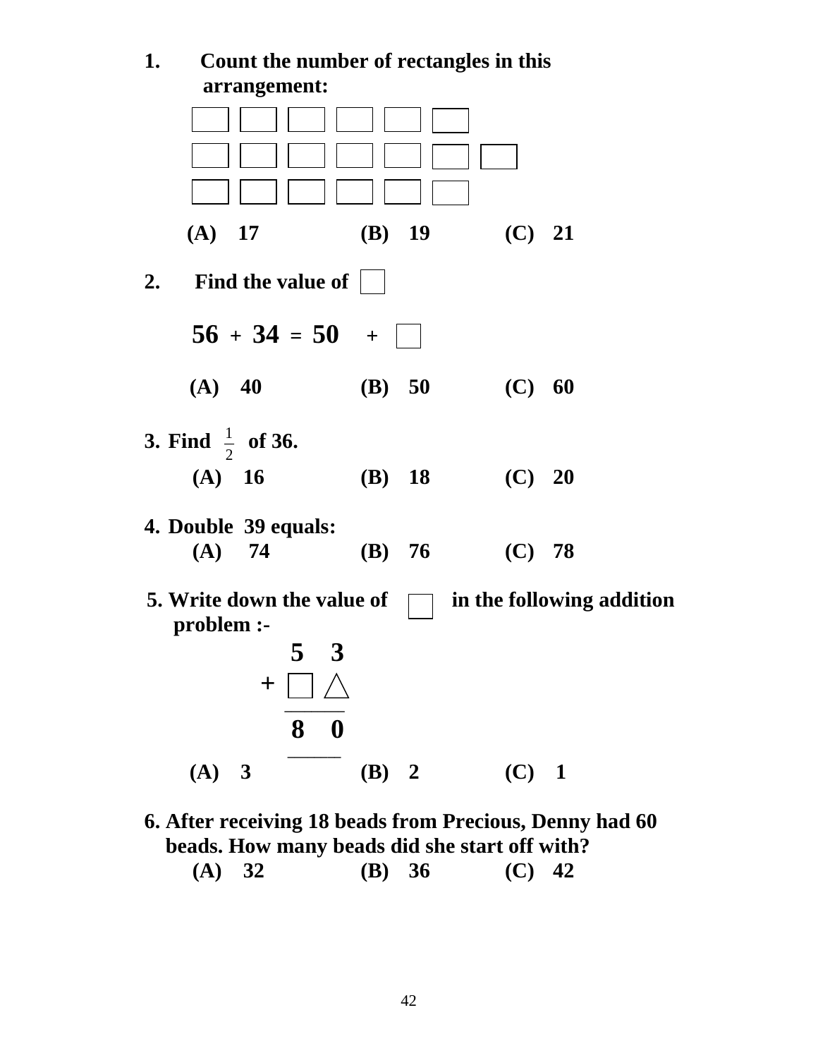**1. Count the number of rectangles in this arrangement:**

□ □ □ □ □ □

□ □ □ □ □ □ □

□ □ □ □ □ □

**(A) 17 (B) 19 (C) 21**

**2. Find the value of □**

$$56 + 34 = 50 + \square$$

**(A) 40 (B) 50 (C) 60**

**3. Find $\frac{1}{2}$ of 36.**

**(A) 16 (B) 18 (C) 20**

**4. Double 39 equals:**

**(A) 74 (B) 76 (C) 78**

**5. Write down the value of □ in the following addition problem :-**

```
    5  3
 +  □  △
 ________
    8  0
```

**(A) 3 (B) 2 (C) 1**

**6. After receiving 18 beads from Precious, Denny had 60 beads. How many beads did she start off with?**

**(A) 32 (B) 36 (C) 42**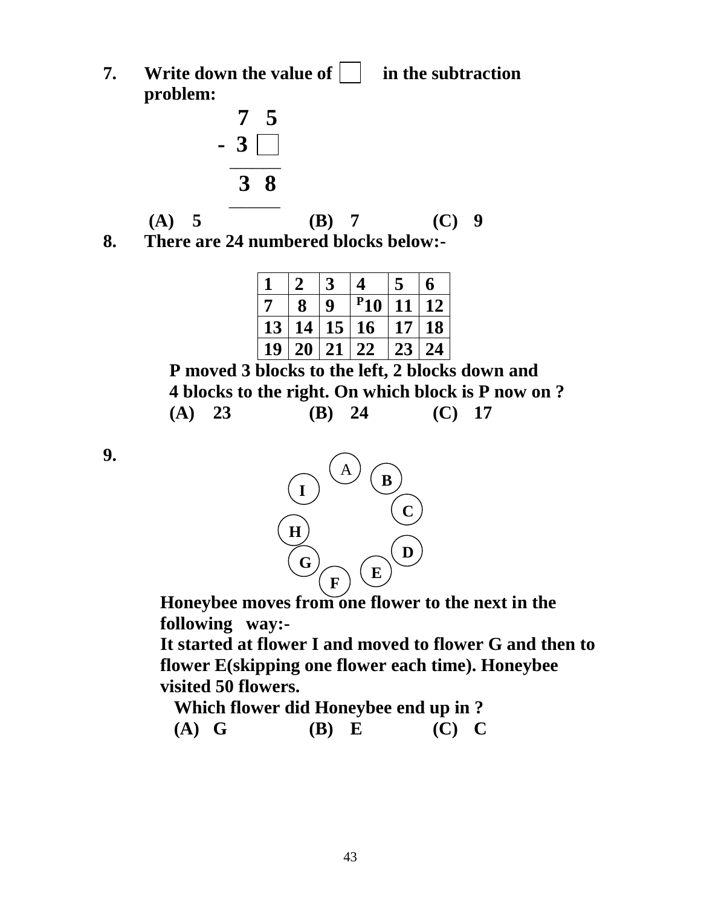7. **Write down the value of ☐ in the subtraction problem:**

```
   7  5
 - 3  ☐
 -------
   3  8
 -------
```

**(A) 5 (B) 7 (C) 9**

8. **There are 24 numbered blocks below:-**

| 1 | 2 | 3 | 4 | 5 | 6 |
|---|---|---|---|---|---|
| 7 | 8 | 9 | P 10 | 11 | 12 |
| 13 | 14 | 15 | 16 | 17 | 18 |
| 19 | 20 | 21 | 22 | 23 | 24 |

**P moved 3 blocks to the left, 2 blocks down and 4 blocks to the right. On which block is P now on ?**

**(A) 23 (B) 24 (C) 17**

9. A, B, C, D, E, F, G, H, I

**Honeybee moves from one flower to the next in the following way:-**

**It started at flower I and moved to flower G and then to flower E(skipping one flower each time). Honeybee visited 50 flowers.**

**Which flower did Honeybee end up in ?**

**(A) G (B) E (C) C**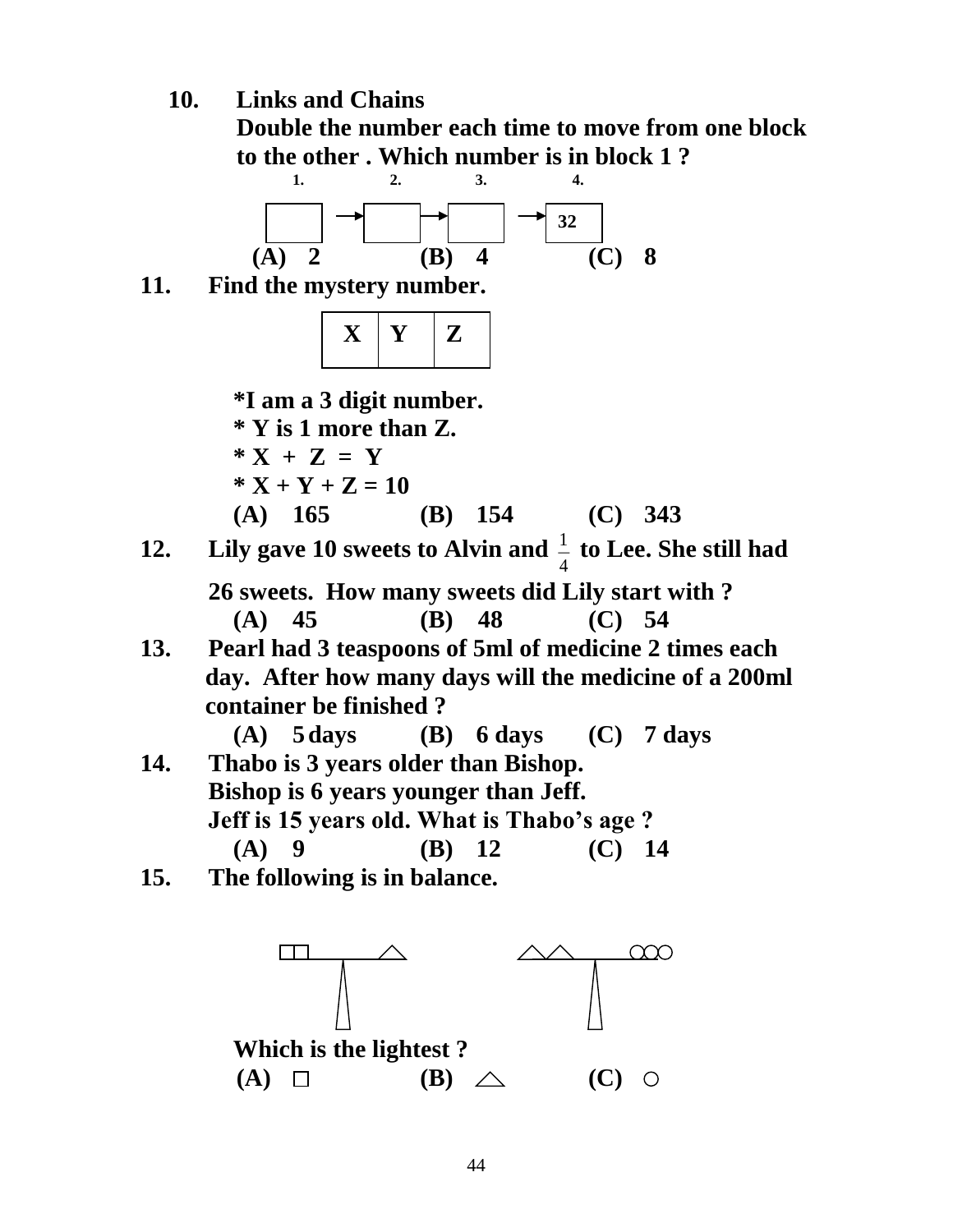**10. Links and Chains**

**Double the number each time to move from one block to the other . Which number is in block 1 ?**

| 1. | 2. | 3. | 4. |
|---|---|---|---|
| | → | → | → 32 |

**(A) 2 (B) 4 (C) 8**

**11. Find the mystery number.**

| X | Y | Z |
|---|---|---|

**\*I am a 3 digit number.**

**\* Y is 1 more than Z.**

**\* X + Z = Y**

**\* X + Y + Z = 10**

**(A) 165 (B) 154 (C) 343**

**12. Lily gave 10 sweets to Alvin and $\frac{1}{4}$ to Lee. She still had 26 sweets. How many sweets did Lily start with ?**

**(A) 45 (B) 48 (C) 54**

**13. Pearl had 3 teaspoons of 5ml of medicine 2 times each day. After how many days will the medicine of a 200ml container be finished ?**

**(A) 5 days (B) 6 days (C) 7 days**

**14. Thabo is 3 years older than Bishop.**

**Bishop is 6 years younger than Jeff.**

**Jeff is 15 years old. What is Thabo's age ?**

**(A) 9 (B) 12 (C) 14**

**15. The following is in balance.**

□□ ——— △        △△ ——— ○○○

**Which is the lightest ?**

**(A) □ (B) △ (C) ○**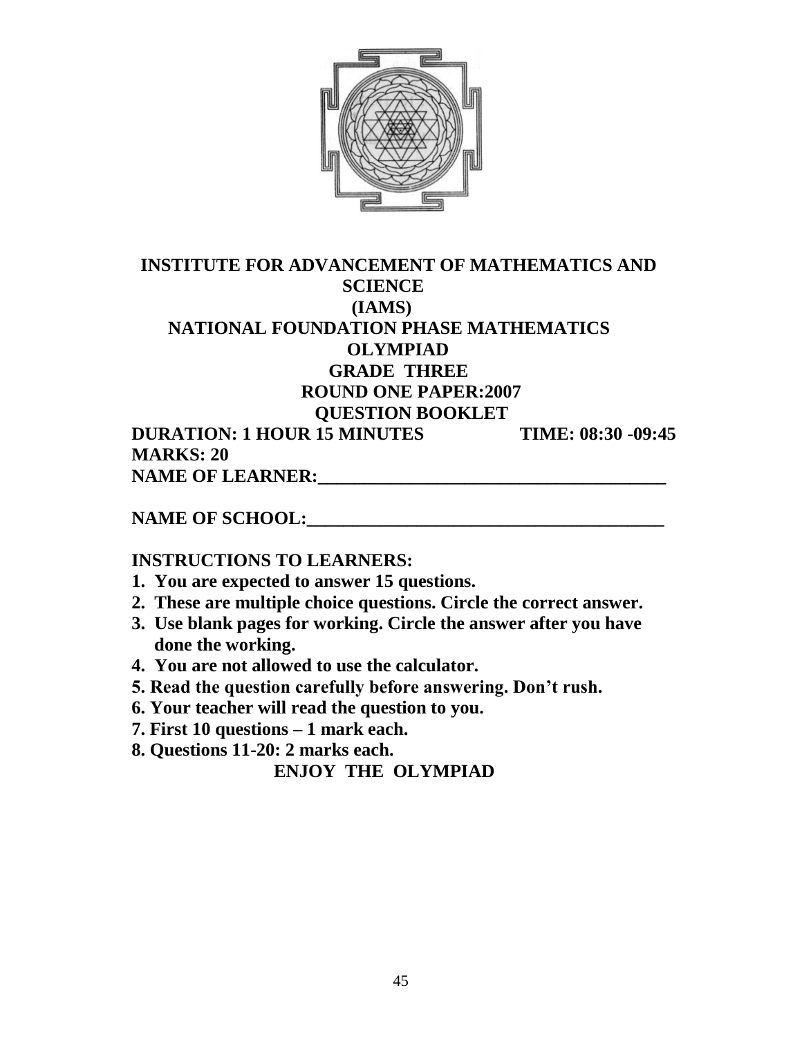# INSTITUTE FOR ADVANCEMENT OF MATHEMATICS AND SCIENCE
# (IAMS)
## NATIONAL FOUNDATION PHASE MATHEMATICS OLYMPIAD
## GRADE THREE
## ROUND ONE PAPER:2007
## QUESTION BOOKLET

**DURATION: 1 HOUR 15 MINUTES** **TIME: 08:30 -09:45**

**MARKS: 20**

**NAME OF LEARNER:\_\_\_\_\_\_\_\_\_\_\_\_\_\_\_\_\_\_\_\_\_\_\_\_\_\_\_\_\_\_\_\_\_\_\_\_\_\_\_\_**

**NAME OF SCHOOL:\_\_\_\_\_\_\_\_\_\_\_\_\_\_\_\_\_\_\_\_\_\_\_\_\_\_\_\_\_\_\_\_\_\_\_\_\_\_\_\_**

**INSTRUCTIONS TO LEARNERS:**

1. **You are expected to answer 15 questions.**
2. **These are multiple choice questions. Circle the correct answer.**
3. **Use blank pages for working. Circle the answer after you have done the working.**
4. **You are not allowed to use the calculator.**
5. **Read the question carefully before answering. Don't rush.**
6. **Your teacher will read the question to you.**
7. **First 10 questions – 1 mark each.**
8. **Questions 11-20: 2 marks each.**

**ENJOY THE OLYMPIAD**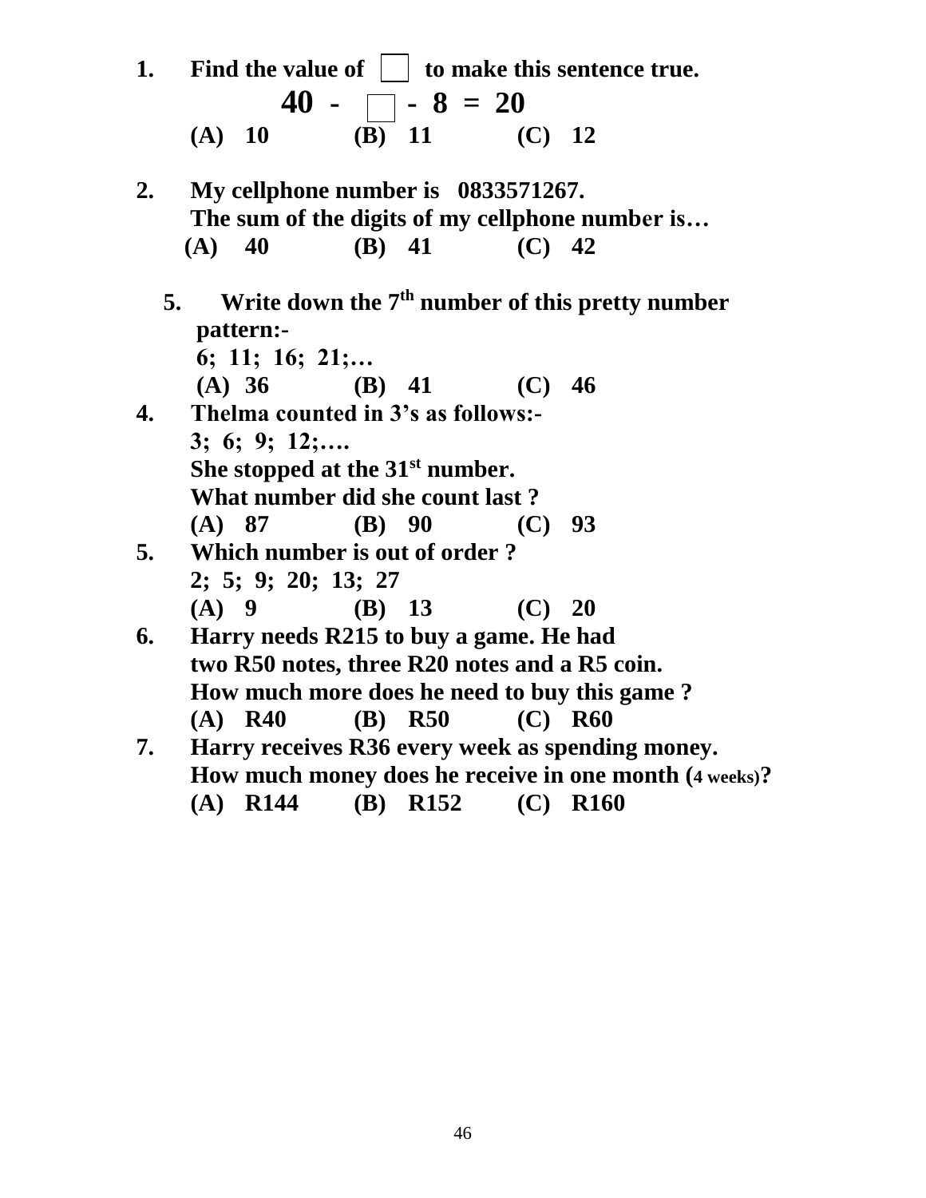**1.** **Find the value of ☐ to make this sentence true.**

**40 - ☐ - 8 = 20**

**(A) 10 (B) 11 (C) 12**

**2.** **My cellphone number is 0833571267.**
**The sum of the digits of my cellphone number is…**

**(A) 40 (B) 41 (C) 42**

**5.** **Write down the 7th number of this pretty number pattern:-**

**6; 11; 16; 21;…**

**(A) 36 (B) 41 (C) 46**

**4.** **Thelma counted in 3's as follows:-**

**3; 6; 9; 12;….**

**She stopped at the 31st number.**
**What number did she count last ?**

**(A) 87 (B) 90 (C) 93**

**5.** **Which number is out of order ?**

**2; 5; 9; 20; 13; 27**

**(A) 9 (B) 13 (C) 20**

**6.** **Harry needs R215 to buy a game. He had two R50 notes, three R20 notes and a R5 coin.**
**How much more does he need to buy this game ?**

**(A) R40 (B) R50 (C) R60**

**7.** **Harry receives R36 every week as spending money.**
**How much money does he receive in one month (4 weeks)?**

**(A) R144 (B) R152 (C) R160**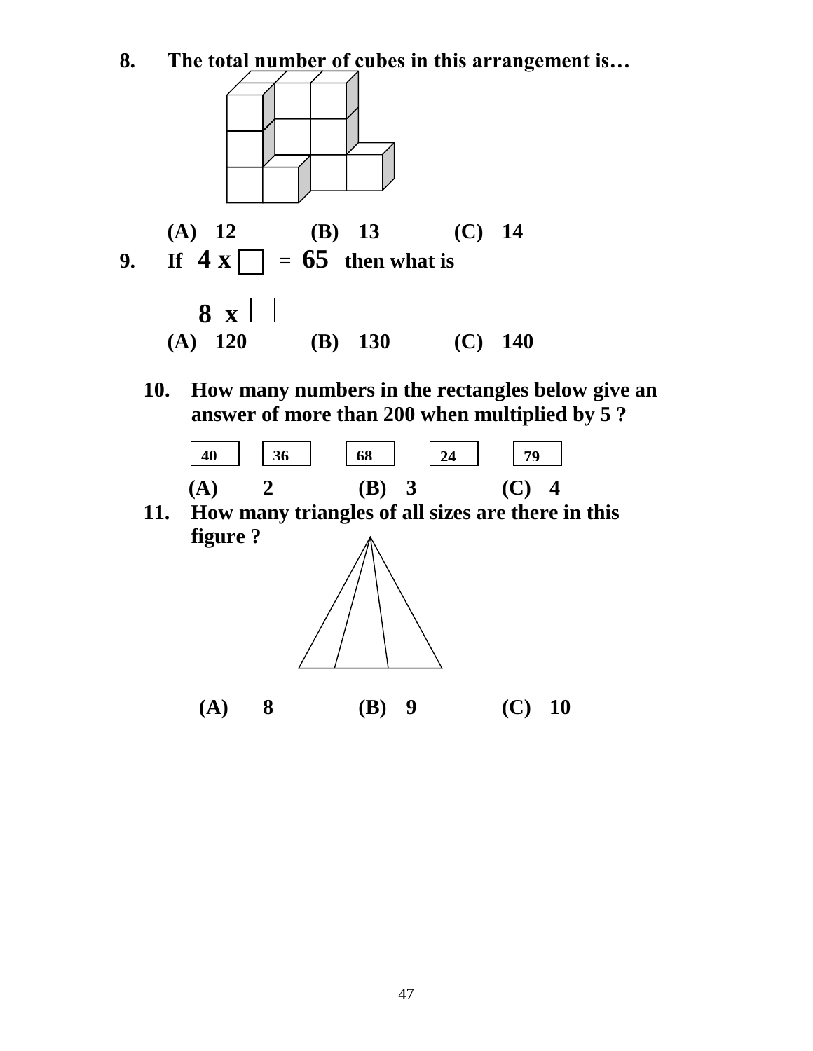8. **The total number of cubes in this arrangement is…**

**(A) 12 (B) 13 (C) 14**

9. **If 4 x ☐ = 65 then what is**

**8 x ☐**

**(A) 120 (B) 130 (C) 140**

10. **How many numbers in the rectangles below give an answer of more than 200 when multiplied by 5 ?**

| 40 | 36 | 68 | 24 | 79 |
|---|---|---|---|---|

**(A) 2 (B) 3 (C) 4**

11. **How many triangles of all sizes are there in this figure ?**

**(A) 8 (B) 9 (C) 10**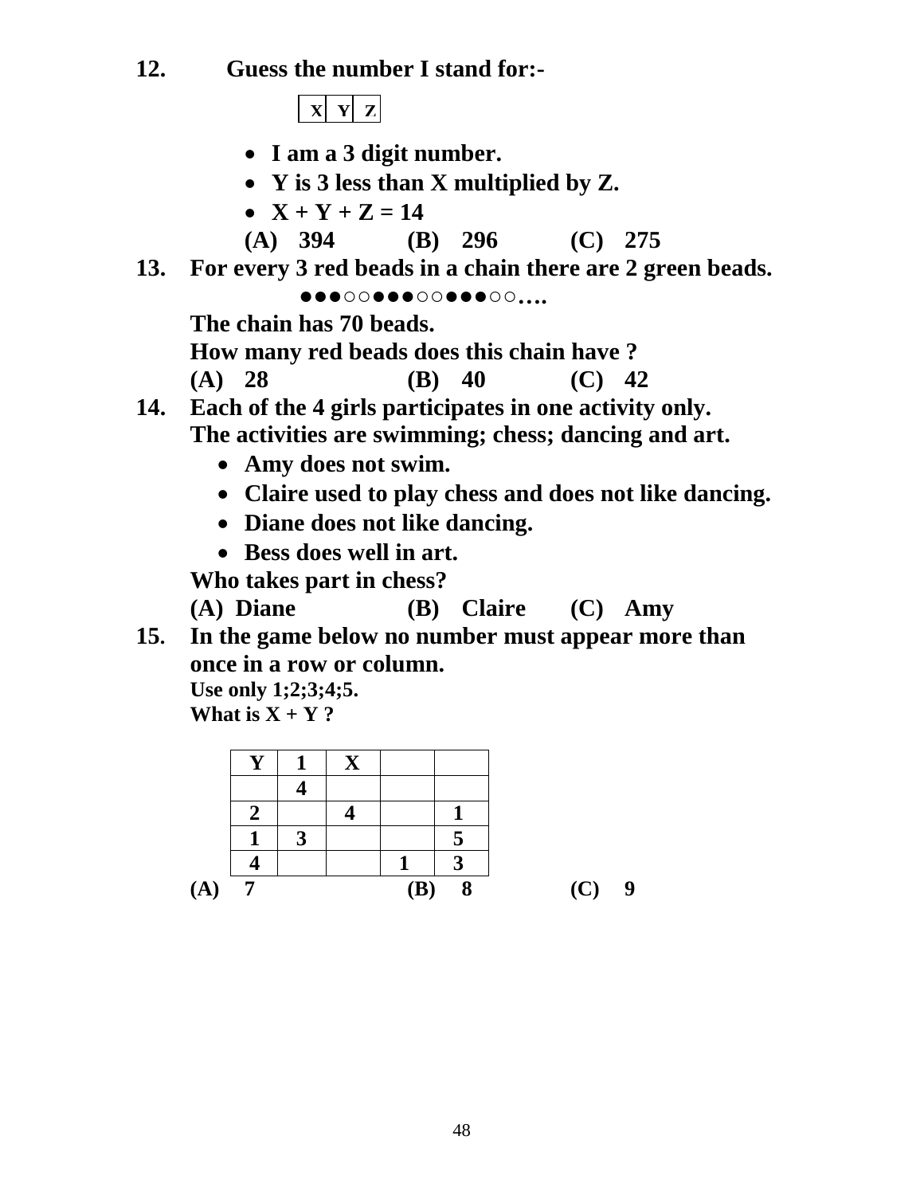**12.** **Guess the number I stand for:-**

| X | Y | Z |
|---|---|---|

- **I am a 3 digit number.**
- **Y is 3 less than X multiplied by Z.**
- **X + Y + Z = 14**

**(A) 394 (B) 296 (C) 275**

**13.** **For every 3 red beads in a chain there are 2 green beads.**

●●●○○●●●○○●●●○○….

**The chain has 70 beads.**

**How many red beads does this chain have ?**

**(A) 28 (B) 40 (C) 42**

**14.** **Each of the 4 girls participates in one activity only.**
**The activities are swimming; chess; dancing and art.**

- **Amy does not swim.**
- **Claire used to play chess and does not like dancing.**
- **Diane does not like dancing.**
- **Bess does well in art.**

**Who takes part in chess?**

**(A) Diane (B) Claire (C) Amy**

**15.** **In the game below no number must appear more than once in a row or column.**

**Use only 1;2;3;4;5.**

**What is X + Y ?**

| Y | 1 | X | | |
|---|---|---|---|---|
| | 4 | | | |
| 2 | | 4 | | 1 |
| 1 | 3 | | | 5 |
| 4 | | | 1 | 3 |

**(A) 7 (B) 8 (C) 9**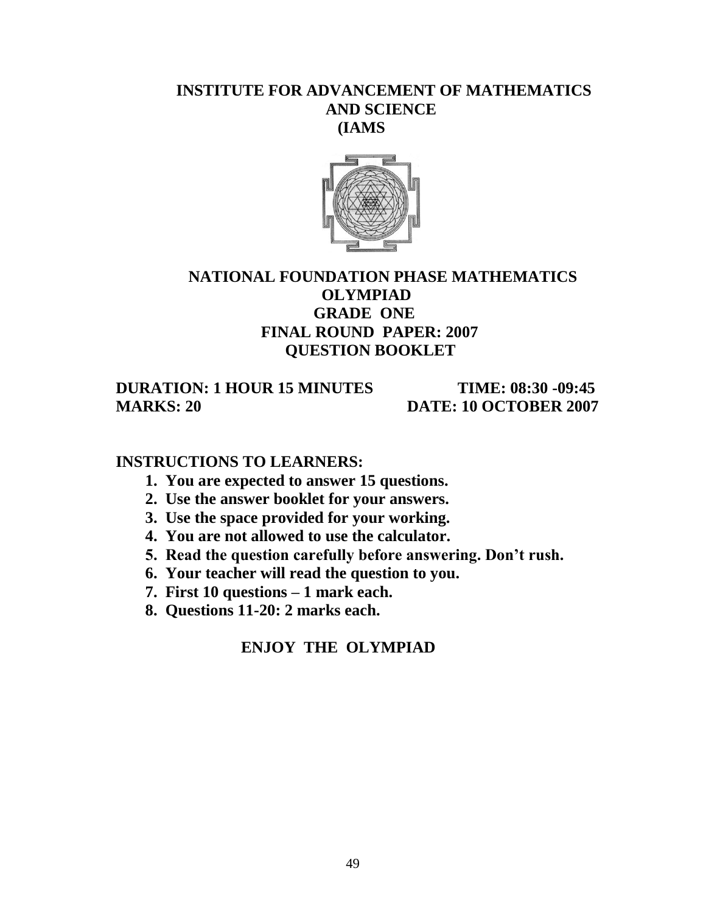# INSTITUTE FOR ADVANCEMENT OF MATHEMATICS AND SCIENCE (IAMS

## NATIONAL FOUNDATION PHASE MATHEMATICS OLYMPIAD
## GRADE ONE
## FINAL ROUND PAPER: 2007
## QUESTION BOOKLET

**DURATION: 1 HOUR 15 MINUTES** **TIME: 08:30 -09:45**
**MARKS: 20** **DATE: 10 OCTOBER 2007**

**INSTRUCTIONS TO LEARNERS:**

1. **You are expected to answer 15 questions.**
2. **Use the answer booklet for your answers.**
3. **Use the space provided for your working.**
4. **You are not allowed to use the calculator.**
5. **Read the question carefully before answering. Don't rush.**
6. **Your teacher will read the question to you.**
7. **First 10 questions – 1 mark each.**
8. **Questions 11-20: 2 marks each.**

**ENJOY THE OLYMPIAD**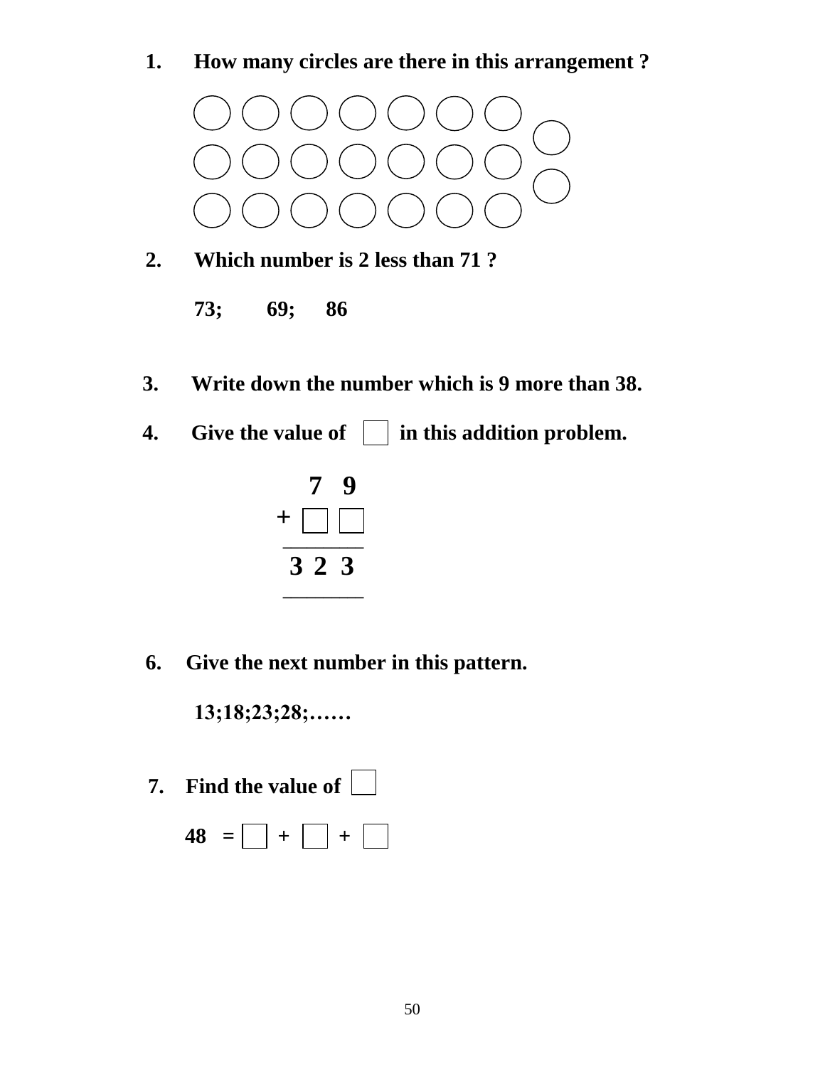1. **How many circles are there in this arrangement ?**

   ◯ ◯ ◯ ◯ ◯ ◯ ◯
   ◯ ◯ ◯ ◯ ◯ ◯ ◯ ◯
   ◯ ◯ ◯ ◯ ◯ ◯ ◯ ◯
   ◯ ◯ ◯ ◯ ◯ ◯ ◯

2. **Which number is 2 less than 71 ?**

   **73; 69; 86**

3. **Write down the number which is 9 more than 38.**

4. **Give the value of ☐ in this addition problem.**

$$\begin{array}{r} 7\ 9 \\ +\ \square\ \square \\ \hline 3\ 2\ 3 \\ \hline \end{array}$$

6. **Give the next number in this pattern.**

   **13;18;23;28;……**

7. **Find the value of ☐**

   **48 = ☐ + ☐ + ☐**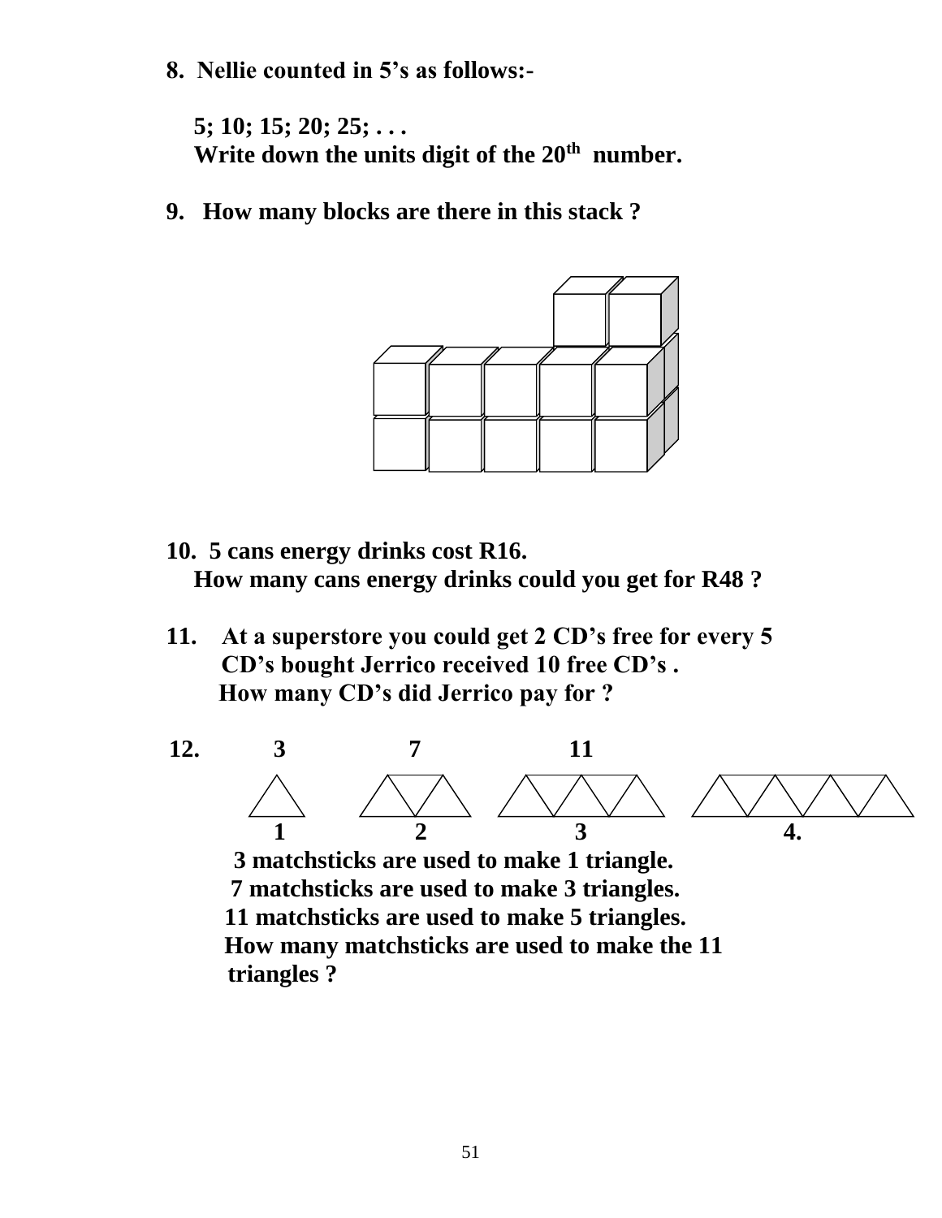**8. Nellie counted in 5's as follows:-**

**5; 10; 15; 20; 25; . . .**
**Write down the units digit of the 20th number.**

**9. How many blocks are there in this stack ?**

**10. 5 cans energy drinks cost R16.**
**How many cans energy drinks could you get for R48 ?**

**11. At a superstore you could get 2 CD's free for every 5 CD's bought Jerrico received 10 free CD's .**
**How many CD's did Jerrico pay for ?**

**12.**

| 3 | 7 | 11 | |
|---|---|---|---|
| 1 | 2 | 3 | 4. |

**3 matchsticks are used to make 1 triangle.**
**7 matchsticks are used to make 3 triangles.**
**11 matchsticks are used to make 5 triangles.**
**How many matchsticks are used to make the 11 triangles ?**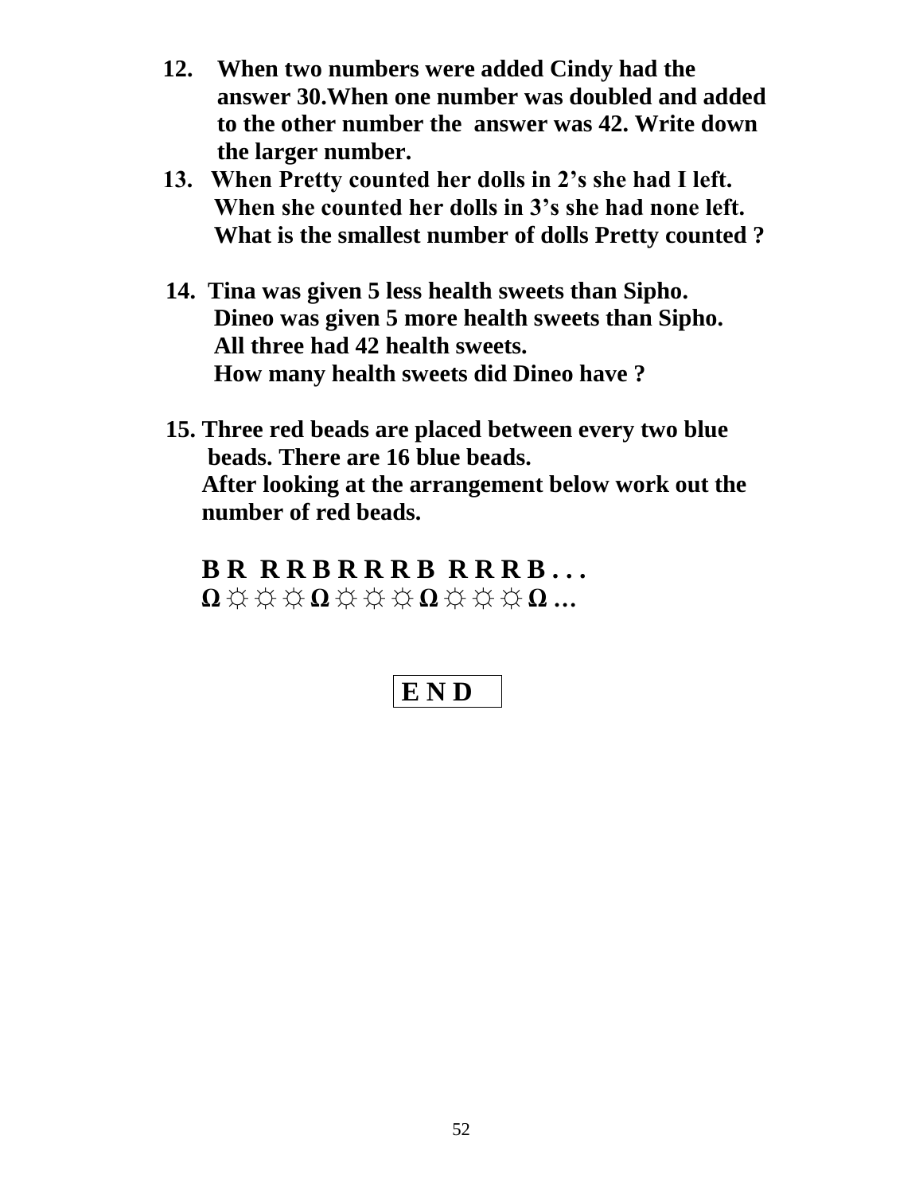**12. When two numbers were added Cindy had the answer 30.When one number was doubled and added to the other number the answer was 42. Write down the larger number.**

**13. When Pretty counted her dolls in 2's she had I left. When she counted her dolls in 3's she had none left. What is the smallest number of dolls Pretty counted ?**

**14. Tina was given 5 less health sweets than Sipho. Dineo was given 5 more health sweets than Sipho. All three had 42 health sweets. How many health sweets did Dineo have ?**

**15. Three red beads are placed between every two blue beads. There are 16 blue beads. After looking at the arrangement below work out the number of red beads.**

**B R R R B R R R B R R R B . . .**
**Ω ☼ ☼ ☼ Ω ☼ ☼ ☼ Ω ☼ ☼ ☼ Ω …**

**E N D**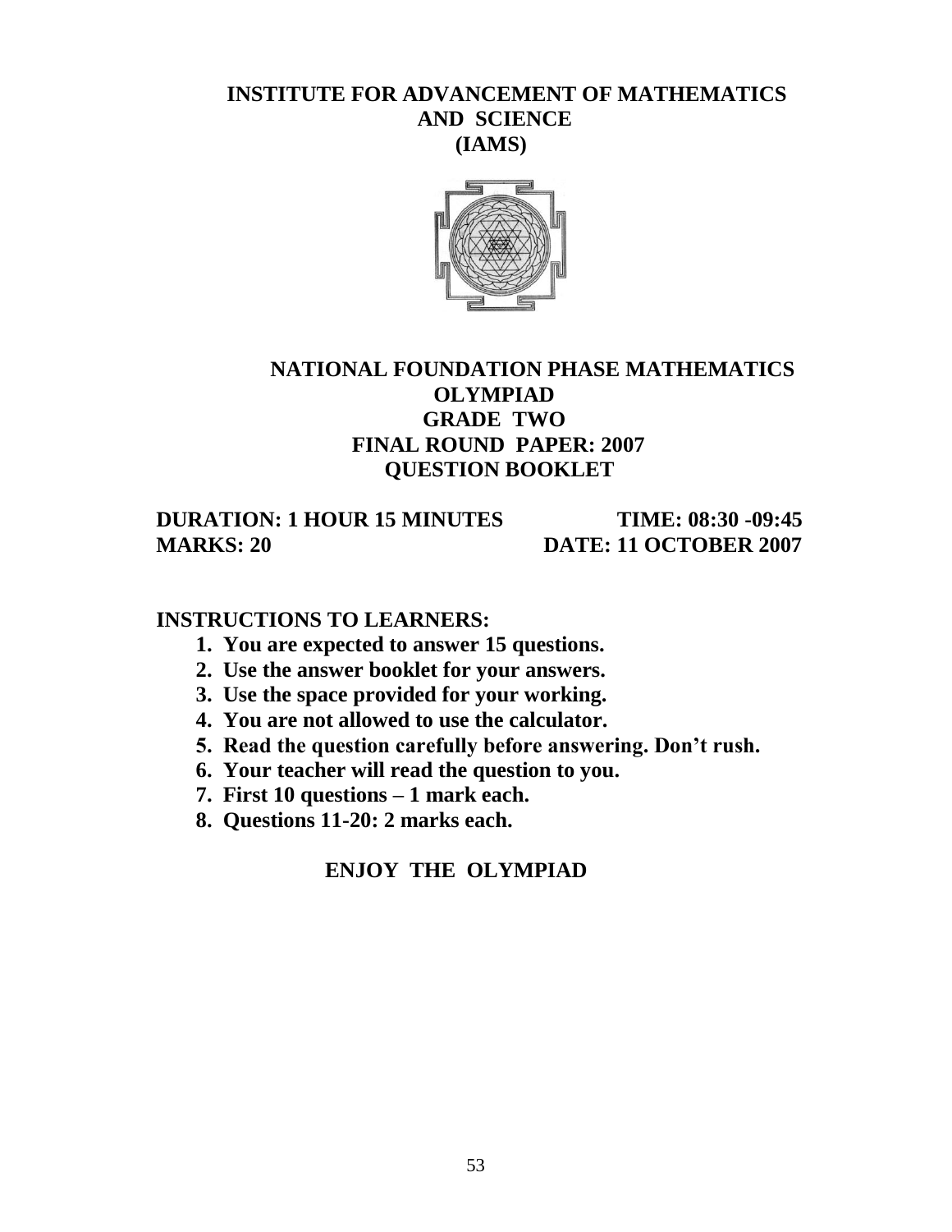# INSTITUTE FOR ADVANCEMENT OF MATHEMATICS AND SCIENCE (IAMS)

## NATIONAL FOUNDATION PHASE MATHEMATICS OLYMPIAD
## GRADE TWO
## FINAL ROUND PAPER: 2007
## QUESTION BOOKLET

**DURATION: 1 HOUR 15 MINUTES** **TIME: 08:30 -09:45**
**MARKS: 20** **DATE: 11 OCTOBER 2007**

**INSTRUCTIONS TO LEARNERS:**

1. **You are expected to answer 15 questions.**
2. **Use the answer booklet for your answers.**
3. **Use the space provided for your working.**
4. **You are not allowed to use the calculator.**
5. **Read the question carefully before answering. Don't rush.**
6. **Your teacher will read the question to you.**
7. **First 10 questions – 1 mark each.**
8. **Questions 11-20: 2 marks each.**

**ENJOY THE OLYMPIAD**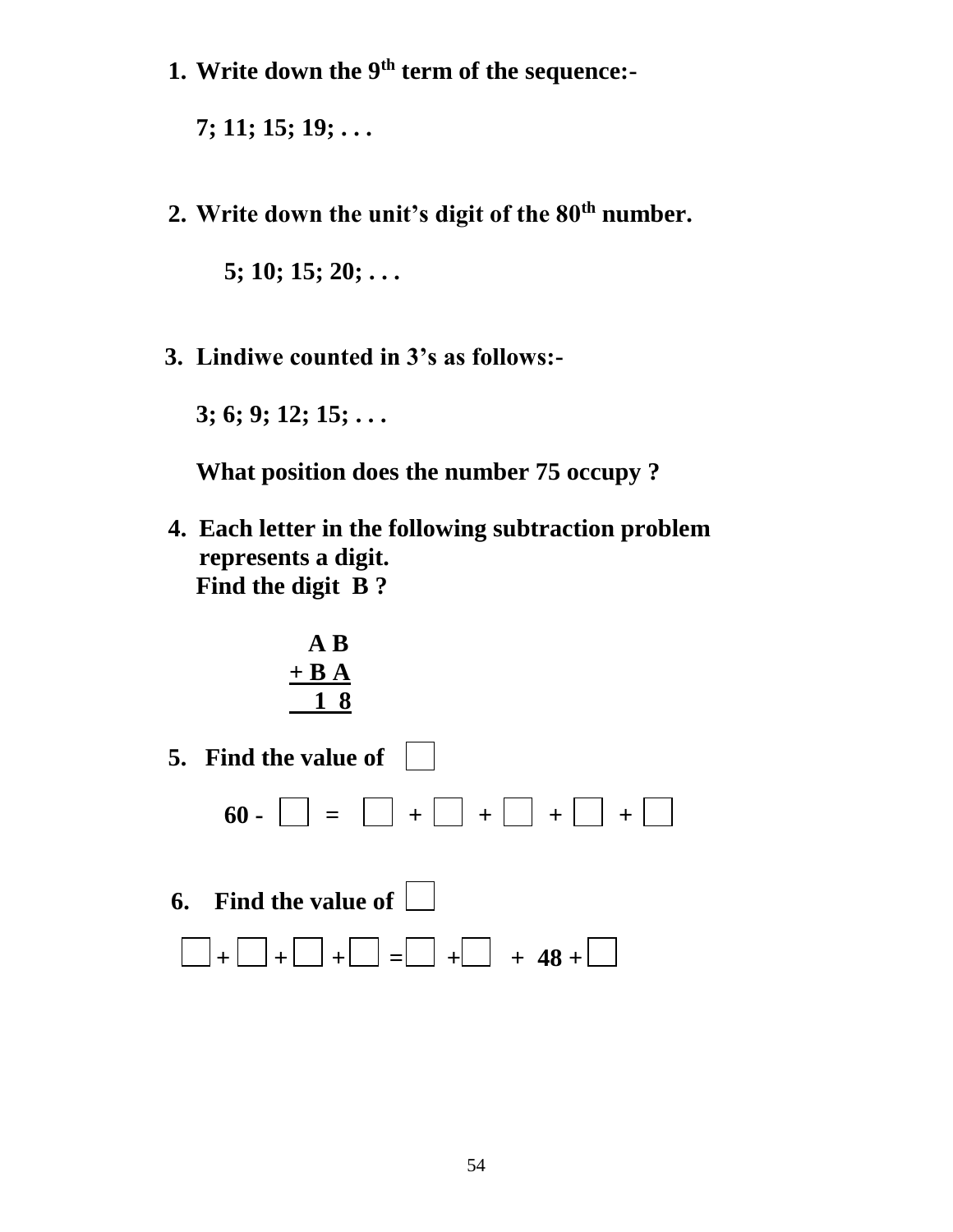1. **Write down the 9$^{th}$ term of the sequence:-**

   **7; 11; 15; 19; . . .**

2. **Write down the unit's digit of the 80$^{th}$ number.**

   **5; 10; 15; 20; . . .**

3. **Lindiwe counted in 3's as follows:-**

   **3; 6; 9; 12; 15; . . .**

   **What position does the number 75 occupy ?**

4. **Each letter in the following subtraction problem represents a digit.**
   **Find the digit B ?**

$$\begin{array}{r} A\ B \\ +\ B\ A \\ \hline 1\ 8 \end{array}$$

5. **Find the value of** $\square$

   $$60 - \square = \square + \square + \square + \square + \square$$

6. **Find the value of** $\square$

   $$\square + \square + \square + \square = \square + \square + 48 + \square$$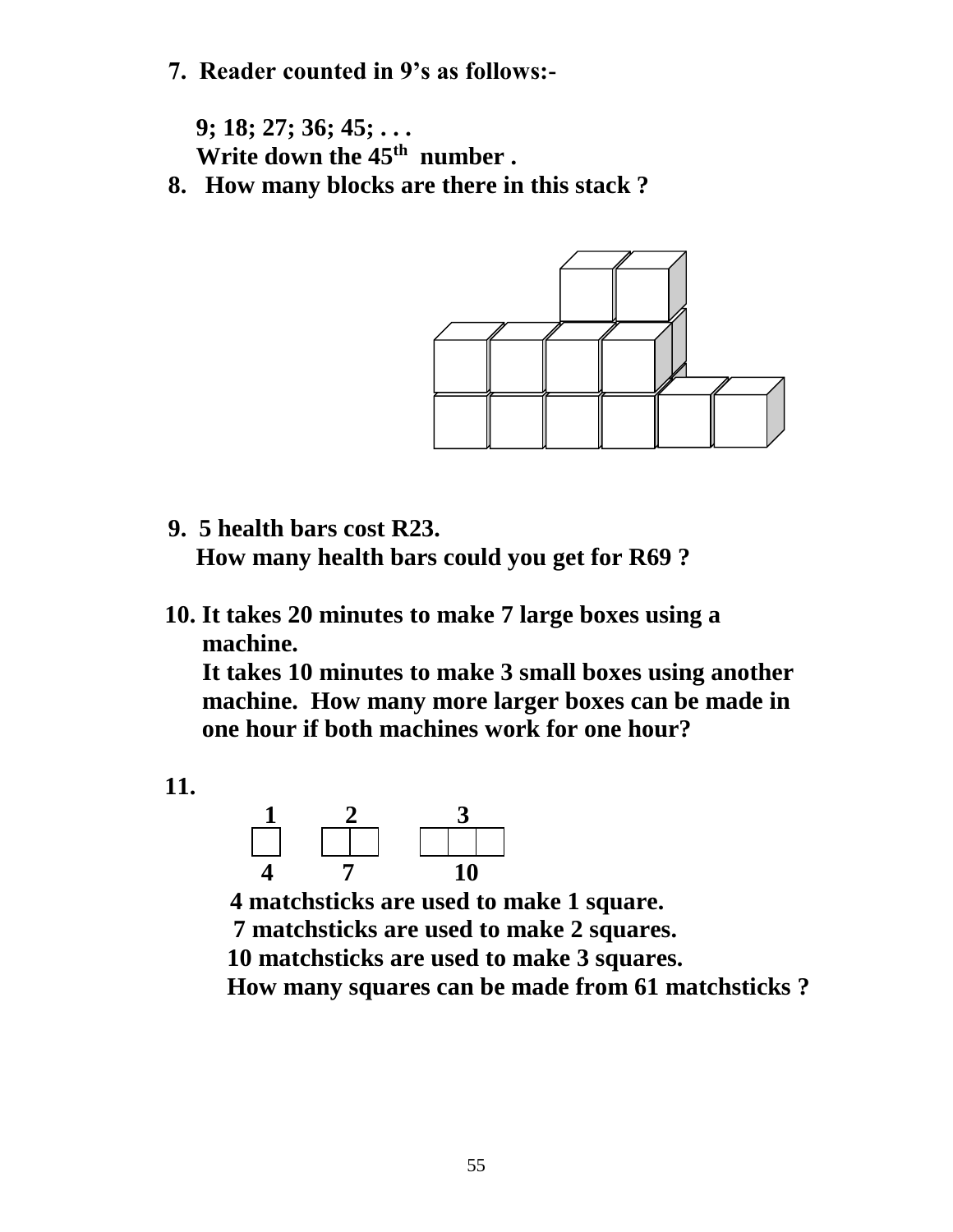7. Reader counted in 9's as follows:-

   9; 18; 27; 36; 45; . . .
   Write down the 45$^{th}$ number .

8. How many blocks are there in this stack ?

9. 5 health bars cost R23.
   How many health bars could you get for R69 ?

10. It takes 20 minutes to make 7 large boxes using a machine.
    It takes 10 minutes to make 3 small boxes using another machine. How many more larger boxes can be made in one hour if both machines work for one hour?

11.

| 1 | 2 | 3 |
|---|---|---|
| 4 | 7 | 10 |

4 matchsticks are used to make 1 square.
7 matchsticks are used to make 2 squares.
10 matchsticks are used to make 3 squares.
How many squares can be made from 61 matchsticks ?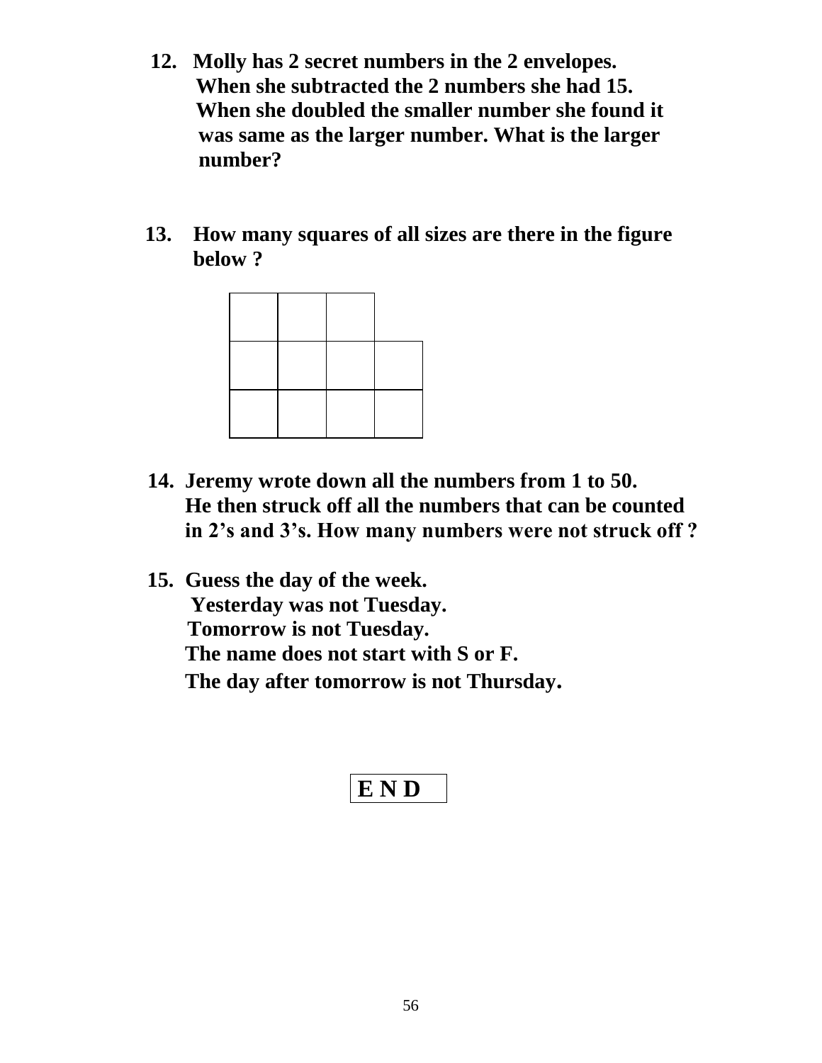12. Molly has 2 secret numbers in the 2 envelopes. When she subtracted the 2 numbers she had 15. When she doubled the smaller number she found it was same as the larger number. What is the larger number?

13. How many squares of all sizes are there in the figure below ?

14. Jeremy wrote down all the numbers from 1 to 50. He then struck off all the numbers that can be counted in 2's and 3's. How many numbers were not struck off ?

15. Guess the day of the week.
    Yesterday was not Tuesday.
    Tomorrow is not Tuesday.
    The name does not start with S or F.
    The day after tomorrow is not Thursday.

**E N D**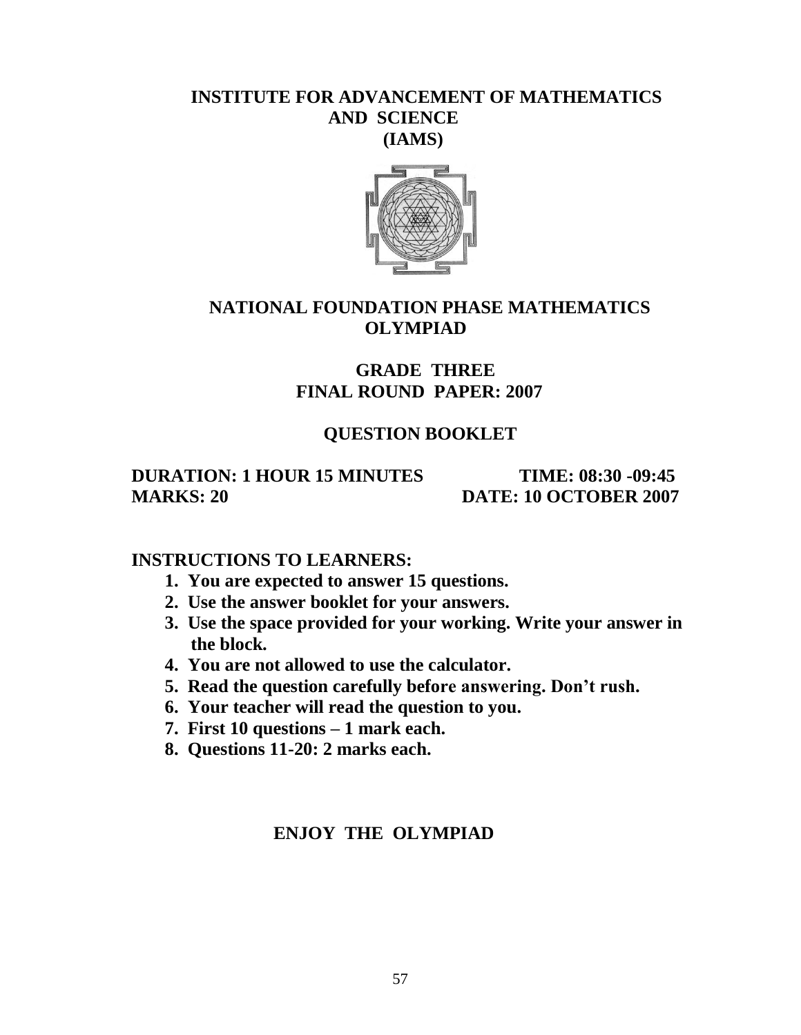# INSTITUTE FOR ADVANCEMENT OF MATHEMATICS AND SCIENCE (IAMS)

## NATIONAL FOUNDATION PHASE MATHEMATICS OLYMPIAD

### GRADE THREE
### FINAL ROUND PAPER: 2007

### QUESTION BOOKLET

**DURATION: 1 HOUR 15 MINUTES** **TIME: 08:30 -09:45**
**MARKS: 20** **DATE: 10 OCTOBER 2007**

**INSTRUCTIONS TO LEARNERS:**

1. **You are expected to answer 15 questions.**
2. **Use the answer booklet for your answers.**
3. **Use the space provided for your working. Write your answer in the block.**
4. **You are not allowed to use the calculator.**
5. **Read the question carefully before answering. Don't rush.**
6. **Your teacher will read the question to you.**
7. **First 10 questions – 1 mark each.**
8. **Questions 11-20: 2 marks each.**

**ENJOY THE OLYMPIAD**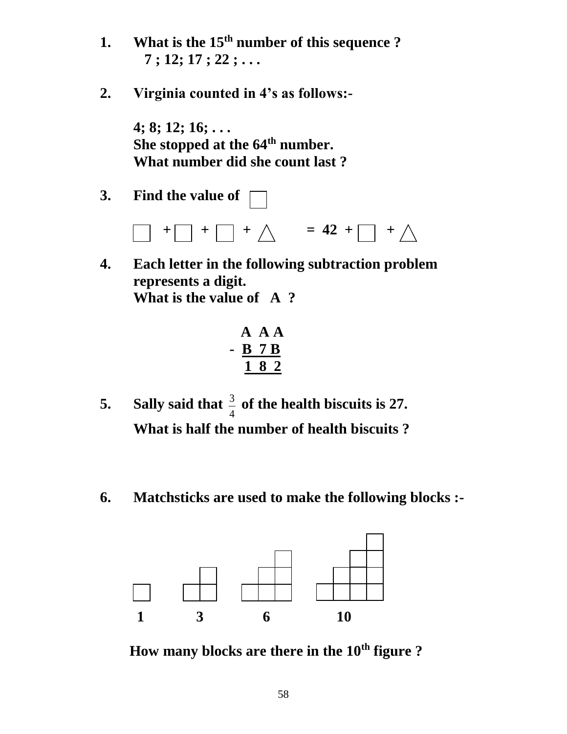1. **What is the 15th number of this sequence ?**

   **7 ; 12; 17 ; 22 ; . . .**

2. **Virginia counted in 4's as follows:-**

   **4; 8; 12; 16; . . .**
   **She stopped at the 64th number.**
   **What number did she count last ?**

3. **Find the value of** □

   □ + □ + □ + △ = 42 + □ + △

4. **Each letter in the following subtraction problem represents a digit.**
   **What is the value of A ?**

```
   A A A
 - B 7 B
   1 8 2
```

5. **Sally said that $\frac{3}{4}$ of the health biscuits is 27.**
   **What is half the number of health biscuits ?**

6. **Matchsticks are used to make the following blocks :-**

   **1 3 6 10**

   **How many blocks are there in the 10th figure ?**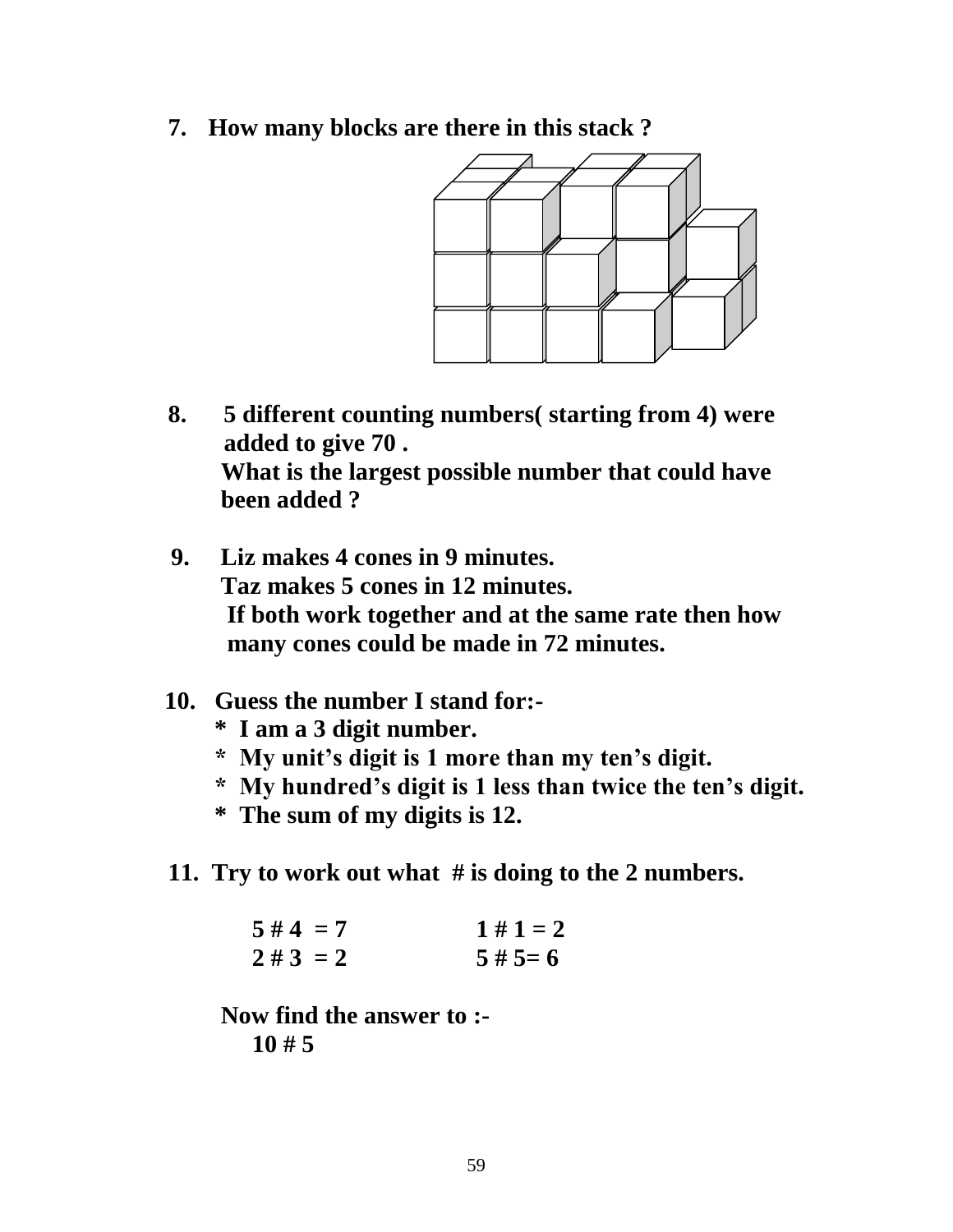7. **How many blocks are there in this stack ?**

8. **5 different counting numbers( starting from 4) were added to give 70 .**
   **What is the largest possible number that could have been added ?**

9. **Liz makes 4 cones in 9 minutes.**
   **Taz makes 5 cones in 12 minutes.**
   **If both work together and at the same rate then how many cones could be made in 72 minutes.**

10. **Guess the number I stand for:-**
    - **I am a 3 digit number.**
    - **My unit's digit is 1 more than my ten's digit.**
    - **My hundred's digit is 1 less than twice the ten's digit.**
    - **The sum of my digits is 12.**

11. **Try to work out what # is doing to the 2 numbers.**

    **5 # 4 = 7** &nbsp;&nbsp;&nbsp;&nbsp;&nbsp;&nbsp; **1 # 1 = 2**
    **2 # 3 = 2** &nbsp;&nbsp;&nbsp;&nbsp;&nbsp;&nbsp; **5 # 5= 6**

    **Now find the answer to :-**
    **10 # 5**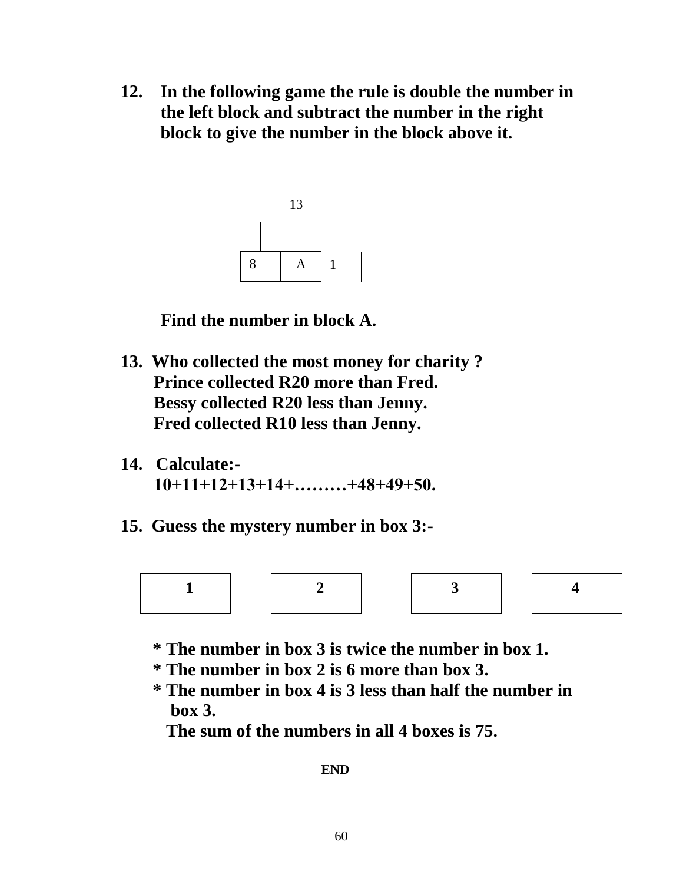**12. In the following game the rule is double the number in the left block and subtract the number in the right block to give the number in the block above it.**

| | | |
|---|---|---|
| | 13 | |
| | | |
| 8 | A | 1 |

**Find the number in block A.**

**13. Who collected the most money for charity ?**
**Prince collected R20 more than Fred.**
**Bessy collected R20 less than Jenny.**
**Fred collected R10 less than Jenny.**

**14. Calculate:-**
**10+11+12+13+14+………+48+49+50.**

**15. Guess the mystery number in box 3:-**

| 1 | 2 | 3 | 4 |
|---|---|---|---|
| | | | |

**\* The number in box 3 is twice the number in box 1.**
**\* The number in box 2 is 6 more than box 3.**
**\* The number in box 4 is 3 less than half the number in box 3.**
**The sum of the numbers in all 4 boxes is 75.**

**END**